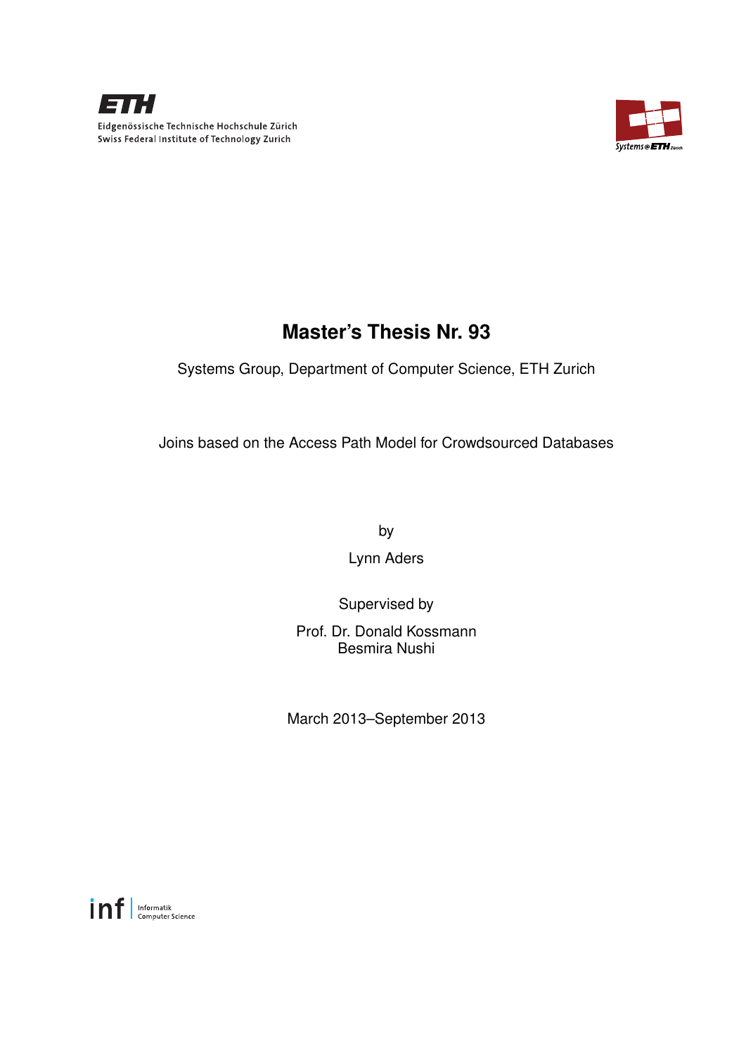Eidgenössische Technische Hochschule Zürich
Swiss Federal Institute of Technology Zurich

# Master's Thesis Nr. 93

Systems Group, Department of Computer Science, ETH Zurich

Joins based on the Access Path Model for Crowdsourced Databases

by

Lynn Aders

Supervised by

Prof. Dr. Donald Kossmann
Besmira Nushi

March 2013–September 2013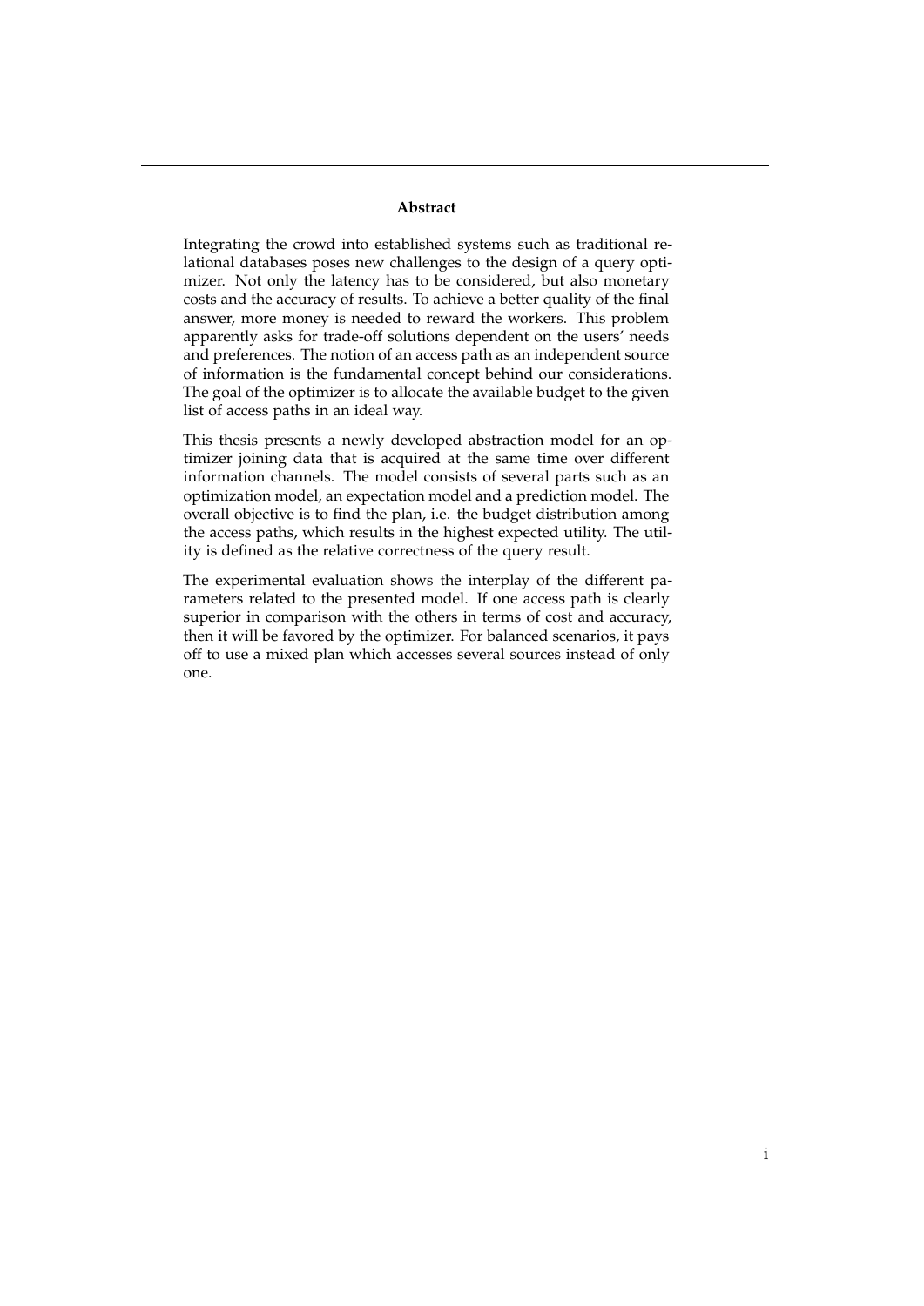## Abstract

Integrating the crowd into established systems such as traditional relational databases poses new challenges to the design of a query optimizer. Not only the latency has to be considered, but also monetary costs and the accuracy of results. To achieve a better quality of the final answer, more money is needed to reward the workers. This problem apparently asks for trade-off solutions dependent on the users' needs and preferences. The notion of an access path as an independent source of information is the fundamental concept behind our considerations. The goal of the optimizer is to allocate the available budget to the given list of access paths in an ideal way.

This thesis presents a newly developed abstraction model for an optimizer joining data that is acquired at the same time over different information channels. The model consists of several parts such as an optimization model, an expectation model and a prediction model. The overall objective is to find the plan, i.e. the budget distribution among the access paths, which results in the highest expected utility. The utility is defined as the relative correctness of the query result.

The experimental evaluation shows the interplay of the different parameters related to the presented model. If one access path is clearly superior in comparison with the others in terms of cost and accuracy, then it will be favored by the optimizer. For balanced scenarios, it pays off to use a mixed plan which accesses several sources instead of only one.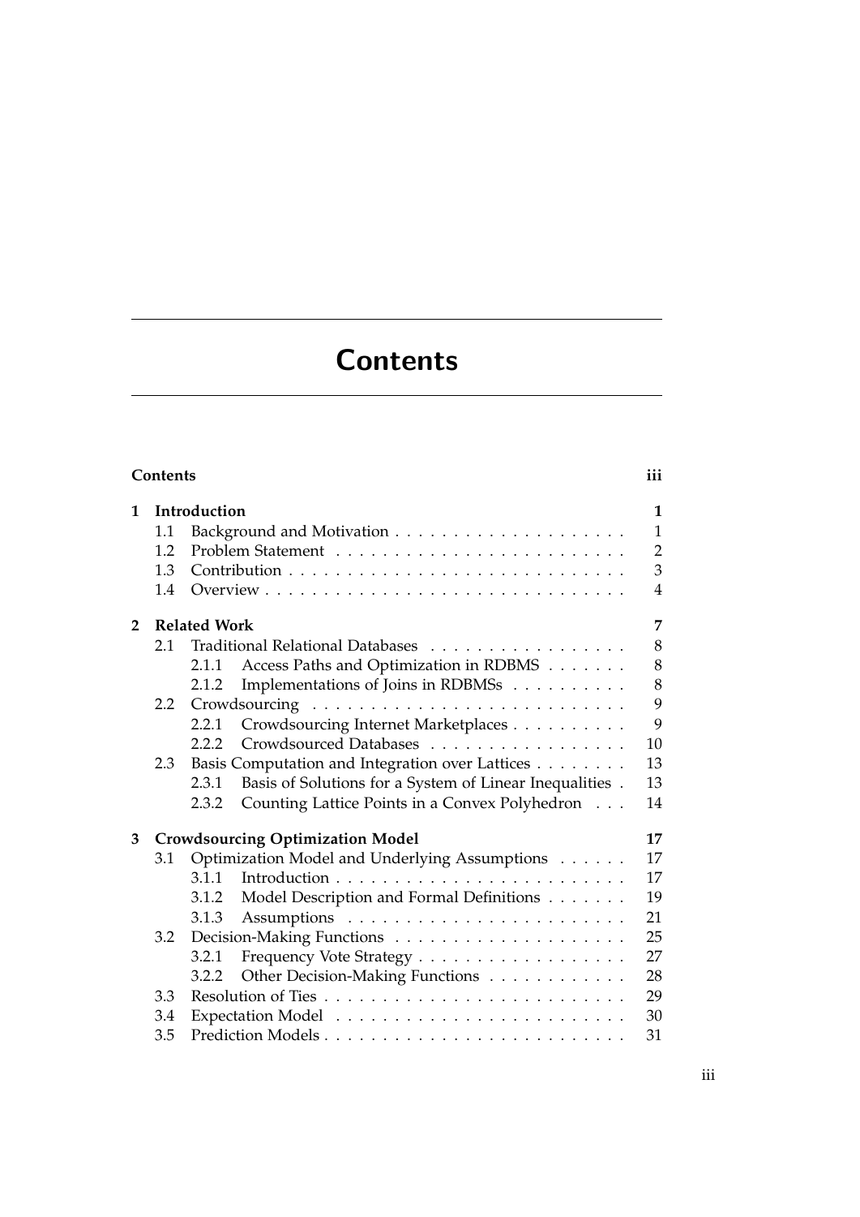# Contents

**Contents** **iii**

**1 Introduction** **1**

- 1.1 Background and Motivation . . . . . . . . . . . . . . . . . . . . 1
- 1.2 Problem Statement . . . . . . . . . . . . . . . . . . . . . . . . . 2
- 1.3 Contribution . . . . . . . . . . . . . . . . . . . . . . . . . . . . 3
- 1.4 Overview . . . . . . . . . . . . . . . . . . . . . . . . . . . . . . 4

**2 Related Work** **7**

- 2.1 Traditional Relational Databases . . . . . . . . . . . . . . . . . 8
  - 2.1.1 Access Paths and Optimization in RDBMS . . . . . . . 8
  - 2.1.2 Implementations of Joins in RDBMSs . . . . . . . . . . 8
- 2.2 Crowdsourcing . . . . . . . . . . . . . . . . . . . . . . . . . . . 9
  - 2.2.1 Crowdsourcing Internet Marketplaces . . . . . . . . . . 9
  - 2.2.2 Crowdsourced Databases . . . . . . . . . . . . . . . . . 10
- 2.3 Basis Computation and Integration over Lattices . . . . . . . . 13
  - 2.3.1 Basis of Solutions for a System of Linear Inequalities . 13
  - 2.3.2 Counting Lattice Points in a Convex Polyhedron . . . 14

**3 Crowdsourcing Optimization Model** **17**

- 3.1 Optimization Model and Underlying Assumptions . . . . . . 17
  - 3.1.1 Introduction . . . . . . . . . . . . . . . . . . . . . . . . . 17
  - 3.1.2 Model Description and Formal Definitions . . . . . . . 19
  - 3.1.3 Assumptions . . . . . . . . . . . . . . . . . . . . . . . . 21
- 3.2 Decision-Making Functions . . . . . . . . . . . . . . . . . . . . 25
  - 3.2.1 Frequency Vote Strategy . . . . . . . . . . . . . . . . . . 27
  - 3.2.2 Other Decision-Making Functions . . . . . . . . . . . . 28
- 3.3 Resolution of Ties . . . . . . . . . . . . . . . . . . . . . . . . . . 29
- 3.4 Expectation Model . . . . . . . . . . . . . . . . . . . . . . . . . 30
- 3.5 Prediction Models . . . . . . . . . . . . . . . . . . . . . . . . . . 31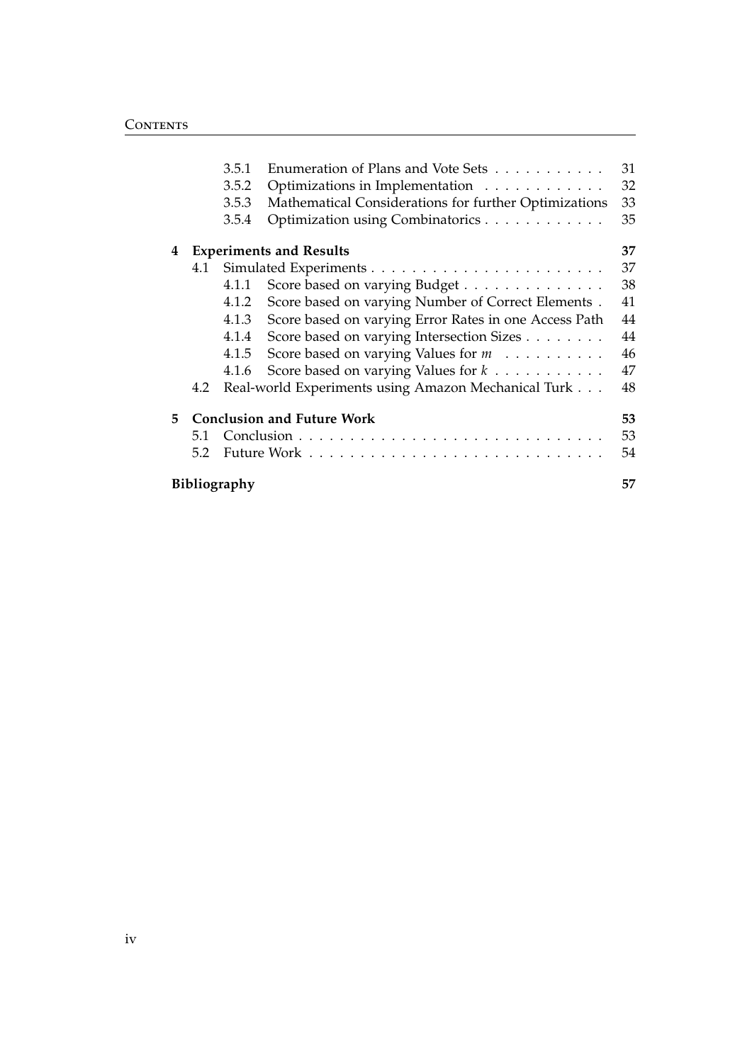- 3.5.1 Enumeration of Plans and Vote Sets . . . . . . . . . . . 31
- 3.5.2 Optimizations in Implementation . . . . . . . . . . . . 32
- 3.5.3 Mathematical Considerations for further Optimizations 33
- 3.5.4 Optimization using Combinatorics . . . . . . . . . . . . 35

**4 Experiments and Results** **37**

- 4.1 Simulated Experiments . . . . . . . . . . . . . . . . . . . . . . . 37
  - 4.1.1 Score based on varying Budget . . . . . . . . . . . . . . 38
  - 4.1.2 Score based on varying Number of Correct Elements . 41
  - 4.1.3 Score based on varying Error Rates in one Access Path 44
  - 4.1.4 Score based on varying Intersection Sizes . . . . . . . . 44
  - 4.1.5 Score based on varying Values for $m$ . . . . . . . . . . 46
  - 4.1.6 Score based on varying Values for $k$ . . . . . . . . . . . 47
- 4.2 Real-world Experiments using Amazon Mechanical Turk . . . 48

**5 Conclusion and Future Work** **53**

- 5.1 Conclusion . . . . . . . . . . . . . . . . . . . . . . . . . . . . . . 53
- 5.2 Future Work . . . . . . . . . . . . . . . . . . . . . . . . . . . . . 54

**Bibliography** **57**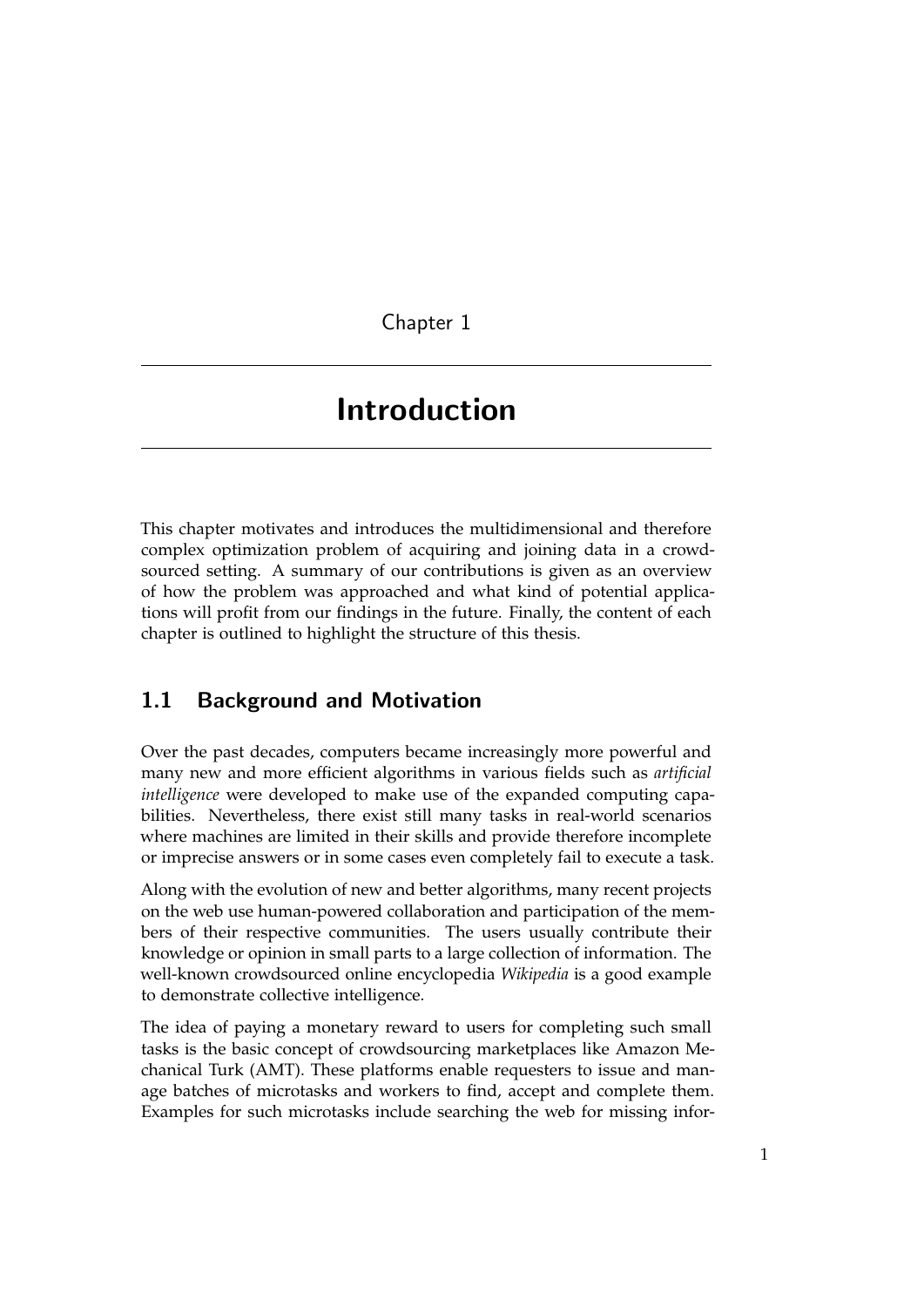# Chapter 1

# Introduction

This chapter motivates and introduces the multidimensional and therefore complex optimization problem of acquiring and joining data in a crowd-sourced setting. A summary of our contributions is given as an overview of how the problem was approached and what kind of potential applications will profit from our findings in the future. Finally, the content of each chapter is outlined to highlight the structure of this thesis.

## 1.1 Background and Motivation

Over the past decades, computers became increasingly more powerful and many new and more efficient algorithms in various fields such as *artificial intelligence* were developed to make use of the expanded computing capabilities. Nevertheless, there exist still many tasks in real-world scenarios where machines are limited in their skills and provide therefore incomplete or imprecise answers or in some cases even completely fail to execute a task.

Along with the evolution of new and better algorithms, many recent projects on the web use human-powered collaboration and participation of the members of their respective communities. The users usually contribute their knowledge or opinion in small parts to a large collection of information. The well-known crowdsourced online encyclopedia *Wikipedia* is a good example to demonstrate collective intelligence.

The idea of paying a monetary reward to users for completing such small tasks is the basic concept of crowdsourcing marketplaces like Amazon Mechanical Turk (AMT). These platforms enable requesters to issue and manage batches of microtasks and workers to find, accept and complete them. Examples for such microtasks include searching the web for missing infor-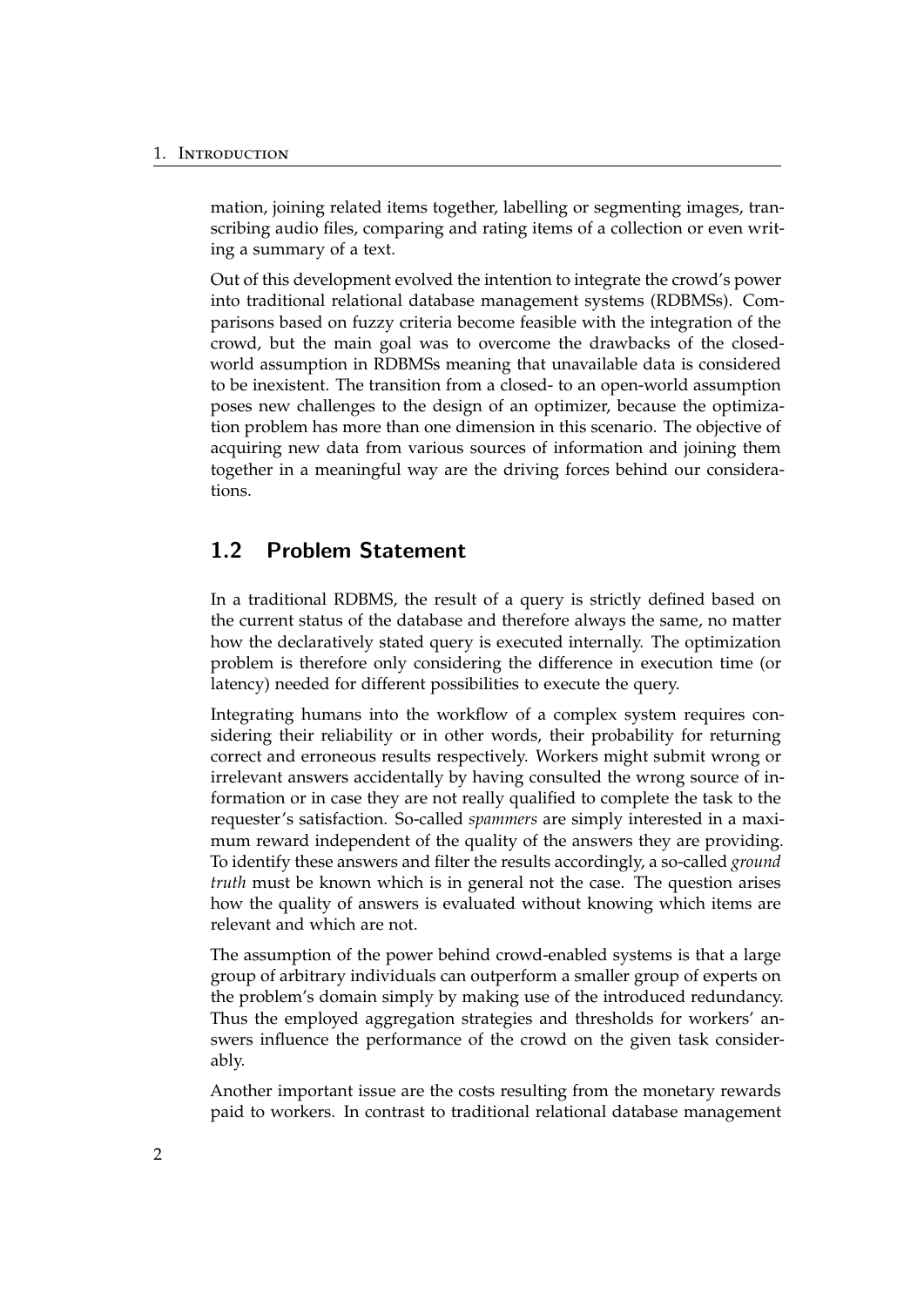mation, joining related items together, labelling or segmenting images, transcribing audio files, comparing and rating items of a collection or even writing a summary of a text.

Out of this development evolved the intention to integrate the crowd's power into traditional relational database management systems (RDBMSs). Comparisons based on fuzzy criteria become feasible with the integration of the crowd, but the main goal was to overcome the drawbacks of the closed-world assumption in RDBMSs meaning that unavailable data is considered to be inexistent. The transition from a closed- to an open-world assumption poses new challenges to the design of an optimizer, because the optimization problem has more than one dimension in this scenario. The objective of acquiring new data from various sources of information and joining them together in a meaningful way are the driving forces behind our considerations.

## 1.2 Problem Statement

In a traditional RDBMS, the result of a query is strictly defined based on the current status of the database and therefore always the same, no matter how the declaratively stated query is executed internally. The optimization problem is therefore only considering the difference in execution time (or latency) needed for different possibilities to execute the query.

Integrating humans into the workflow of a complex system requires considering their reliability or in other words, their probability for returning correct and erroneous results respectively. Workers might submit wrong or irrelevant answers accidentally by having consulted the wrong source of information or in case they are not really qualified to complete the task to the requester's satisfaction. So-called *spammers* are simply interested in a maximum reward independent of the quality of the answers they are providing. To identify these answers and filter the results accordingly, a so-called *ground truth* must be known which is in general not the case. The question arises how the quality of answers is evaluated without knowing which items are relevant and which are not.

The assumption of the power behind crowd-enabled systems is that a large group of arbitrary individuals can outperform a smaller group of experts on the problem's domain simply by making use of the introduced redundancy. Thus the employed aggregation strategies and thresholds for workers' answers influence the performance of the crowd on the given task considerably.

Another important issue are the costs resulting from the monetary rewards paid to workers. In contrast to traditional relational database management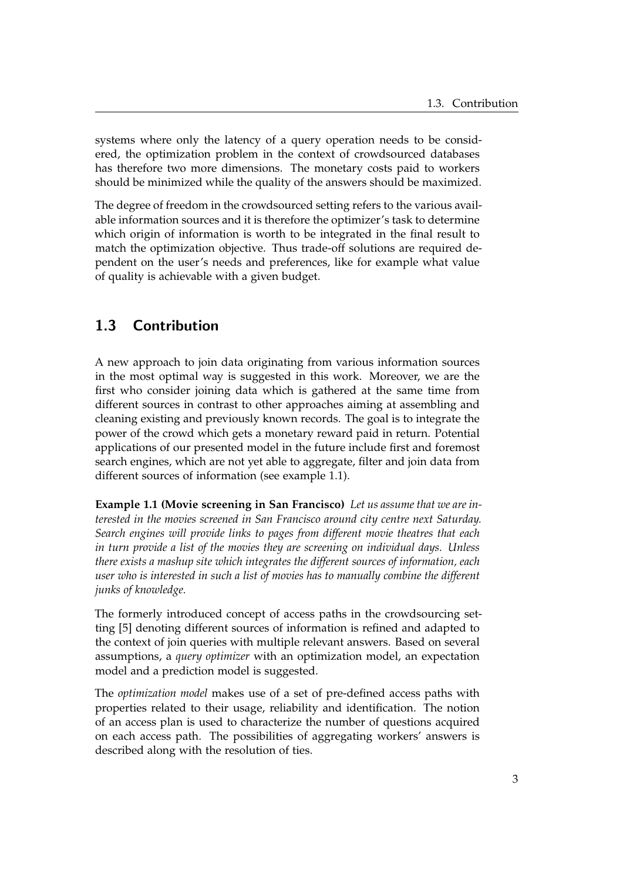systems where only the latency of a query operation needs to be considered, the optimization problem in the context of crowdsourced databases has therefore two more dimensions. The monetary costs paid to workers should be minimized while the quality of the answers should be maximized.

The degree of freedom in the crowdsourced setting refers to the various available information sources and it is therefore the optimizer's task to determine which origin of information is worth to be integrated in the final result to match the optimization objective. Thus trade-off solutions are required dependent on the user's needs and preferences, like for example what value of quality is achievable with a given budget.

## 1.3 Contribution

A new approach to join data originating from various information sources in the most optimal way is suggested in this work. Moreover, we are the first who consider joining data which is gathered at the same time from different sources in contrast to other approaches aiming at assembling and cleaning existing and previously known records. The goal is to integrate the power of the crowd which gets a monetary reward paid in return. Potential applications of our presented model in the future include first and foremost search engines, which are not yet able to aggregate, filter and join data from different sources of information (see example 1.1).

**Example 1.1 (Movie screening in San Francisco)** *Let us assume that we are interested in the movies screened in San Francisco around city centre next Saturday. Search engines will provide links to pages from different movie theatres that each in turn provide a list of the movies they are screening on individual days. Unless there exists a mashup site which integrates the different sources of information, each user who is interested in such a list of movies has to manually combine the different junks of knowledge.*

The formerly introduced concept of access paths in the crowdsourcing setting [5] denoting different sources of information is refined and adapted to the context of join queries with multiple relevant answers. Based on several assumptions, a *query optimizer* with an optimization model, an expectation model and a prediction model is suggested.

The *optimization model* makes use of a set of pre-defined access paths with properties related to their usage, reliability and identification. The notion of an access plan is used to characterize the number of questions acquired on each access path. The possibilities of aggregating workers' answers is described along with the resolution of ties.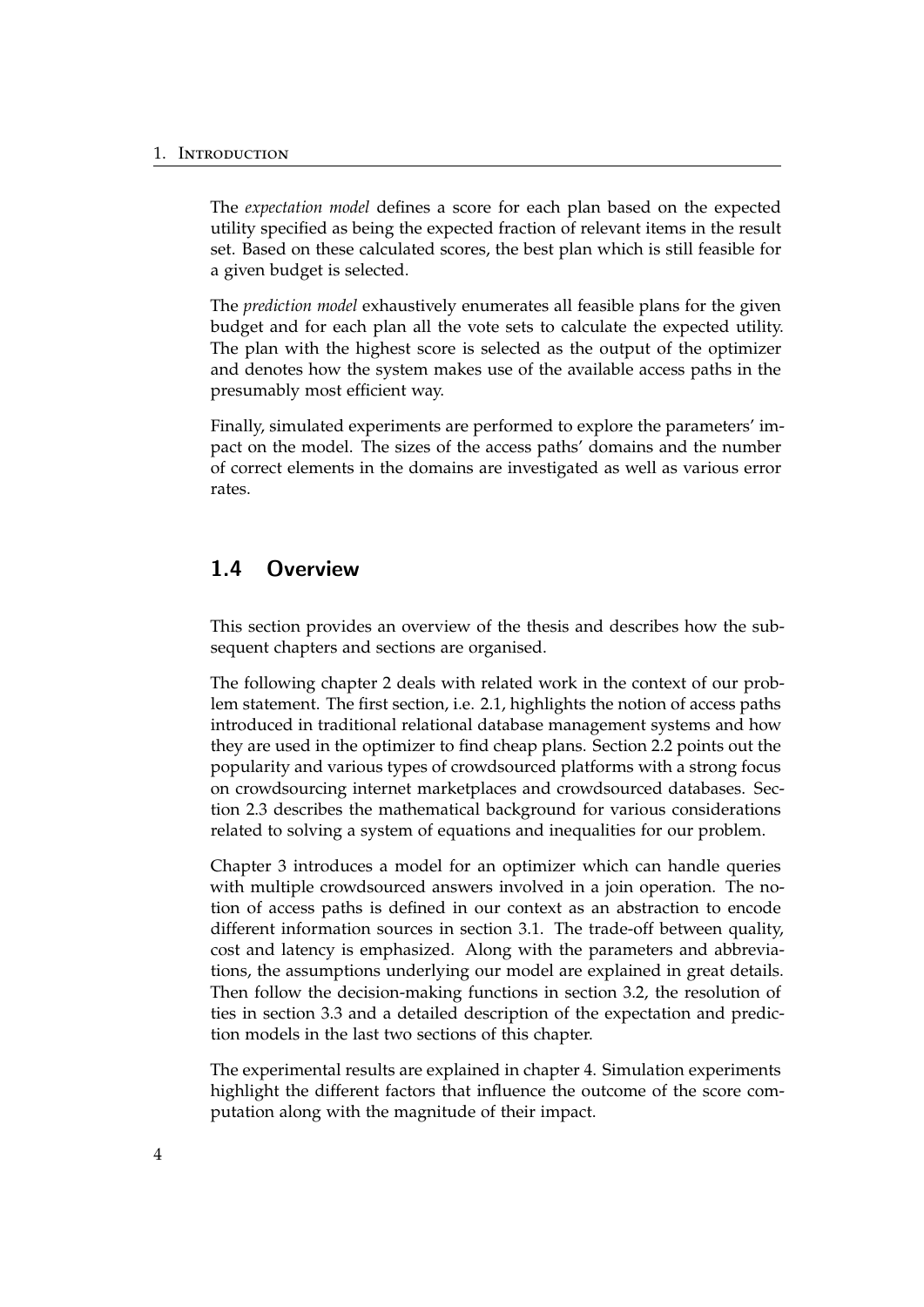The *expectation model* defines a score for each plan based on the expected utility specified as being the expected fraction of relevant items in the result set. Based on these calculated scores, the best plan which is still feasible for a given budget is selected.

The *prediction model* exhaustively enumerates all feasible plans for the given budget and for each plan all the vote sets to calculate the expected utility. The plan with the highest score is selected as the output of the optimizer and denotes how the system makes use of the available access paths in the presumably most efficient way.

Finally, simulated experiments are performed to explore the parameters' impact on the model. The sizes of the access paths' domains and the number of correct elements in the domains are investigated as well as various error rates.

## 1.4 Overview

This section provides an overview of the thesis and describes how the subsequent chapters and sections are organised.

The following chapter 2 deals with related work in the context of our problem statement. The first section, i.e. 2.1, highlights the notion of access paths introduced in traditional relational database management systems and how they are used in the optimizer to find cheap plans. Section 2.2 points out the popularity and various types of crowdsourced platforms with a strong focus on crowdsourcing internet marketplaces and crowdsourced databases. Section 2.3 describes the mathematical background for various considerations related to solving a system of equations and inequalities for our problem.

Chapter 3 introduces a model for an optimizer which can handle queries with multiple crowdsourced answers involved in a join operation. The notion of access paths is defined in our context as an abstraction to encode different information sources in section 3.1. The trade-off between quality, cost and latency is emphasized. Along with the parameters and abbreviations, the assumptions underlying our model are explained in great details. Then follow the decision-making functions in section 3.2, the resolution of ties in section 3.3 and a detailed description of the expectation and prediction models in the last two sections of this chapter.

The experimental results are explained in chapter 4. Simulation experiments highlight the different factors that influence the outcome of the score computation along with the magnitude of their impact.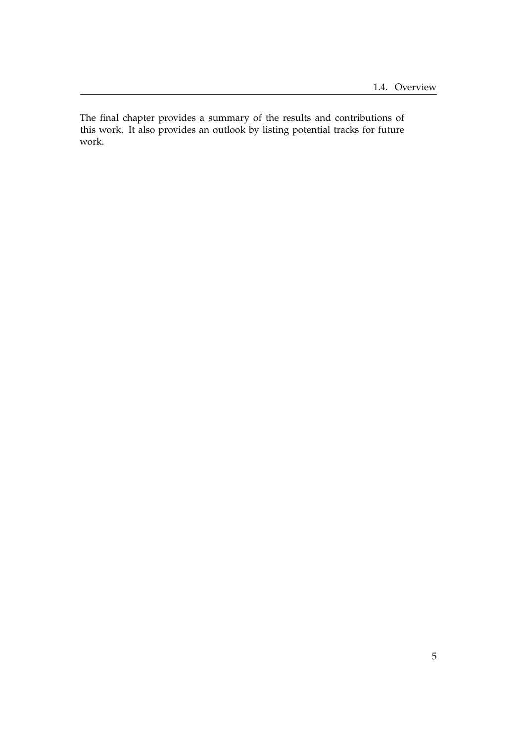The final chapter provides a summary of the results and contributions of this work. It also provides an outlook by listing potential tracks for future work.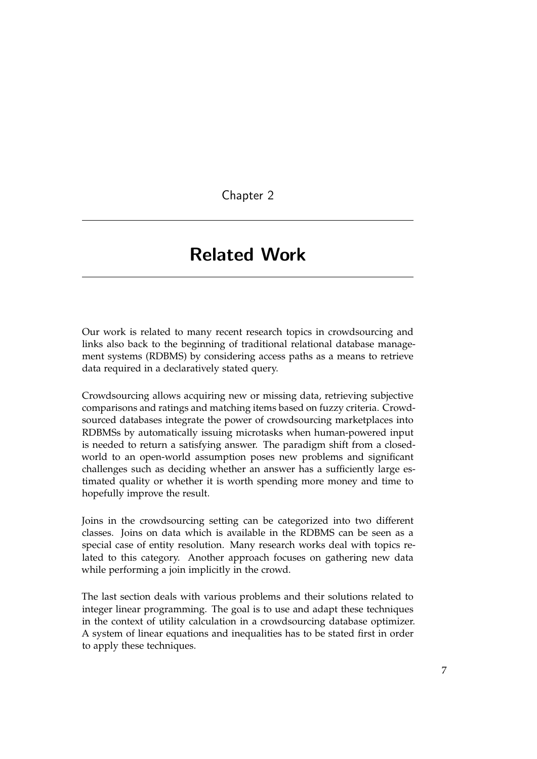# Chapter 2

# Related Work

Our work is related to many recent research topics in crowdsourcing and links also back to the beginning of traditional relational database management systems (RDBMS) by considering access paths as a means to retrieve data required in a declaratively stated query.

Crowdsourcing allows acquiring new or missing data, retrieving subjective comparisons and ratings and matching items based on fuzzy criteria. Crowdsourced databases integrate the power of crowdsourcing marketplaces into RDBMSs by automatically issuing microtasks when human-powered input is needed to return a satisfying answer. The paradigm shift from a closed-world to an open-world assumption poses new problems and significant challenges such as deciding whether an answer has a sufficiently large estimated quality or whether it is worth spending more money and time to hopefully improve the result.

Joins in the crowdsourcing setting can be categorized into two different classes. Joins on data which is available in the RDBMS can be seen as a special case of entity resolution. Many research works deal with topics related to this category. Another approach focuses on gathering new data while performing a join implicitly in the crowd.

The last section deals with various problems and their solutions related to integer linear programming. The goal is to use and adapt these techniques in the context of utility calculation in a crowdsourcing database optimizer. A system of linear equations and inequalities has to be stated first in order to apply these techniques.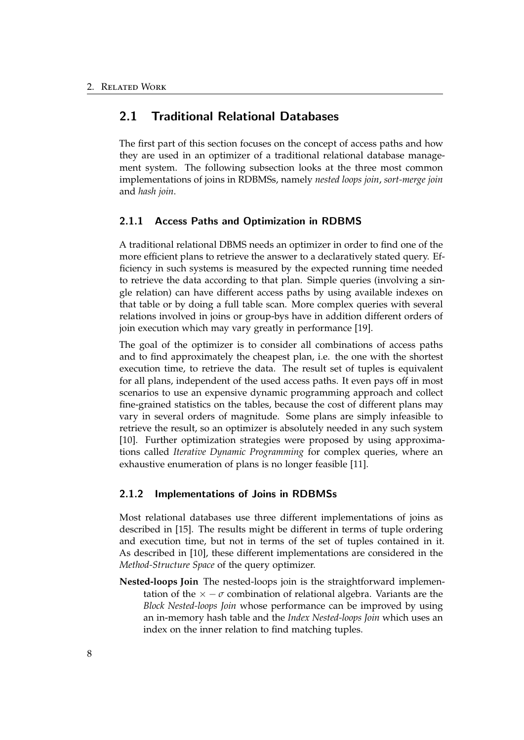## 2.1 Traditional Relational Databases

The first part of this section focuses on the concept of access paths and how they are used in an optimizer of a traditional relational database management system. The following subsection looks at the three most common implementations of joins in RDBMSs, namely *nested loops join*, *sort-merge join* and *hash join*.

### 2.1.1 Access Paths and Optimization in RDBMS

A traditional relational DBMS needs an optimizer in order to find one of the more efficient plans to retrieve the answer to a declaratively stated query. Efficiency in such systems is measured by the expected running time needed to retrieve the data according to that plan. Simple queries (involving a single relation) can have different access paths by using available indexes on that table or by doing a full table scan. More complex queries with several relations involved in joins or group-bys have in addition different orders of join execution which may vary greatly in performance [19].

The goal of the optimizer is to consider all combinations of access paths and to find approximately the cheapest plan, i.e. the one with the shortest execution time, to retrieve the data. The result set of tuples is equivalent for all plans, independent of the used access paths. It even pays off in most scenarios to use an expensive dynamic programming approach and collect fine-grained statistics on the tables, because the cost of different plans may vary in several orders of magnitude. Some plans are simply infeasible to retrieve the result, so an optimizer is absolutely needed in any such system [10]. Further optimization strategies were proposed by using approximations called *Iterative Dynamic Programming* for complex queries, where an exhaustive enumeration of plans is no longer feasible [11].

### 2.1.2 Implementations of Joins in RDBMSs

Most relational databases use three different implementations of joins as described in [15]. The results might be different in terms of tuple ordering and execution time, but not in terms of the set of tuples contained in it. As described in [10], these different implementations are considered in the *Method-Structure Space* of the query optimizer.

**Nested-loops Join** The nested-loops join is the straightforward implementation of the $\times - \sigma$ combination of relational algebra. Variants are the *Block Nested-loops Join* whose performance can be improved by using an in-memory hash table and the *Index Nested-loops Join* which uses an index on the inner relation to find matching tuples.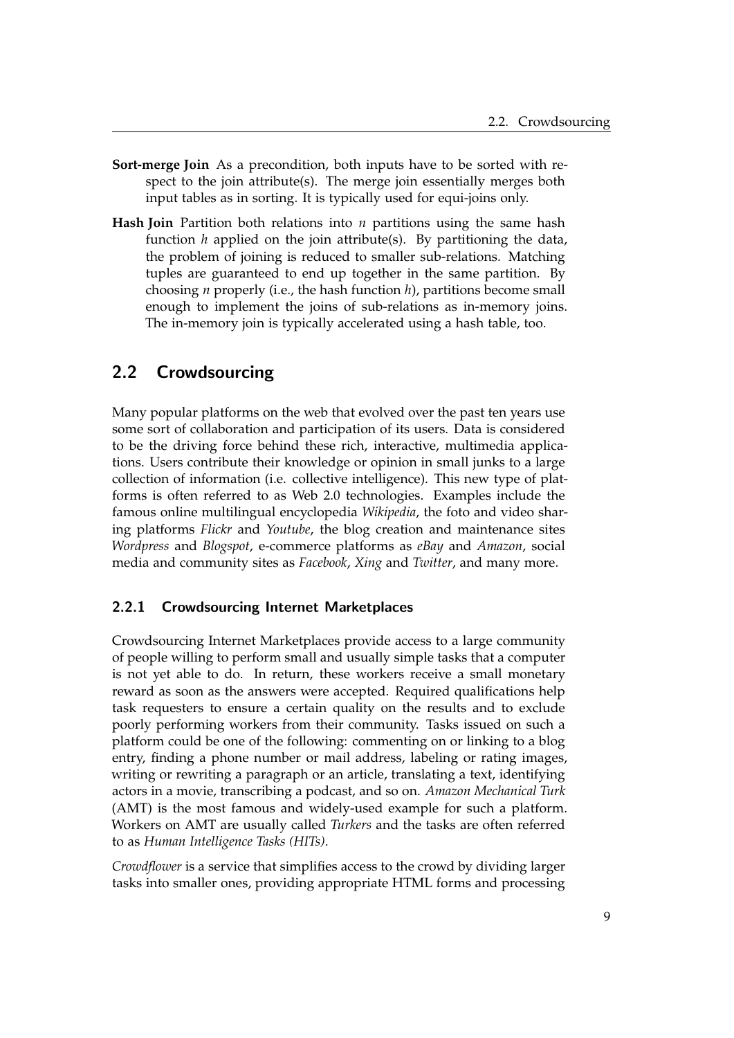**Sort-merge Join** As a precondition, both inputs have to be sorted with respect to the join attribute(s). The merge join essentially merges both input tables as in sorting. It is typically used for equi-joins only.

**Hash Join** Partition both relations into $n$ partitions using the same hash function $h$ applied on the join attribute(s). By partitioning the data, the problem of joining is reduced to smaller sub-relations. Matching tuples are guaranteed to end up together in the same partition. By choosing $n$ properly (i.e., the hash function $h$), partitions become small enough to implement the joins of sub-relations as in-memory joins. The in-memory join is typically accelerated using a hash table, too.

## 2.2 Crowdsourcing

Many popular platforms on the web that evolved over the past ten years use some sort of collaboration and participation of its users. Data is considered to be the driving force behind these rich, interactive, multimedia applications. Users contribute their knowledge or opinion in small junks to a large collection of information (i.e. collective intelligence). This new type of platforms is often referred to as Web 2.0 technologies. Examples include the famous online multilingual encyclopedia *Wikipedia*, the foto and video sharing platforms *Flickr* and *Youtube*, the blog creation and maintenance sites *Wordpress* and *Blogspot*, e-commerce platforms as *eBay* and *Amazon*, social media and community sites as *Facebook*, *Xing* and *Twitter*, and many more.

### 2.2.1 Crowdsourcing Internet Marketplaces

Crowdsourcing Internet Marketplaces provide access to a large community of people willing to perform small and usually simple tasks that a computer is not yet able to do. In return, these workers receive a small monetary reward as soon as the answers were accepted. Required qualifications help task requesters to ensure a certain quality on the results and to exclude poorly performing workers from their community. Tasks issued on such a platform could be one of the following: commenting on or linking to a blog entry, finding a phone number or mail address, labeling or rating images, writing or rewriting a paragraph or an article, translating a text, identifying actors in a movie, transcribing a podcast, and so on. *Amazon Mechanical Turk* (AMT) is the most famous and widely-used example for such a platform. Workers on AMT are usually called *Turkers* and the tasks are often referred to as *Human Intelligence Tasks (HITs)*.

*Crowdflower* is a service that simplifies access to the crowd by dividing larger tasks into smaller ones, providing appropriate HTML forms and processing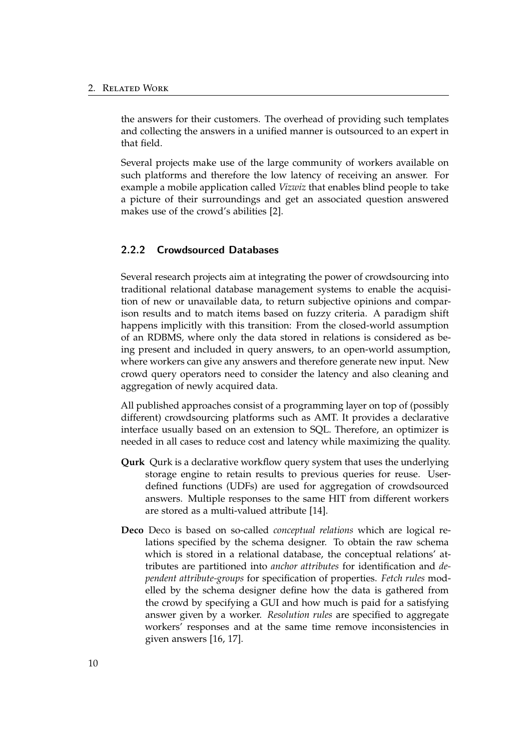the answers for their customers. The overhead of providing such templates and collecting the answers in a unified manner is outsourced to an expert in that field.

Several projects make use of the large community of workers available on such platforms and therefore the low latency of receiving an answer. For example a mobile application called *Vizwiz* that enables blind people to take a picture of their surroundings and get an associated question answered makes use of the crowd's abilities [2].

### 2.2.2 Crowdsourced Databases

Several research projects aim at integrating the power of crowdsourcing into traditional relational database management systems to enable the acquisition of new or unavailable data, to return subjective opinions and comparison results and to match items based on fuzzy criteria. A paradigm shift happens implicitly with this transition: From the closed-world assumption of an RDBMS, where only the data stored in relations is considered as being present and included in query answers, to an open-world assumption, where workers can give any answers and therefore generate new input. New crowd query operators need to consider the latency and also cleaning and aggregation of newly acquired data.

All published approaches consist of a programming layer on top of (possibly different) crowdsourcing platforms such as AMT. It provides a declarative interface usually based on an extension to SQL. Therefore, an optimizer is needed in all cases to reduce cost and latency while maximizing the quality.

**Qurk** Qurk is a declarative workflow query system that uses the underlying storage engine to retain results to previous queries for reuse. User-defined functions (UDFs) are used for aggregation of crowdsourced answers. Multiple responses to the same HIT from different workers are stored as a multi-valued attribute [14].

**Deco** Deco is based on so-called *conceptual relations* which are logical relations specified by the schema designer. To obtain the raw schema which is stored in a relational database, the conceptual relations' attributes are partitioned into *anchor attributes* for identification and *dependent attribute-groups* for specification of properties. *Fetch rules* modelled by the schema designer define how the data is gathered from the crowd by specifying a GUI and how much is paid for a satisfying answer given by a worker. *Resolution rules* are specified to aggregate workers' responses and at the same time remove inconsistencies in given answers [16, 17].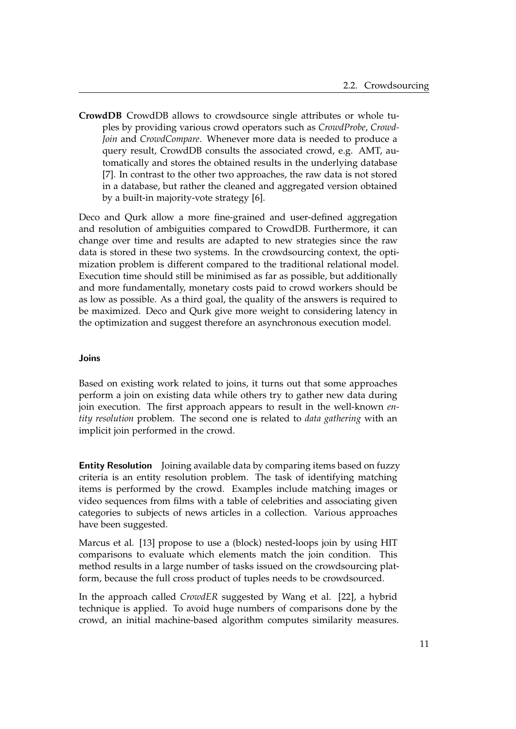**CrowdDB** CrowdDB allows to crowdsource single attributes or whole tuples by providing various crowd operators such as *CrowdProbe*, *CrowdJoin* and *CrowdCompare*. Whenever more data is needed to produce a query result, CrowdDB consults the associated crowd, e.g. AMT, automatically and stores the obtained results in the underlying database [7]. In contrast to the other two approaches, the raw data is not stored in a database, but rather the cleaned and aggregated version obtained by a built-in majority-vote strategy [6].

Deco and Qurk allow a more fine-grained and user-defined aggregation and resolution of ambiguities compared to CrowdDB. Furthermore, it can change over time and results are adapted to new strategies since the raw data is stored in these two systems. In the crowdsourcing context, the optimization problem is different compared to the traditional relational model. Execution time should still be minimised as far as possible, but additionally and more fundamentally, monetary costs paid to crowd workers should be as low as possible. As a third goal, the quality of the answers is required to be maximized. Deco and Qurk give more weight to considering latency in the optimization and suggest therefore an asynchronous execution model.

#### Joins

Based on existing work related to joins, it turns out that some approaches perform a join on existing data while others try to gather new data during join execution. The first approach appears to result in the well-known *entity resolution* problem. The second one is related to *data gathering* with an implicit join performed in the crowd.

**Entity Resolution** Joining available data by comparing items based on fuzzy criteria is an entity resolution problem. The task of identifying matching items is performed by the crowd. Examples include matching images or video sequences from films with a table of celebrities and associating given categories to subjects of news articles in a collection. Various approaches have been suggested.

Marcus et al. [13] propose to use a (block) nested-loops join by using HIT comparisons to evaluate which elements match the join condition. This method results in a large number of tasks issued on the crowdsourcing platform, because the full cross product of tuples needs to be crowdsourced.

In the approach called *CrowdER* suggested by Wang et al. [22], a hybrid technique is applied. To avoid huge numbers of comparisons done by the crowd, an initial machine-based algorithm computes similarity measures.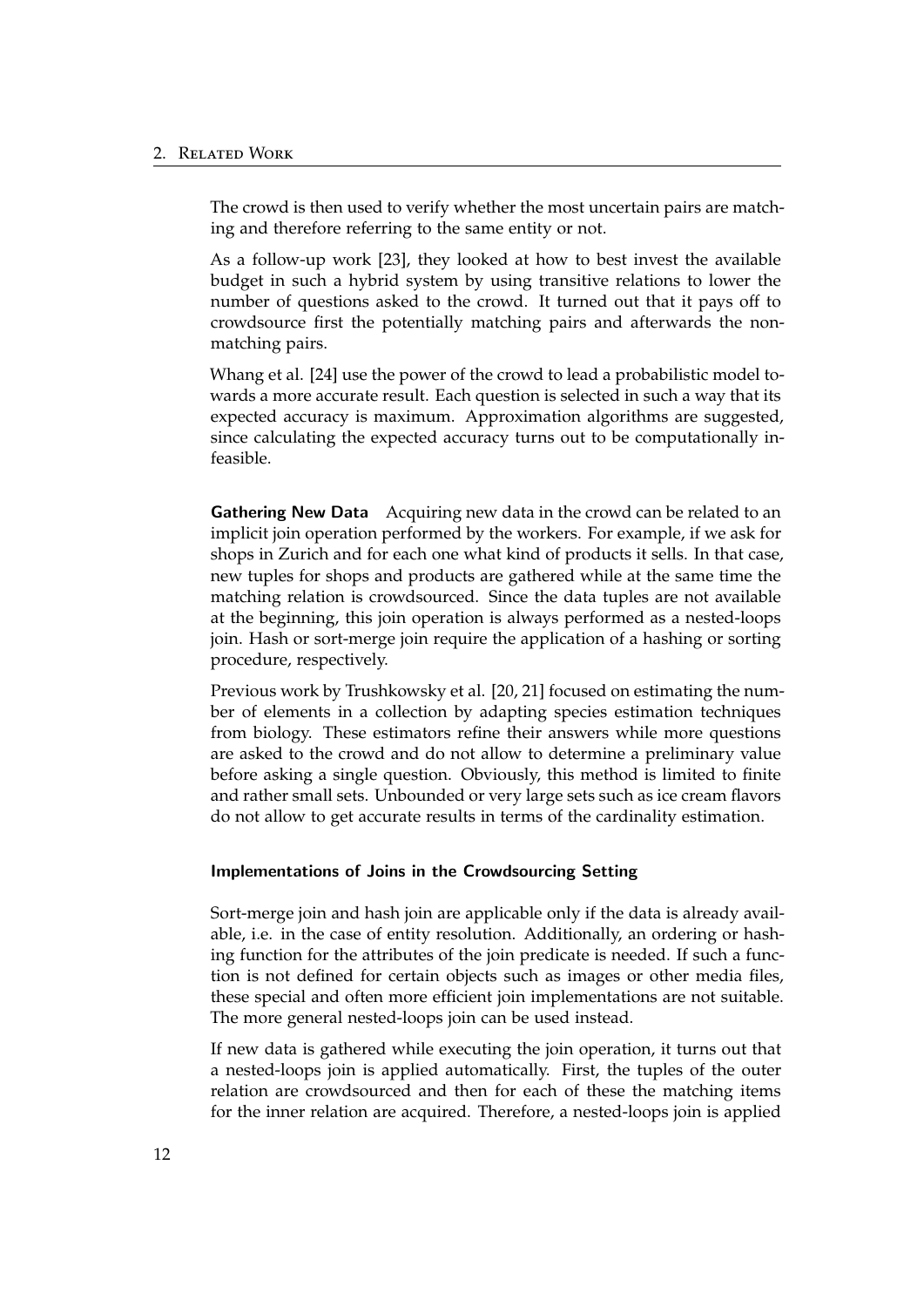The crowd is then used to verify whether the most uncertain pairs are matching and therefore referring to the same entity or not.

As a follow-up work [23], they looked at how to best invest the available budget in such a hybrid system by using transitive relations to lower the number of questions asked to the crowd. It turned out that it pays off to crowdsource first the potentially matching pairs and afterwards the non-matching pairs.

Whang et al. [24] use the power of the crowd to lead a probabilistic model towards a more accurate result. Each question is selected in such a way that its expected accuracy is maximum. Approximation algorithms are suggested, since calculating the expected accuracy turns out to be computationally infeasible.

**Gathering New Data** Acquiring new data in the crowd can be related to an implicit join operation performed by the workers. For example, if we ask for shops in Zurich and for each one what kind of products it sells. In that case, new tuples for shops and products are gathered while at the same time the matching relation is crowdsourced. Since the data tuples are not available at the beginning, this join operation is always performed as a nested-loops join. Hash or sort-merge join require the application of a hashing or sorting procedure, respectively.

Previous work by Trushkowsky et al. [20, 21] focused on estimating the number of elements in a collection by adapting species estimation techniques from biology. These estimators refine their answers while more questions are asked to the crowd and do not allow to determine a preliminary value before asking a single question. Obviously, this method is limited to finite and rather small sets. Unbounded or very large sets such as ice cream flavors do not allow to get accurate results in terms of the cardinality estimation.

#### Implementations of Joins in the Crowdsourcing Setting

Sort-merge join and hash join are applicable only if the data is already available, i.e. in the case of entity resolution. Additionally, an ordering or hashing function for the attributes of the join predicate is needed. If such a function is not defined for certain objects such as images or other media files, these special and often more efficient join implementations are not suitable. The more general nested-loops join can be used instead.

If new data is gathered while executing the join operation, it turns out that a nested-loops join is applied automatically. First, the tuples of the outer relation are crowdsourced and then for each of these the matching items for the inner relation are acquired. Therefore, a nested-loops join is applied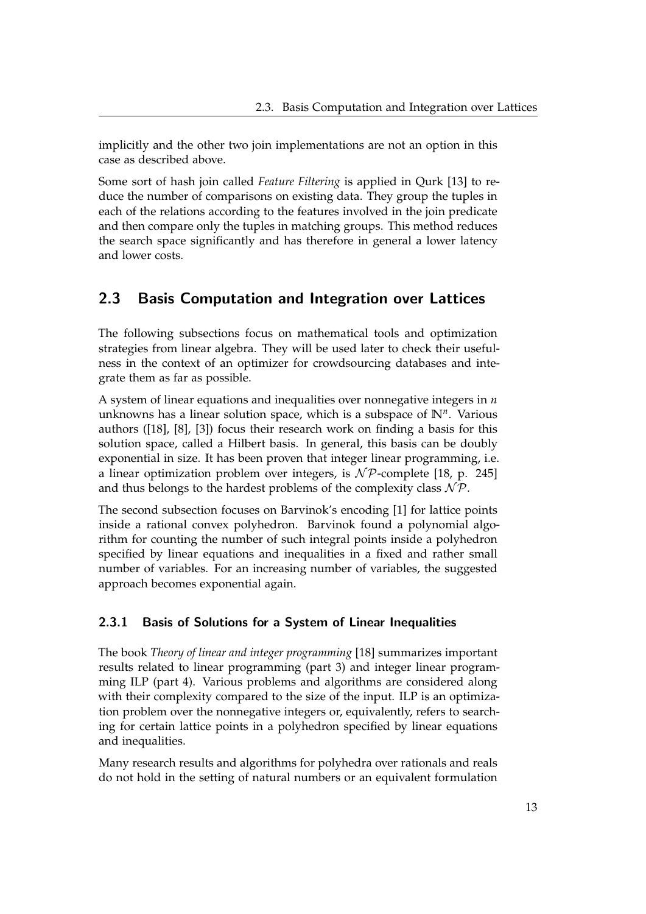implicitly and the other two join implementations are not an option in this case as described above.

Some sort of hash join called *Feature Filtering* is applied in Qurk [13] to reduce the number of comparisons on existing data. They group the tuples in each of the relations according to the features involved in the join predicate and then compare only the tuples in matching groups. This method reduces the search space significantly and has therefore in general a lower latency and lower costs.

## 2.3 Basis Computation and Integration over Lattices

The following subsections focus on mathematical tools and optimization strategies from linear algebra. They will be used later to check their usefulness in the context of an optimizer for crowdsourcing databases and integrate them as far as possible.

A system of linear equations and inequalities over nonnegative integers in $n$ unknowns has a linear solution space, which is a subspace of $\mathbb{N}^n$. Various authors ([18], [8], [3]) focus their research work on finding a basis for this solution space, called a Hilbert basis. In general, this basis can be doubly exponential in size. It has been proven that integer linear programming, i.e. a linear optimization problem over integers, is $\mathcal{NP}$-complete [18, p. 245] and thus belongs to the hardest problems of the complexity class $\mathcal{NP}$.

The second subsection focuses on Barvinok's encoding [1] for lattice points inside a rational convex polyhedron. Barvinok found a polynomial algorithm for counting the number of such integral points inside a polyhedron specified by linear equations and inequalities in a fixed and rather small number of variables. For an increasing number of variables, the suggested approach becomes exponential again.

### 2.3.1 Basis of Solutions for a System of Linear Inequalities

The book *Theory of linear and integer programming* [18] summarizes important results related to linear programming (part 3) and integer linear programming ILP (part 4). Various problems and algorithms are considered along with their complexity compared to the size of the input. ILP is an optimization problem over the nonnegative integers or, equivalently, refers to searching for certain lattice points in a polyhedron specified by linear equations and inequalities.

Many research results and algorithms for polyhedra over rationals and reals do not hold in the setting of natural numbers or an equivalent formulation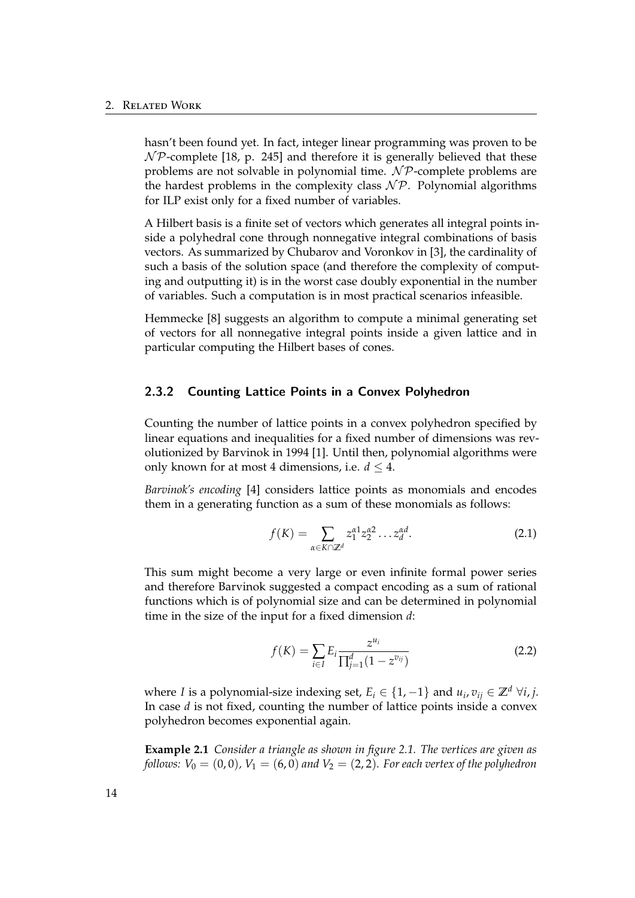hasn't been found yet. In fact, integer linear programming was proven to be $\mathcal{NP}$-complete [18, p. 245] and therefore it is generally believed that these problems are not solvable in polynomial time. $\mathcal{NP}$-complete problems are the hardest problems in the complexity class $\mathcal{NP}$. Polynomial algorithms for ILP exist only for a fixed number of variables.

A Hilbert basis is a finite set of vectors which generates all integral points inside a polyhedral cone through nonnegative integral combinations of basis vectors. As summarized by Chubarov and Voronkov in [3], the cardinality of such a basis of the solution space (and therefore the complexity of computing and outputting it) is in the worst case doubly exponential in the number of variables. Such a computation is in most practical scenarios infeasible.

Hemmecke [8] suggests an algorithm to compute a minimal generating set of vectors for all nonnegative integral points inside a given lattice and in particular computing the Hilbert bases of cones.

### 2.3.2 Counting Lattice Points in a Convex Polyhedron

Counting the number of lattice points in a convex polyhedron specified by linear equations and inequalities for a fixed number of dimensions was revolutionized by Barvinok in 1994 [1]. Until then, polynomial algorithms were only known for at most 4 dimensions, i.e. $d \leq 4$.

*Barvinok's encoding* [4] considers lattice points as monomials and encodes them in a generating function as a sum of these monomials as follows:

$$f(K) = \sum_{\alpha \in K \cap \mathbb{Z}^d} z_1^{\alpha 1} z_2^{\alpha 2} \dots z_d^{\alpha d}. \tag{2.1}$$

This sum might become a very large or even infinite formal power series and therefore Barvinok suggested a compact encoding as a sum of rational functions which is of polynomial size and can be determined in polynomial time in the size of the input for a fixed dimension $d$:

$$f(K) = \sum_{i \in I} E_i \frac{z^{u_i}}{\prod_{j=1}^{d}(1 - z^{v_{ij}})} \tag{2.2}$$

where $I$ is a polynomial-size indexing set, $E_i \in \{1, -1\}$ and $u_i, v_{ij} \in \mathbb{Z}^d \ \forall i, j$. In case $d$ is not fixed, counting the number of lattice points inside a convex polyhedron becomes exponential again.

**Example 2.1** *Consider a triangle as shown in figure 2.1. The vertices are given as follows: $V_0 = (0, 0)$, $V_1 = (6, 0)$ and $V_2 = (2, 2)$. For each vertex of the polyhedron*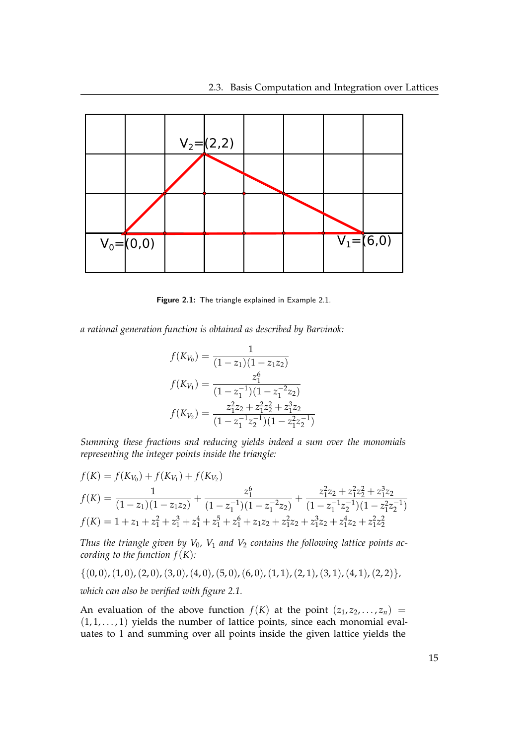Figure 2.1: The triangle explained in Example 2.1.

*a rational generation function is obtained as described by Barvinok:*

$$f(K_{V_0}) = \frac{1}{(1-z_1)(1-z_1z_2)}$$

$$f(K_{V_1}) = \frac{z_1^6}{(1-z_1^{-1})(1-z_1^{-2}z_2)}$$

$$f(K_{V_2}) = \frac{z_1^2z_2 + z_1^2z_2^2 + z_1^3z_2}{(1-z_1^{-1}z_2^{-1})(1-z_1^2z_2^{-1})}$$

*Summing these fractions and reducing yields indeed a sum over the monomials representing the integer points inside the triangle:*

$$f(K) = f(K_{V_0}) + f(K_{V_1}) + f(K_{V_2})$$

$$f(K) = \frac{1}{(1-z_1)(1-z_1z_2)} + \frac{z_1^6}{(1-z_1^{-1})(1-z_1^{-2}z_2)} + \frac{z_1^2z_2 + z_1^2z_2^2 + z_1^3z_2}{(1-z_1^{-1}z_2^{-1})(1-z_1^2z_2^{-1})}$$

$$f(K) = 1 + z_1 + z_1^2 + z_1^3 + z_1^4 + z_1^5 + z_1^6 + z_1z_2 + z_1^2z_2 + z_1^3z_2 + z_1^4z_2 + z_1^2z_2^2$$

*Thus the triangle given by $V_0$, $V_1$ and $V_2$ contains the following lattice points according to the function $f(K)$:*

$$\{(0,0),(1,0),(2,0),(3,0),(4,0),(5,0),(6,0),(1,1),(2,1),(3,1),(4,1),(2,2)\},$$

*which can also be verified with figure 2.1.*

An evaluation of the above function $f(K)$ at the point $(z_1, z_2, \ldots, z_n) = (1, 1, \ldots, 1)$ yields the number of lattice points, since each monomial evaluates to 1 and summing over all points inside the given lattice yields the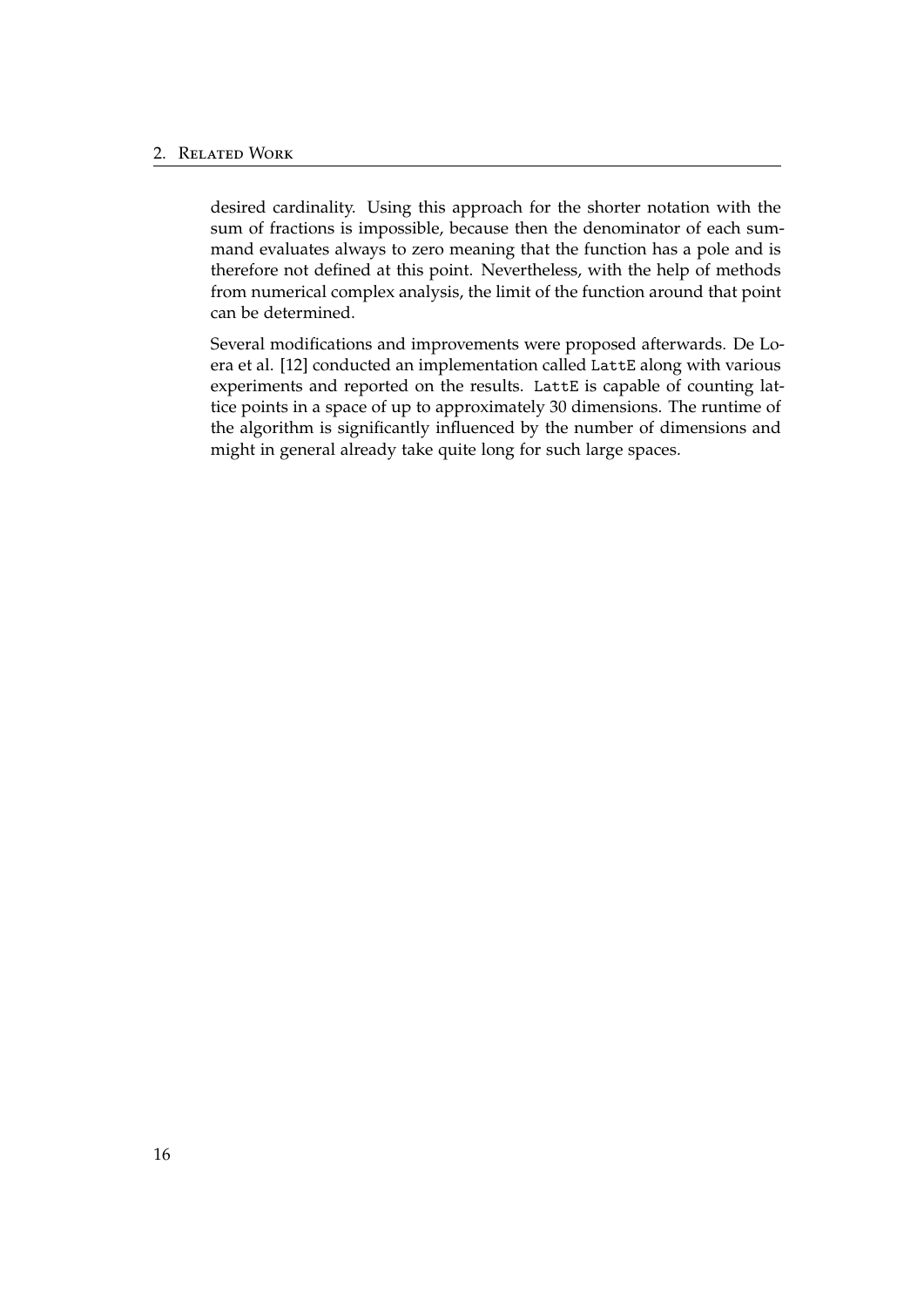desired cardinality. Using this approach for the shorter notation with the sum of fractions is impossible, because then the denominator of each summand evaluates always to zero meaning that the function has a pole and is therefore not defined at this point. Nevertheless, with the help of methods from numerical complex analysis, the limit of the function around that point can be determined.

Several modifications and improvements were proposed afterwards. De Loera et al. [12] conducted an implementation called `LattE` along with various experiments and reported on the results. `LattE` is capable of counting lattice points in a space of up to approximately 30 dimensions. The runtime of the algorithm is significantly influenced by the number of dimensions and might in general already take quite long for such large spaces.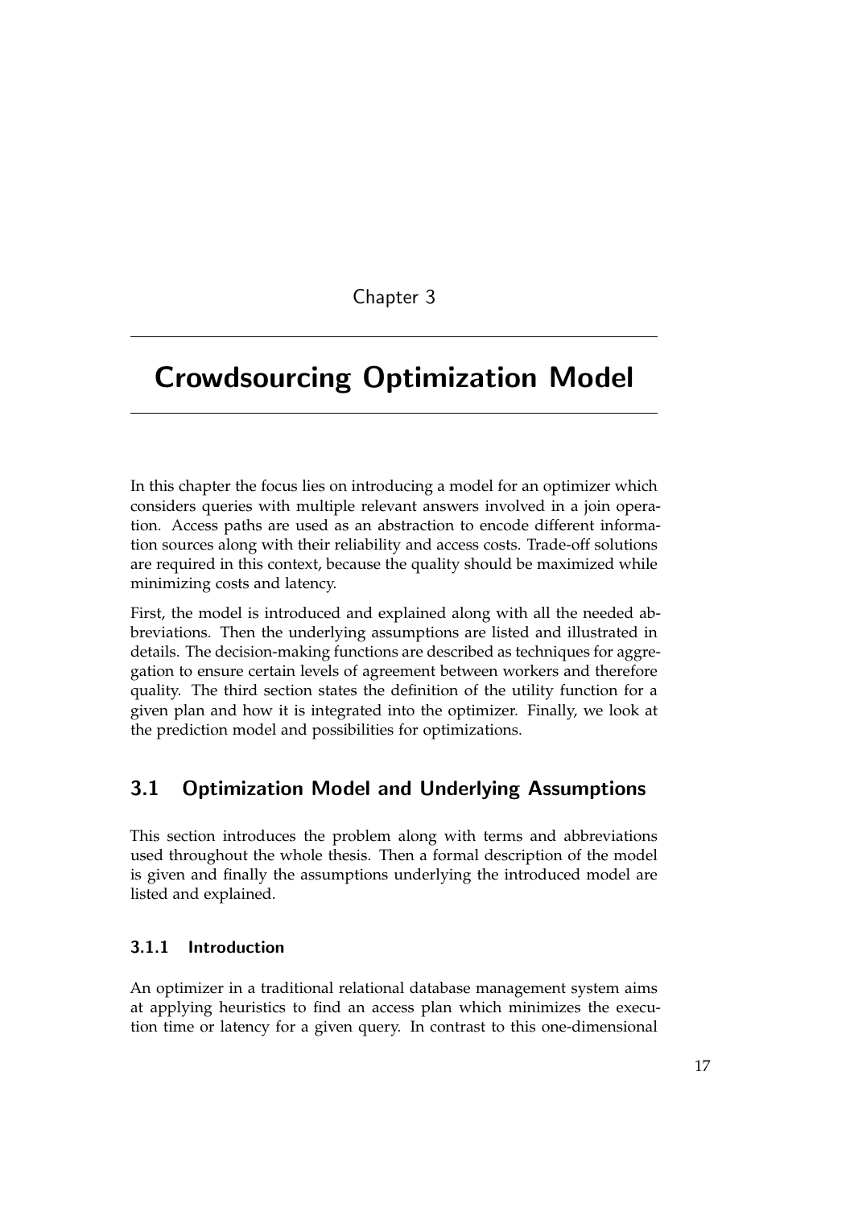Chapter 3

# Crowdsourcing Optimization Model

In this chapter the focus lies on introducing a model for an optimizer which considers queries with multiple relevant answers involved in a join operation. Access paths are used as an abstraction to encode different information sources along with their reliability and access costs. Trade-off solutions are required in this context, because the quality should be maximized while minimizing costs and latency.

First, the model is introduced and explained along with all the needed abbreviations. Then the underlying assumptions are listed and illustrated in details. The decision-making functions are described as techniques for aggregation to ensure certain levels of agreement between workers and therefore quality. The third section states the definition of the utility function for a given plan and how it is integrated into the optimizer. Finally, we look at the prediction model and possibilities for optimizations.

## 3.1 Optimization Model and Underlying Assumptions

This section introduces the problem along with terms and abbreviations used throughout the whole thesis. Then a formal description of the model is given and finally the assumptions underlying the introduced model are listed and explained.

### 3.1.1 Introduction

An optimizer in a traditional relational database management system aims at applying heuristics to find an access plan which minimizes the execution time or latency for a given query. In contrast to this one-dimensional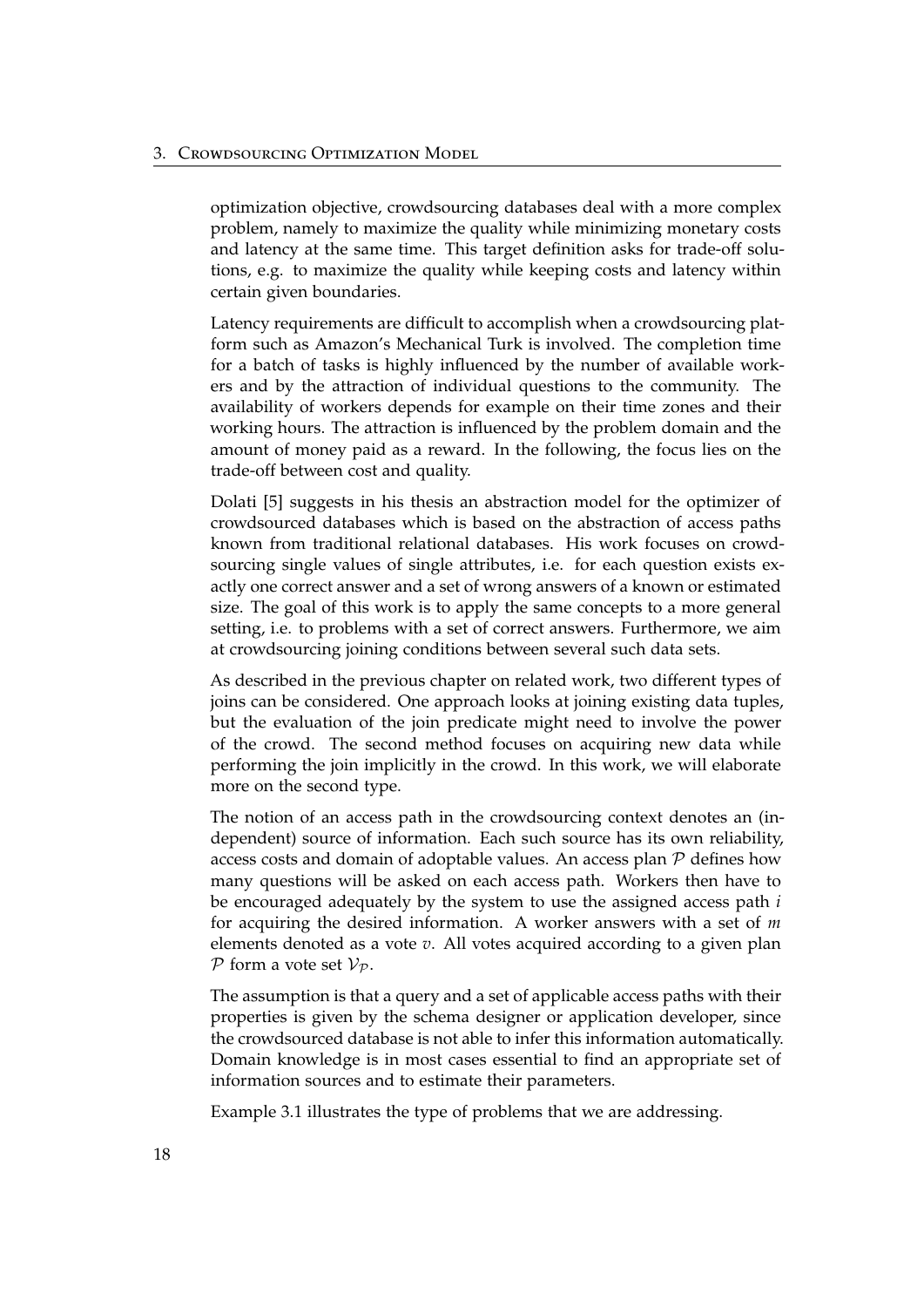optimization objective, crowdsourcing databases deal with a more complex problem, namely to maximize the quality while minimizing monetary costs and latency at the same time. This target definition asks for trade-off solutions, e.g. to maximize the quality while keeping costs and latency within certain given boundaries.

Latency requirements are difficult to accomplish when a crowdsourcing platform such as Amazon's Mechanical Turk is involved. The completion time for a batch of tasks is highly influenced by the number of available workers and by the attraction of individual questions to the community. The availability of workers depends for example on their time zones and their working hours. The attraction is influenced by the problem domain and the amount of money paid as a reward. In the following, the focus lies on the trade-off between cost and quality.

Dolati [5] suggests in his thesis an abstraction model for the optimizer of crowdsourced databases which is based on the abstraction of access paths known from traditional relational databases. His work focuses on crowdsourcing single values of single attributes, i.e. for each question exists exactly one correct answer and a set of wrong answers of a known or estimated size. The goal of this work is to apply the same concepts to a more general setting, i.e. to problems with a set of correct answers. Furthermore, we aim at crowdsourcing joining conditions between several such data sets.

As described in the previous chapter on related work, two different types of joins can be considered. One approach looks at joining existing data tuples, but the evaluation of the join predicate might need to involve the power of the crowd. The second method focuses on acquiring new data while performing the join implicitly in the crowd. In this work, we will elaborate more on the second type.

The notion of an access path in the crowdsourcing context denotes an (independent) source of information. Each such source has its own reliability, access costs and domain of adoptable values. An access plan $\mathcal{P}$ defines how many questions will be asked on each access path. Workers then have to be encouraged adequately by the system to use the assigned access path $i$ for acquiring the desired information. A worker answers with a set of $m$ elements denoted as a vote $v$. All votes acquired according to a given plan $\mathcal{P}$ form a vote set $\mathcal{V}_{\mathcal{P}}$.

The assumption is that a query and a set of applicable access paths with their properties is given by the schema designer or application developer, since the crowdsourced database is not able to infer this information automatically. Domain knowledge is in most cases essential to find an appropriate set of information sources and to estimate their parameters.

Example 3.1 illustrates the type of problems that we are addressing.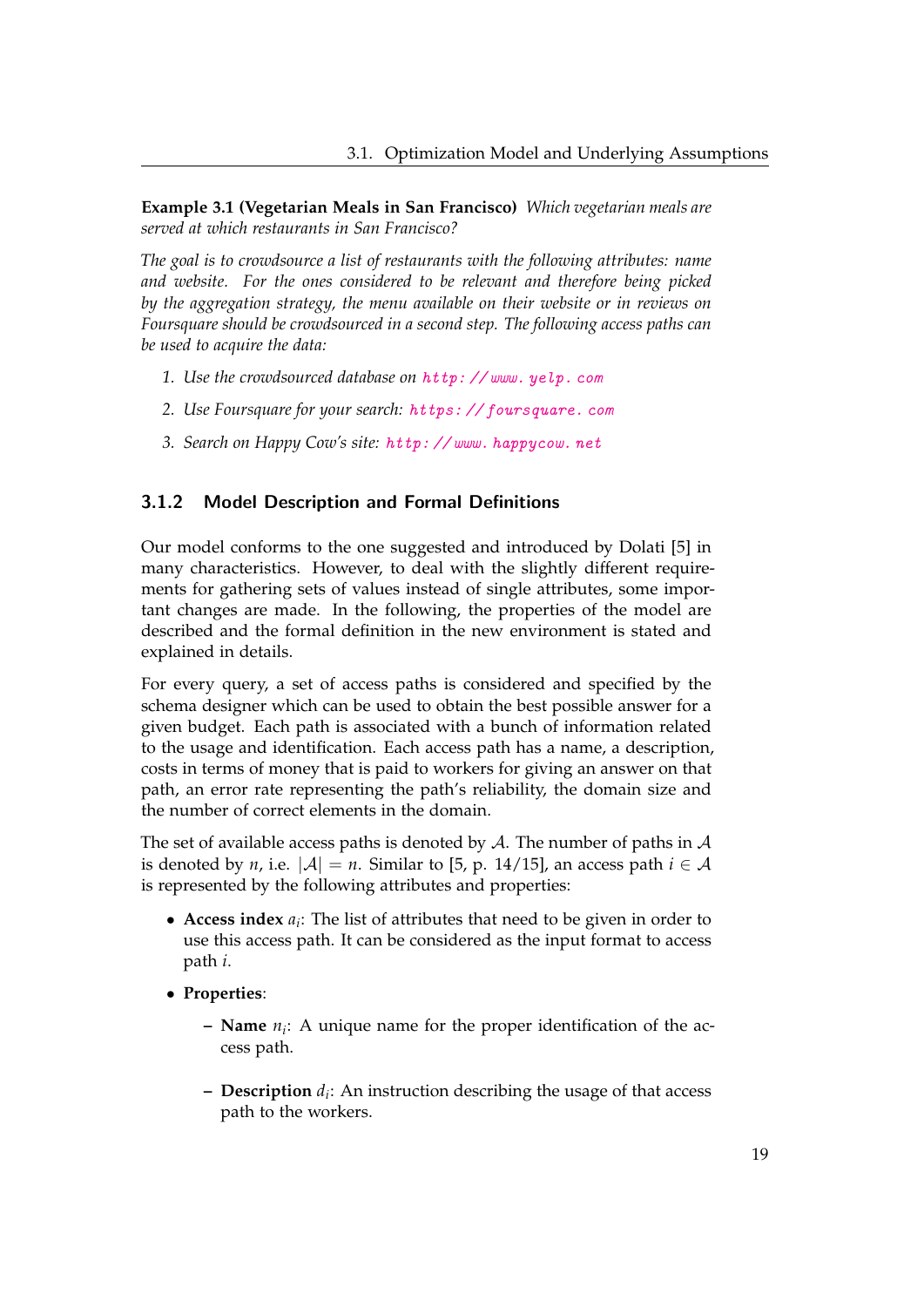**Example 3.1 (Vegetarian Meals in San Francisco)** *Which vegetarian meals are served at which restaurants in San Francisco?*

*The goal is to crowdsource a list of restaurants with the following attributes: name and website. For the ones considered to be relevant and therefore being picked by the aggregation strategy, the menu available on their website or in reviews on Foursquare should be crowdsourced in a second step. The following access paths can be used to acquire the data:*

1. *Use the crowdsourced database on* http://www.yelp.com
2. *Use Foursquare for your search:* https://foursquare.com
3. *Search on Happy Cow's site:* http://www.happycow.net

### 3.1.2 Model Description and Formal Definitions

Our model conforms to the one suggested and introduced by Dolati [5] in many characteristics. However, to deal with the slightly different requirements for gathering sets of values instead of single attributes, some important changes are made. In the following, the properties of the model are described and the formal definition in the new environment is stated and explained in details.

For every query, a set of access paths is considered and specified by the schema designer which can be used to obtain the best possible answer for a given budget. Each path is associated with a bunch of information related to the usage and identification. Each access path has a name, a description, costs in terms of money that is paid to workers for giving an answer on that path, an error rate representing the path's reliability, the domain size and the number of correct elements in the domain.

The set of available access paths is denoted by $\mathcal{A}$. The number of paths in $\mathcal{A}$ is denoted by $n$, i.e. $|\mathcal{A}| = n$. Similar to [5, p. 14/15], an access path $i \in \mathcal{A}$ is represented by the following attributes and properties:

- **Access index** $a_i$: The list of attributes that need to be given in order to use this access path. It can be considered as the input format to access path $i$.
- **Properties**:
  - **Name** $n_i$: A unique name for the proper identification of the access path.
  - **Description** $d_i$: An instruction describing the usage of that access path to the workers.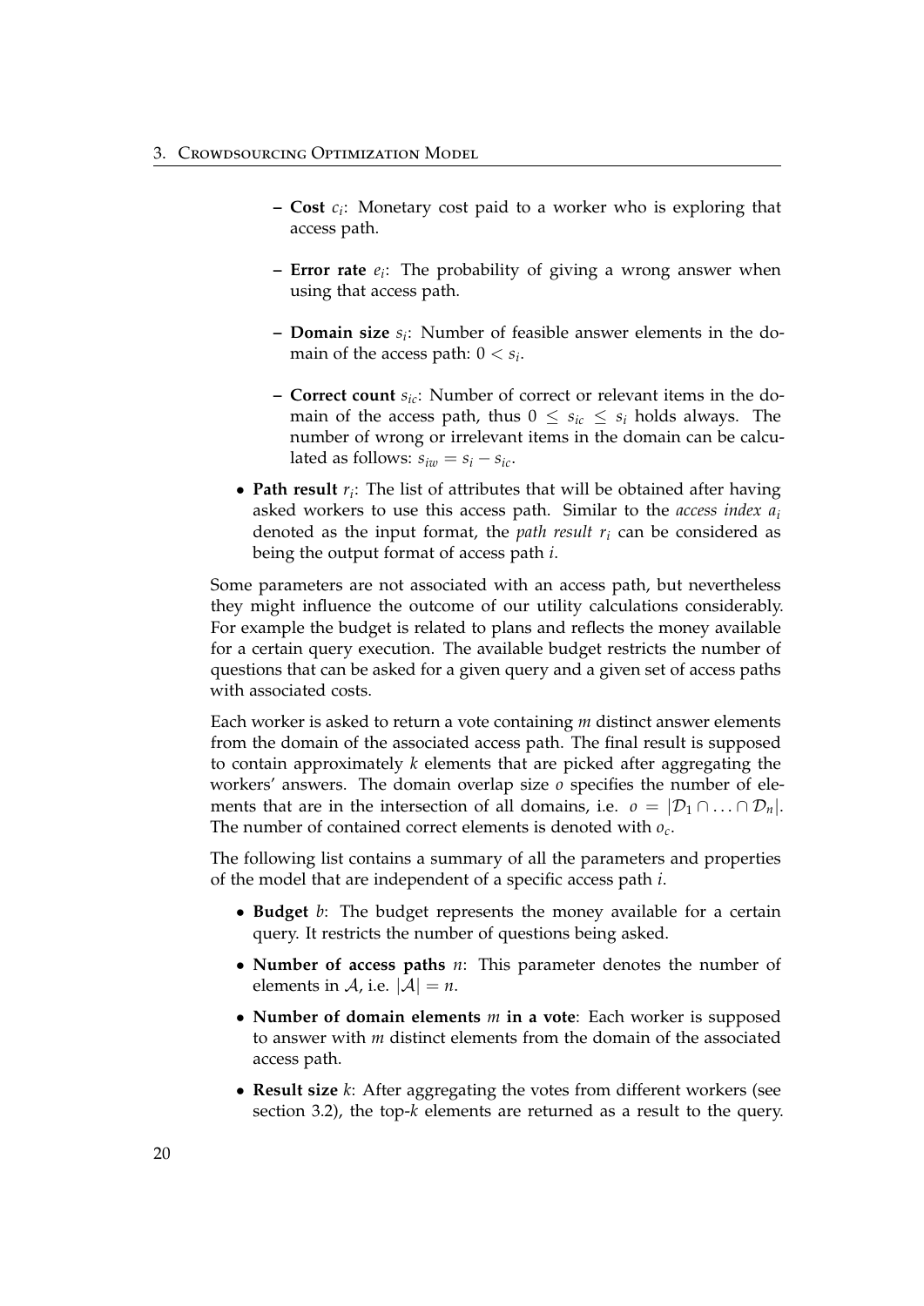- **Cost** $c_i$: Monetary cost paid to a worker who is exploring that access path.

  - **Error rate** $e_i$: The probability of giving a wrong answer when using that access path.

  - **Domain size** $s_i$: Number of feasible answer elements in the domain of the access path: $0 < s_i$.

  - **Correct count** $s_{ic}$: Number of correct or relevant items in the domain of the access path, thus $0 \leq s_{ic} \leq s_i$ holds always. The number of wrong or irrelevant items in the domain can be calculated as follows: $s_{iw} = s_i - s_{ic}$.

- **Path result** $r_i$: The list of attributes that will be obtained after having asked workers to use this access path. Similar to the *access index* $a_i$ denoted as the input format, the *path result* $r_i$ can be considered as being the output format of access path $i$.

Some parameters are not associated with an access path, but nevertheless they might influence the outcome of our utility calculations considerably. For example the budget is related to plans and reflects the money available for a certain query execution. The available budget restricts the number of questions that can be asked for a given query and a given set of access paths with associated costs.

Each worker is asked to return a vote containing $m$ distinct answer elements from the domain of the associated access path. The final result is supposed to contain approximately $k$ elements that are picked after aggregating the workers' answers. The domain overlap size $o$ specifies the number of elements that are in the intersection of all domains, i.e. $o = |\mathcal{D}_1 \cap \ldots \cap \mathcal{D}_n|$. The number of contained correct elements is denoted with $o_c$.

The following list contains a summary of all the parameters and properties of the model that are independent of a specific access path $i$.

- **Budget** $b$: The budget represents the money available for a certain query. It restricts the number of questions being asked.

- **Number of access paths** $n$: This parameter denotes the number of elements in $\mathcal{A}$, i.e. $|\mathcal{A}| = n$.

- **Number of domain elements** $m$ **in a vote**: Each worker is supposed to answer with $m$ distinct elements from the domain of the associated access path.

- **Result size** $k$: After aggregating the votes from different workers (see section 3.2), the top-$k$ elements are returned as a result to the query.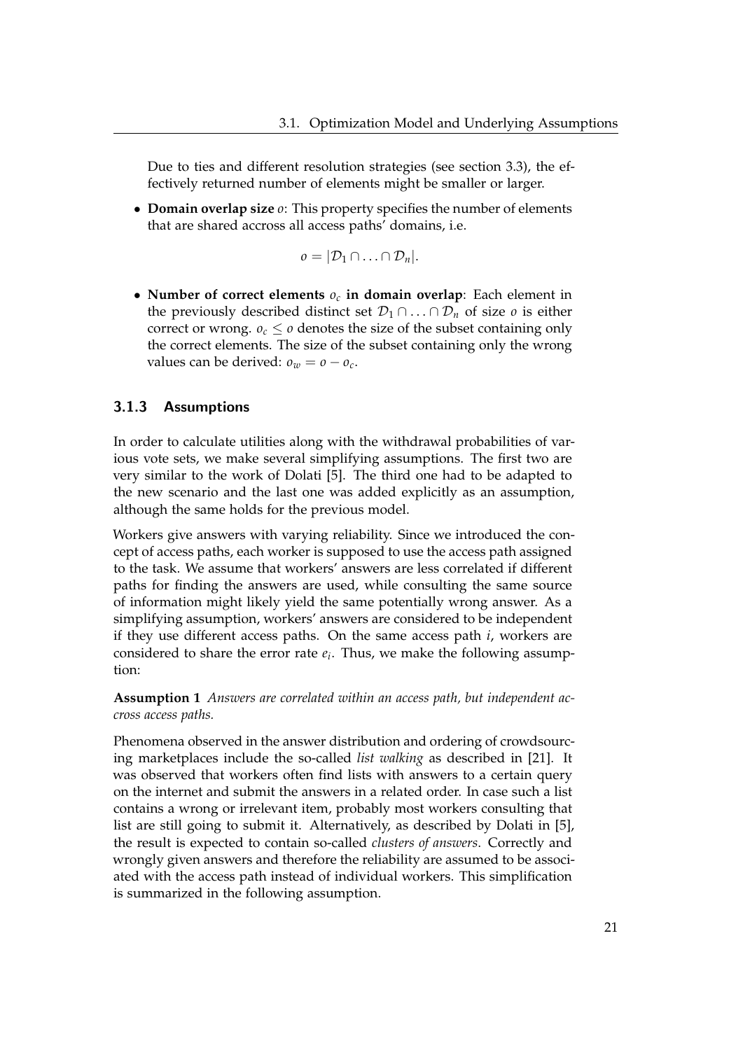Due to ties and different resolution strategies (see section 3.3), the effectively returned number of elements might be smaller or larger.

- **Domain overlap size** $o$: This property specifies the number of elements that are shared accross all access paths' domains, i.e.

$$o = |\mathcal{D}_1 \cap \ldots \cap \mathcal{D}_n|.$$

- **Number of correct elements** $o_c$ **in domain overlap**: Each element in the previously described distinct set $\mathcal{D}_1 \cap \ldots \cap \mathcal{D}_n$ of size $o$ is either correct or wrong. $o_c \leq o$ denotes the size of the subset containing only the correct elements. The size of the subset containing only the wrong values can be derived: $o_w = o - o_c$.

### 3.1.3 Assumptions

In order to calculate utilities along with the withdrawal probabilities of various vote sets, we make several simplifying assumptions. The first two are very similar to the work of Dolati [5]. The third one had to be adapted to the new scenario and the last one was added explicitly as an assumption, although the same holds for the previous model.

Workers give answers with varying reliability. Since we introduced the concept of access paths, each worker is supposed to use the access path assigned to the task. We assume that workers' answers are less correlated if different paths for finding the answers are used, while consulting the same source of information might likely yield the same potentially wrong answer. As a simplifying assumption, workers' answers are considered to be independent if they use different access paths. On the same access path $i$, workers are considered to share the error rate $e_i$. Thus, we make the following assumption:

**Assumption 1** *Answers are correlated within an access path, but independent accross access paths.*

Phenomena observed in the answer distribution and ordering of crowdsourcing marketplaces include the so-called *list walking* as described in [21]. It was observed that workers often find lists with answers to a certain query on the internet and submit the answers in a related order. In case such a list contains a wrong or irrelevant item, probably most workers consulting that list are still going to submit it. Alternatively, as described by Dolati in [5], the result is expected to contain so-called *clusters of answers*. Correctly and wrongly given answers and therefore the reliability are assumed to be associated with the access path instead of individual workers. This simplification is summarized in the following assumption.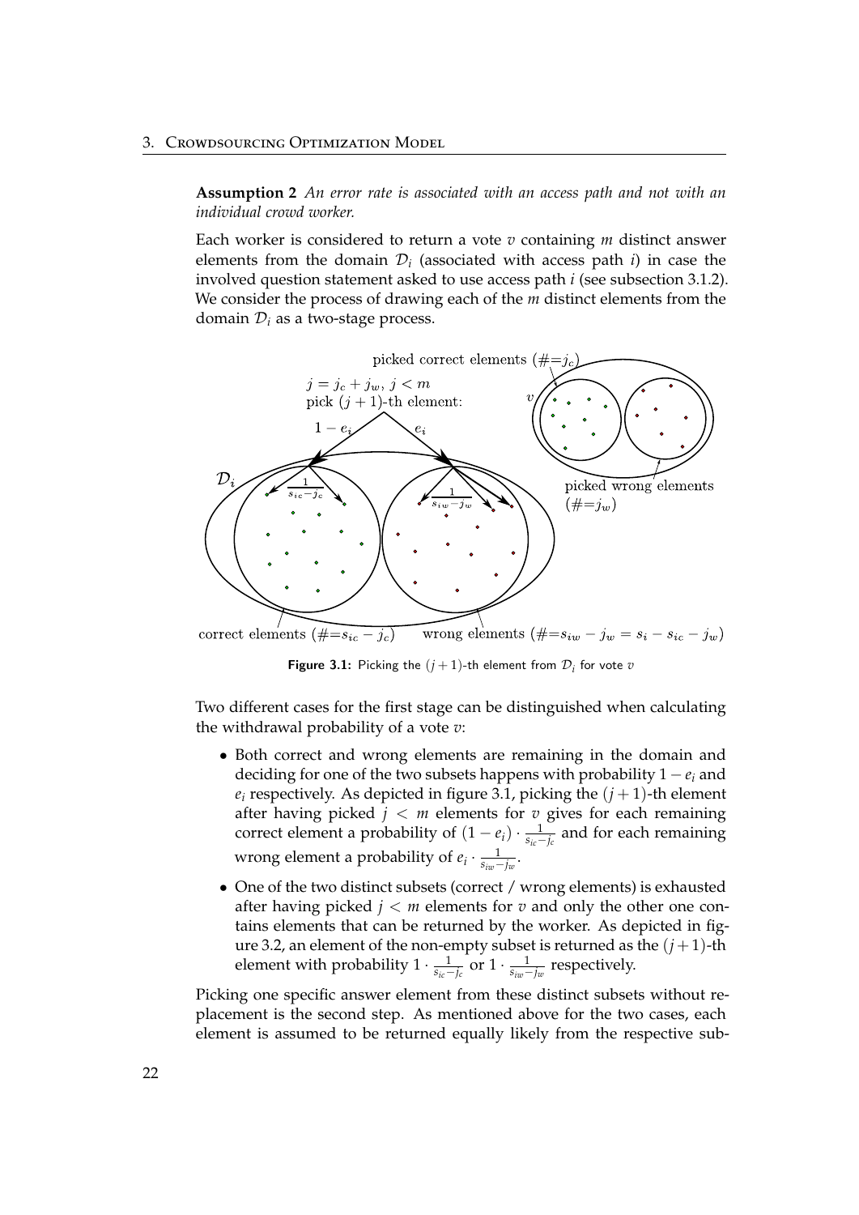**Assumption 2** *An error rate is associated with an access path and not with an individual crowd worker.*

Each worker is considered to return a vote $v$ containing $m$ distinct answer elements from the domain $\mathcal{D}_i$ (associated with access path $i$) in case the involved question statement asked to use access path $i$ (see subsection 3.1.2). We consider the process of drawing each of the $m$ distinct elements from the domain $\mathcal{D}_i$ as a two-stage process.

**Figure 3.1:** Picking the $(j+1)$-th element from $\mathcal{D}_i$ for vote $v$

Two different cases for the first stage can be distinguished when calculating the withdrawal probability of a vote $v$:

- Both correct and wrong elements are remaining in the domain and deciding for one of the two subsets happens with probability $1 - e_i$ and $e_i$ respectively. As depicted in figure 3.1, picking the $(j+1)$-th element after having picked $j < m$ elements for $v$ gives for each remaining correct element a probability of $(1 - e_i) \cdot \frac{1}{s_{ic} - j_c}$ and for each remaining wrong element a probability of $e_i \cdot \frac{1}{s_{iw} - j_w}$.
- One of the two distinct subsets (correct / wrong elements) is exhausted after having picked $j < m$ elements for $v$ and only the other one contains elements that can be returned by the worker. As depicted in figure 3.2, an element of the non-empty subset is returned as the $(j+1)$-th element with probability $1 \cdot \frac{1}{s_{ic} - j_c}$ or $1 \cdot \frac{1}{s_{iw} - j_w}$ respectively.

Picking one specific answer element from these distinct subsets without replacement is the second step. As mentioned above for the two cases, each element is assumed to be returned equally likely from the respective sub-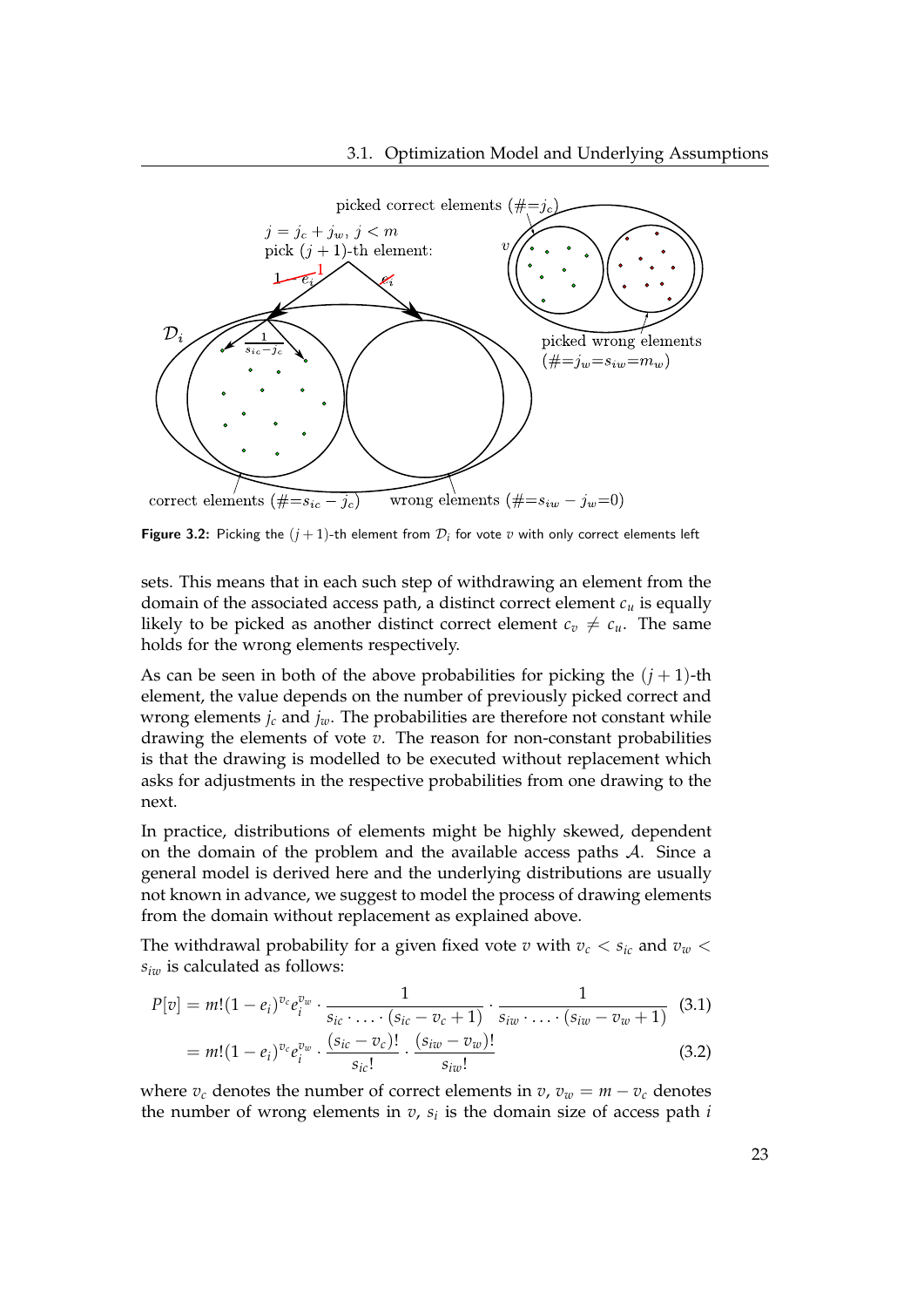Figure 3.2: Picking the $(j+1)$-th element from $\mathcal{D}_i$ for vote $v$ with only correct elements left

sets. This means that in each such step of withdrawing an element from the domain of the associated access path, a distinct correct element $c_u$ is equally likely to be picked as another distinct correct element $c_v \neq c_u$. The same holds for the wrong elements respectively.

As can be seen in both of the above probabilities for picking the $(j+1)$-th element, the value depends on the number of previously picked correct and wrong elements $j_c$ and $j_w$. The probabilities are therefore not constant while drawing the elements of vote $v$. The reason for non-constant probabilities is that the drawing is modelled to be executed without replacement which asks for adjustments in the respective probabilities from one drawing to the next.

In practice, distributions of elements might be highly skewed, dependent on the domain of the problem and the available access paths $\mathcal{A}$. Since a general model is derived here and the underlying distributions are usually not known in advance, we suggest to model the process of drawing elements from the domain without replacement as explained above.

The withdrawal probability for a given fixed vote $v$ with $v_c < s_{ic}$ and $v_w < s_{iw}$ is calculated as follows:

$$P[v] = m!(1-e_i)^{v_c} e_i^{v_w} \cdot \frac{1}{s_{ic} \cdot \ldots \cdot (s_{ic} - v_c + 1)} \cdot \frac{1}{s_{iw} \cdot \ldots \cdot (s_{iw} - v_w + 1)} \tag{3.1}$$

$$= m!(1-e_i)^{v_c} e_i^{v_w} \cdot \frac{(s_{ic} - v_c)!}{s_{ic}!} \cdot \frac{(s_{iw} - v_w)!}{s_{iw}!} \tag{3.2}$$

where $v_c$ denotes the number of correct elements in $v$, $v_w = m - v_c$ denotes the number of wrong elements in $v$, $s_i$ is the domain size of access path $i$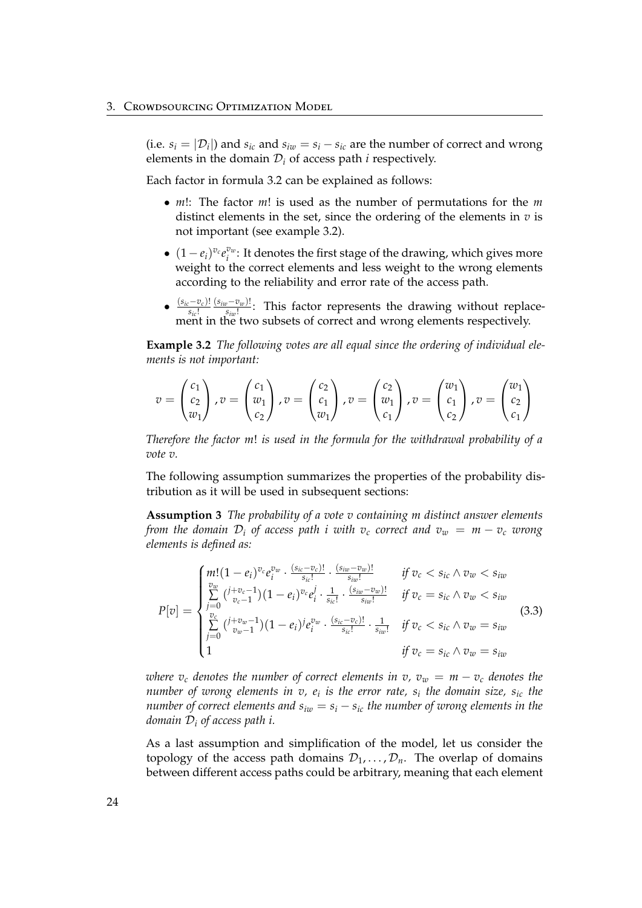(i.e. $s_i = |\mathcal{D}_i|$) and $s_{ic}$ and $s_{iw} = s_i - s_{ic}$ are the number of correct and wrong elements in the domain $\mathcal{D}_i$ of access path $i$ respectively.

Each factor in formula 3.2 can be explained as follows:

- $m!$: The factor $m!$ is used as the number of permutations for the $m$ distinct elements in the set, since the ordering of the elements in $v$ is not important (see example 3.2).
- $(1-e_i)^{v_c} e_i^{v_w}$: It denotes the first stage of the drawing, which gives more weight to the correct elements and less weight to the wrong elements according to the reliability and error rate of the access path.
- $\frac{(s_{ic}-v_c)!}{s_{ic}!} \frac{(s_{iw}-v_w)!}{s_{iw}!}$: This factor represents the drawing without replacement in the two subsets of correct and wrong elements respectively.

**Example 3.2** *The following votes are all equal since the ordering of individual elements is not important:*

$$v = \begin{pmatrix} c_1 \\ c_2 \\ w_1 \end{pmatrix}, v = \begin{pmatrix} c_1 \\ w_1 \\ c_2 \end{pmatrix}, v = \begin{pmatrix} c_2 \\ c_1 \\ w_1 \end{pmatrix}, v = \begin{pmatrix} c_2 \\ w_1 \\ c_1 \end{pmatrix}, v = \begin{pmatrix} w_1 \\ c_1 \\ c_2 \end{pmatrix}, v = \begin{pmatrix} w_1 \\ c_2 \\ c_1 \end{pmatrix}$$

*Therefore the factor $m!$ is used in the formula for the withdrawal probability of a vote $v$.*

The following assumption summarizes the properties of the probability distribution as it will be used in subsequent sections:

**Assumption 3** *The probability of a vote $v$ containing $m$ distinct answer elements from the domain $\mathcal{D}_i$ of access path $i$ with $v_c$ correct and $v_w = m - v_c$ wrong elements is defined as:*

$$P[v] = \begin{cases} m!(1-e_i)^{v_c} e_i^{v_w} \cdot \frac{(s_{ic}-v_c)!}{s_{ic}!} \cdot \frac{(s_{iw}-v_w)!}{s_{iw}!} & \text{if } v_c < s_{ic} \wedge v_w < s_{iw} \\ \sum\limits_{j=0}^{v_w} \binom{j+v_c-1}{v_c-1} (1-e_i)^{v_c} e_i^{j} \cdot \frac{1}{s_{ic}!} \cdot \frac{(s_{iw}-v_w)!}{s_{iw}!} & \text{if } v_c = s_{ic} \wedge v_w < s_{iw} \\ \sum\limits_{j=0}^{v_c} \binom{j+v_w-1}{v_w-1} (1-e_i)^{j} e_i^{v_w} \cdot \frac{(s_{ic}-v_c)!}{s_{ic}!} \cdot \frac{1}{s_{iw}!} & \text{if } v_c < s_{ic} \wedge v_w = s_{iw} \\ 1 & \text{if } v_c = s_{ic} \wedge v_w = s_{iw} \end{cases} \tag{3.3}$$

*where $v_c$ denotes the number of correct elements in $v$, $v_w = m - v_c$ denotes the number of wrong elements in $v$, $e_i$ is the error rate, $s_i$ the domain size, $s_{ic}$ the number of correct elements and $s_{iw} = s_i - s_{ic}$ the number of wrong elements in the domain $\mathcal{D}_i$ of access path $i$.*

As a last assumption and simplification of the model, let us consider the topology of the access path domains $\mathcal{D}_1, \ldots, \mathcal{D}_n$. The overlap of domains between different access paths could be arbitrary, meaning that each element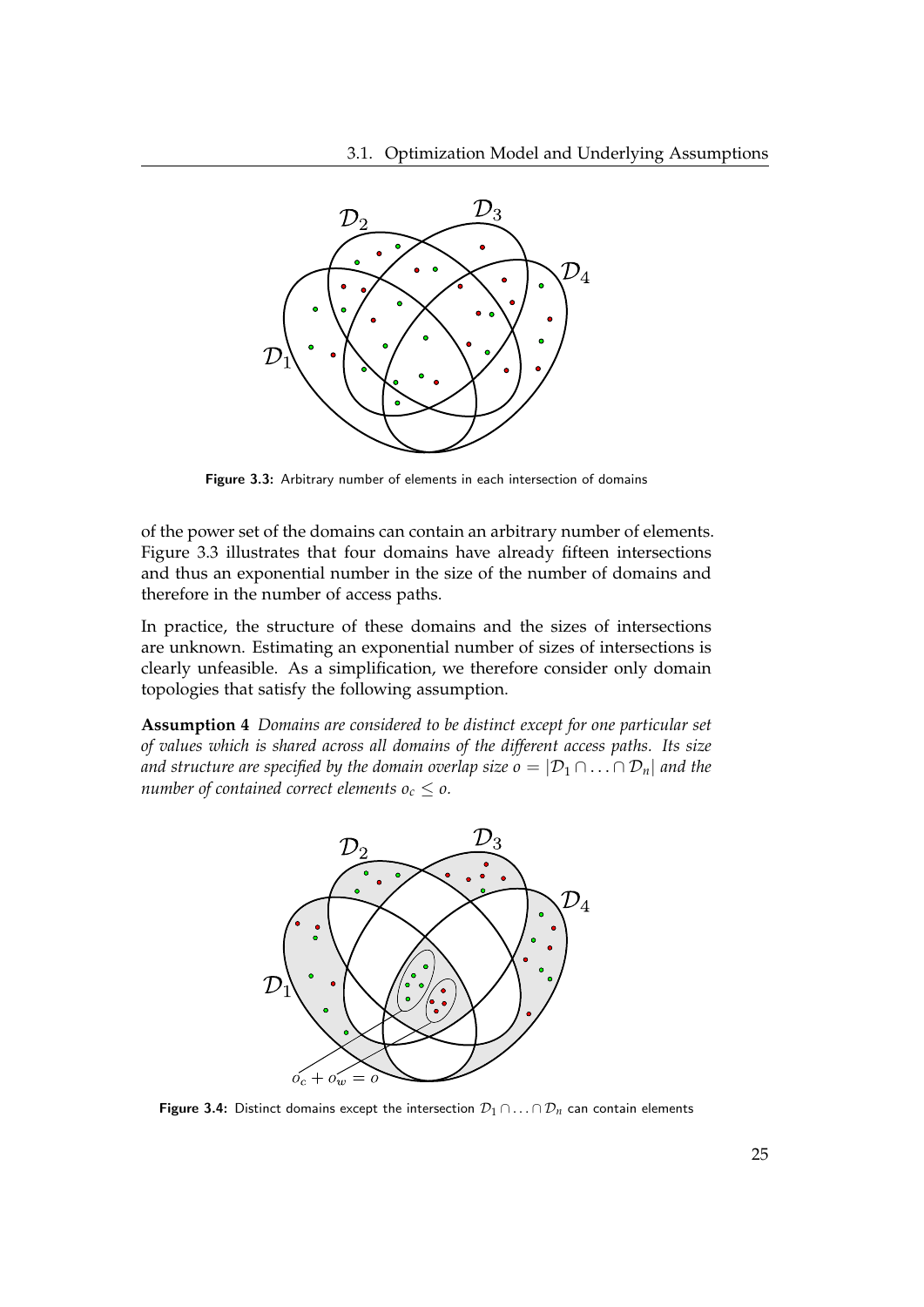Figure 3.3: Arbitrary number of elements in each intersection of domains

of the power set of the domains can contain an arbitrary number of elements. Figure 3.3 illustrates that four domains have already fifteen intersections and thus an exponential number in the size of the number of domains and therefore in the number of access paths.

In practice, the structure of these domains and the sizes of intersections are unknown. Estimating an exponential number of sizes of intersections is clearly unfeasible. As a simplification, we therefore consider only domain topologies that satisfy the following assumption.

**Assumption 4** *Domains are considered to be distinct except for one particular set of values which is shared across all domains of the different access paths. Its size and structure are specified by the domain overlap size* $o = |\mathcal{D}_1 \cap \ldots \cap \mathcal{D}_n|$ *and the number of contained correct elements* $o_c \leq o$.

Figure 3.4: Distinct domains except the intersection $\mathcal{D}_1 \cap \ldots \cap \mathcal{D}_n$ can contain elements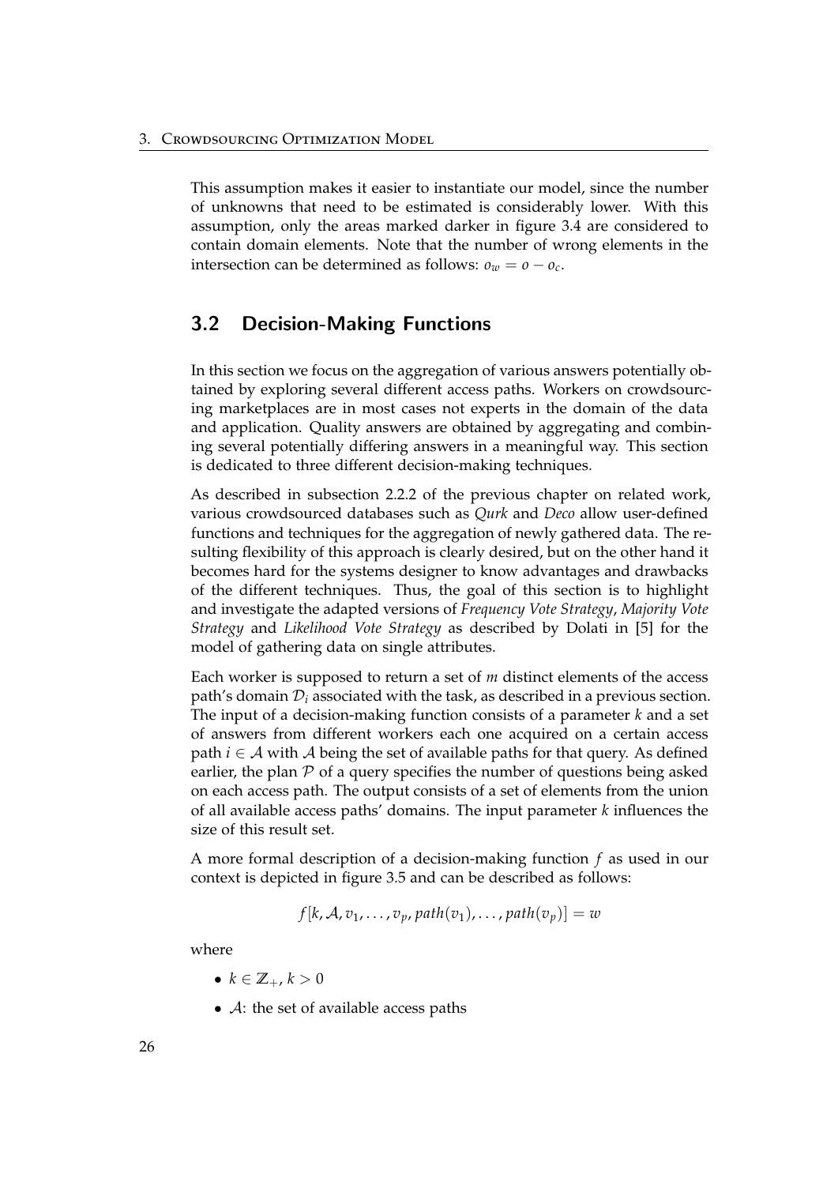This assumption makes it easier to instantiate our model, since the number of unknowns that need to be estimated is considerably lower. With this assumption, only the areas marked darker in figure 3.4 are considered to contain domain elements. Note that the number of wrong elements in the intersection can be determined as follows: $o_w = o - o_c$.

## 3.2 Decision-Making Functions

In this section we focus on the aggregation of various answers potentially obtained by exploring several different access paths. Workers on crowdsourcing marketplaces are in most cases not experts in the domain of the data and application. Quality answers are obtained by aggregating and combining several potentially differing answers in a meaningful way. This section is dedicated to three different decision-making techniques.

As described in subsection 2.2.2 of the previous chapter on related work, various crowdsourced databases such as *Qurk* and *Deco* allow user-defined functions and techniques for the aggregation of newly gathered data. The resulting flexibility of this approach is clearly desired, but on the other hand it becomes hard for the systems designer to know advantages and drawbacks of the different techniques. Thus, the goal of this section is to highlight and investigate the adapted versions of *Frequency Vote Strategy*, *Majority Vote Strategy* and *Likelihood Vote Strategy* as described by Dolati in [5] for the model of gathering data on single attributes.

Each worker is supposed to return a set of $m$ distinct elements of the access path's domain $\mathcal{D}_i$ associated with the task, as described in a previous section. The input of a decision-making function consists of a parameter $k$ and a set of answers from different workers each one acquired on a certain access path $i \in \mathcal{A}$ with $\mathcal{A}$ being the set of available paths for that query. As defined earlier, the plan $\mathcal{P}$ of a query specifies the number of questions being asked on each access path. The output consists of a set of elements from the union of all available access paths' domains. The input parameter $k$ influences the size of this result set.

A more formal description of a decision-making function $f$ as used in our context is depicted in figure 3.5 and can be described as follows:

$$f[k, \mathcal{A}, v_1, \ldots, v_p, path(v_1), \ldots, path(v_p)] = w$$

where

- $k \in \mathbb{Z}_+, k > 0$
- $\mathcal{A}$: the set of available access paths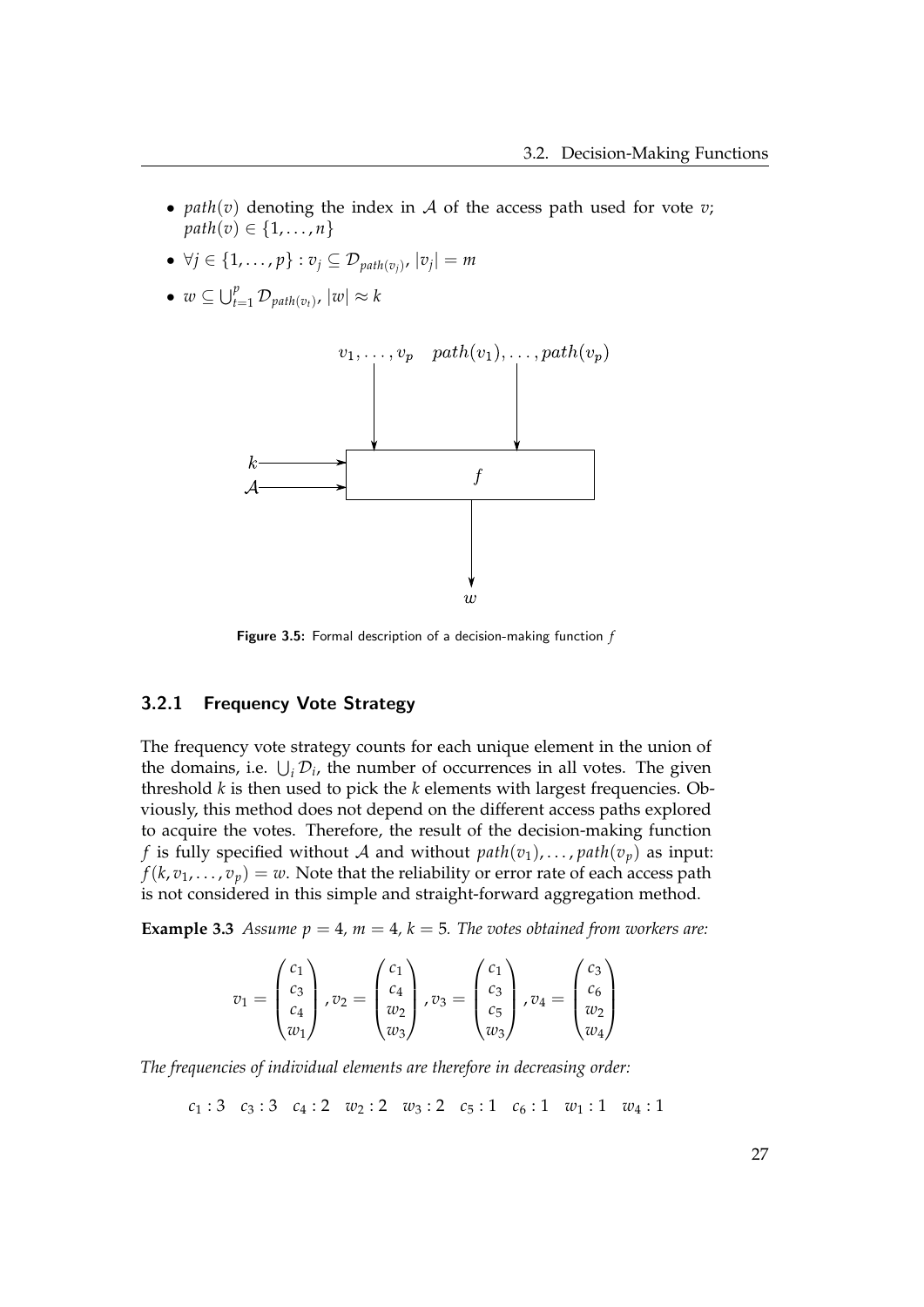- $path(v)$ denoting the index in $\mathcal{A}$ of the access path used for vote $v$; $path(v) \in \{1, \ldots, n\}$
- $\forall j \in \{1, \ldots, p\} : v_j \subseteq \mathcal{D}_{path(v_j)}$, $|v_j| = m$
- $w \subseteq \bigcup_{t=1}^{p} \mathcal{D}_{path(v_t)}$, $|w| \approx k$

**Figure 3.5:** Formal description of a decision-making function $f$

### 3.2.1 Frequency Vote Strategy

The frequency vote strategy counts for each unique element in the union of the domains, i.e. $\bigcup_i \mathcal{D}_i$, the number of occurrences in all votes. The given threshold $k$ is then used to pick the $k$ elements with largest frequencies. Obviously, this method does not depend on the different access paths explored to acquire the votes. Therefore, the result of the decision-making function $f$ is fully specified without $\mathcal{A}$ and without $path(v_1), \ldots, path(v_p)$ as input: $f(k, v_1, \ldots, v_p) = w$. Note that the reliability or error rate of each access path is not considered in this simple and straight-forward aggregation method.

**Example 3.3** *Assume $p = 4$, $m = 4$, $k = 5$. The votes obtained from workers are:*

$$v_1 = \begin{pmatrix} c_1 \\ c_3 \\ c_4 \\ w_1 \end{pmatrix}, v_2 = \begin{pmatrix} c_1 \\ c_4 \\ w_2 \\ w_3 \end{pmatrix}, v_3 = \begin{pmatrix} c_1 \\ c_3 \\ c_5 \\ w_3 \end{pmatrix}, v_4 = \begin{pmatrix} c_3 \\ c_6 \\ w_2 \\ w_4 \end{pmatrix}$$

*The frequencies of individual elements are therefore in decreasing order:*

$$c_1 : 3 \quad c_3 : 3 \quad c_4 : 2 \quad w_2 : 2 \quad w_3 : 2 \quad c_5 : 1 \quad c_6 : 1 \quad w_1 : 1 \quad w_4 : 1$$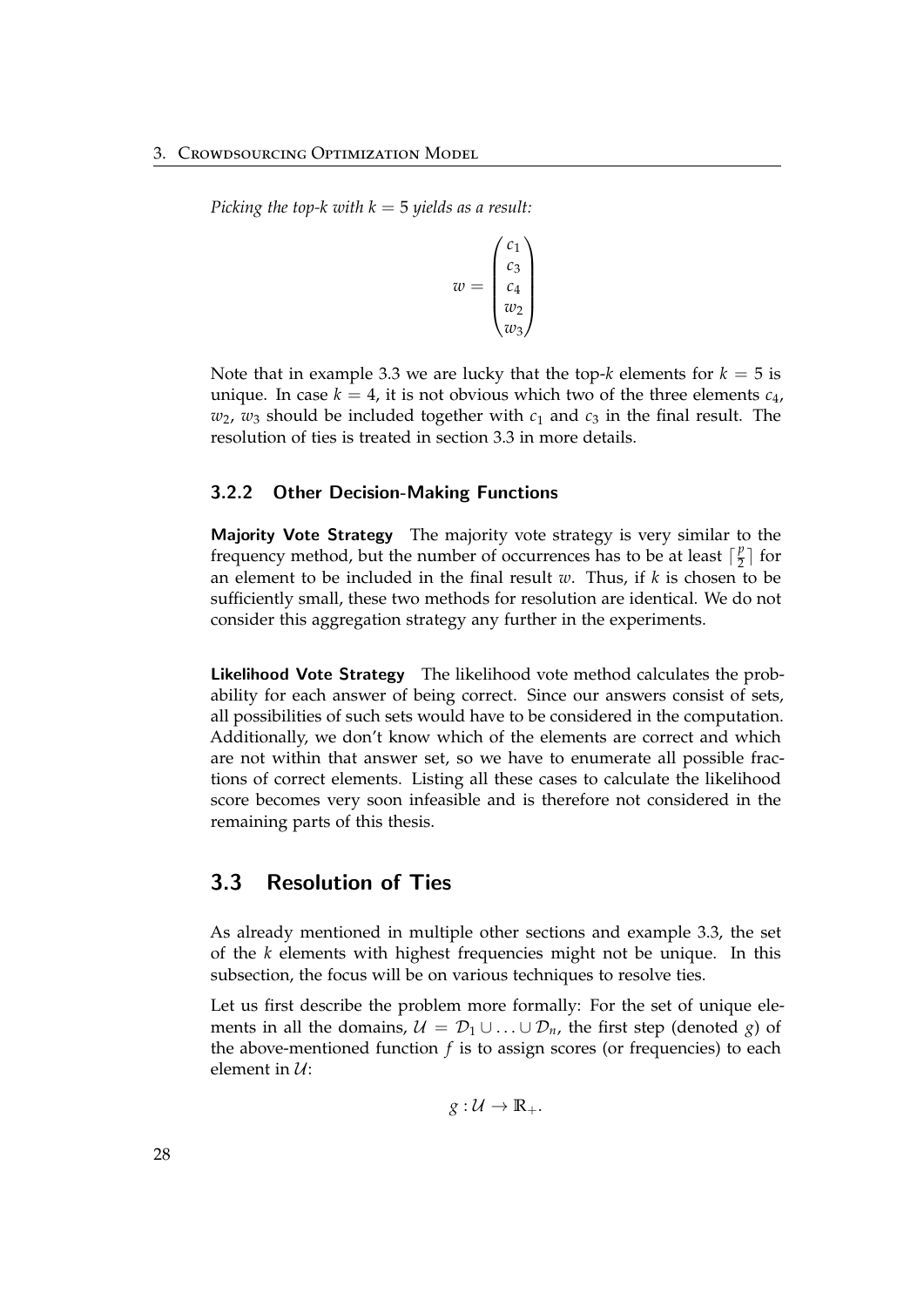*Picking the top-k with $k = 5$ yields as a result:*

$$w = \begin{pmatrix} c_1 \\ c_3 \\ c_4 \\ w_2 \\ w_3 \end{pmatrix}$$

Note that in example 3.3 we are lucky that the top-$k$ elements for $k = 5$ is unique. In case $k = 4$, it is not obvious which two of the three elements $c_4$, $w_2$, $w_3$ should be included together with $c_1$ and $c_3$ in the final result. The resolution of ties is treated in section 3.3 in more details.

### 3.2.2 Other Decision-Making Functions

**Majority Vote Strategy** The majority vote strategy is very similar to the frequency method, but the number of occurrences has to be at least $\lceil \frac{p}{2} \rceil$ for an element to be included in the final result $w$. Thus, if $k$ is chosen to be sufficiently small, these two methods for resolution are identical. We do not consider this aggregation strategy any further in the experiments.

**Likelihood Vote Strategy** The likelihood vote method calculates the probability for each answer of being correct. Since our answers consist of sets, all possibilities of such sets would have to be considered in the computation. Additionally, we don't know which of the elements are correct and which are not within that answer set, so we have to enumerate all possible fractions of correct elements. Listing all these cases to calculate the likelihood score becomes very soon infeasible and is therefore not considered in the remaining parts of this thesis.

## 3.3 Resolution of Ties

As already mentioned in multiple other sections and example 3.3, the set of the $k$ elements with highest frequencies might not be unique. In this subsection, the focus will be on various techniques to resolve ties.

Let us first describe the problem more formally: For the set of unique elements in all the domains, $\mathcal{U} = \mathcal{D}_1 \cup \ldots \cup \mathcal{D}_n$, the first step (denoted $g$) of the above-mentioned function $f$ is to assign scores (or frequencies) to each element in $\mathcal{U}$:

$$g : \mathcal{U} \rightarrow \mathbb{R}_+.$$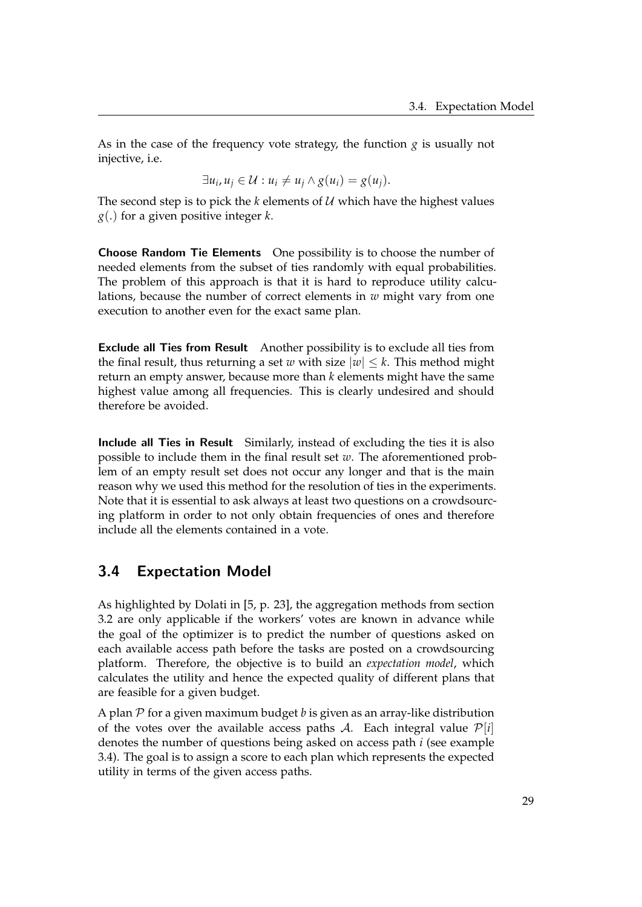As in the case of the frequency vote strategy, the function $g$ is usually not injective, i.e.

$$\exists u_i, u_j \in \mathcal{U} : u_i \neq u_j \land g(u_i) = g(u_j).$$

The second step is to pick the $k$ elements of $\mathcal{U}$ which have the highest values $g(.)$ for a given positive integer $k$.

**Choose Random Tie Elements** One possibility is to choose the number of needed elements from the subset of ties randomly with equal probabilities. The problem of this approach is that it is hard to reproduce utility calculations, because the number of correct elements in $w$ might vary from one execution to another even for the exact same plan.

**Exclude all Ties from Result** Another possibility is to exclude all ties from the final result, thus returning a set $w$ with size $|w| \leq k$. This method might return an empty answer, because more than $k$ elements might have the same highest value among all frequencies. This is clearly undesired and should therefore be avoided.

**Include all Ties in Result** Similarly, instead of excluding the ties it is also possible to include them in the final result set $w$. The aforementioned problem of an empty result set does not occur any longer and that is the main reason why we used this method for the resolution of ties in the experiments. Note that it is essential to ask always at least two questions on a crowdsourcing platform in order to not only obtain frequencies of ones and therefore include all the elements contained in a vote.

## 3.4 Expectation Model

As highlighted by Dolati in [5, p. 23], the aggregation methods from section 3.2 are only applicable if the workers' votes are known in advance while the goal of the optimizer is to predict the number of questions asked on each available access path before the tasks are posted on a crowdsourcing platform. Therefore, the objective is to build an *expectation model*, which calculates the utility and hence the expected quality of different plans that are feasible for a given budget.

A plan $\mathcal{P}$ for a given maximum budget $b$ is given as an array-like distribution of the votes over the available access paths $\mathcal{A}$. Each integral value $\mathcal{P}[i]$ denotes the number of questions being asked on access path $i$ (see example 3.4). The goal is to assign a score to each plan which represents the expected utility in terms of the given access paths.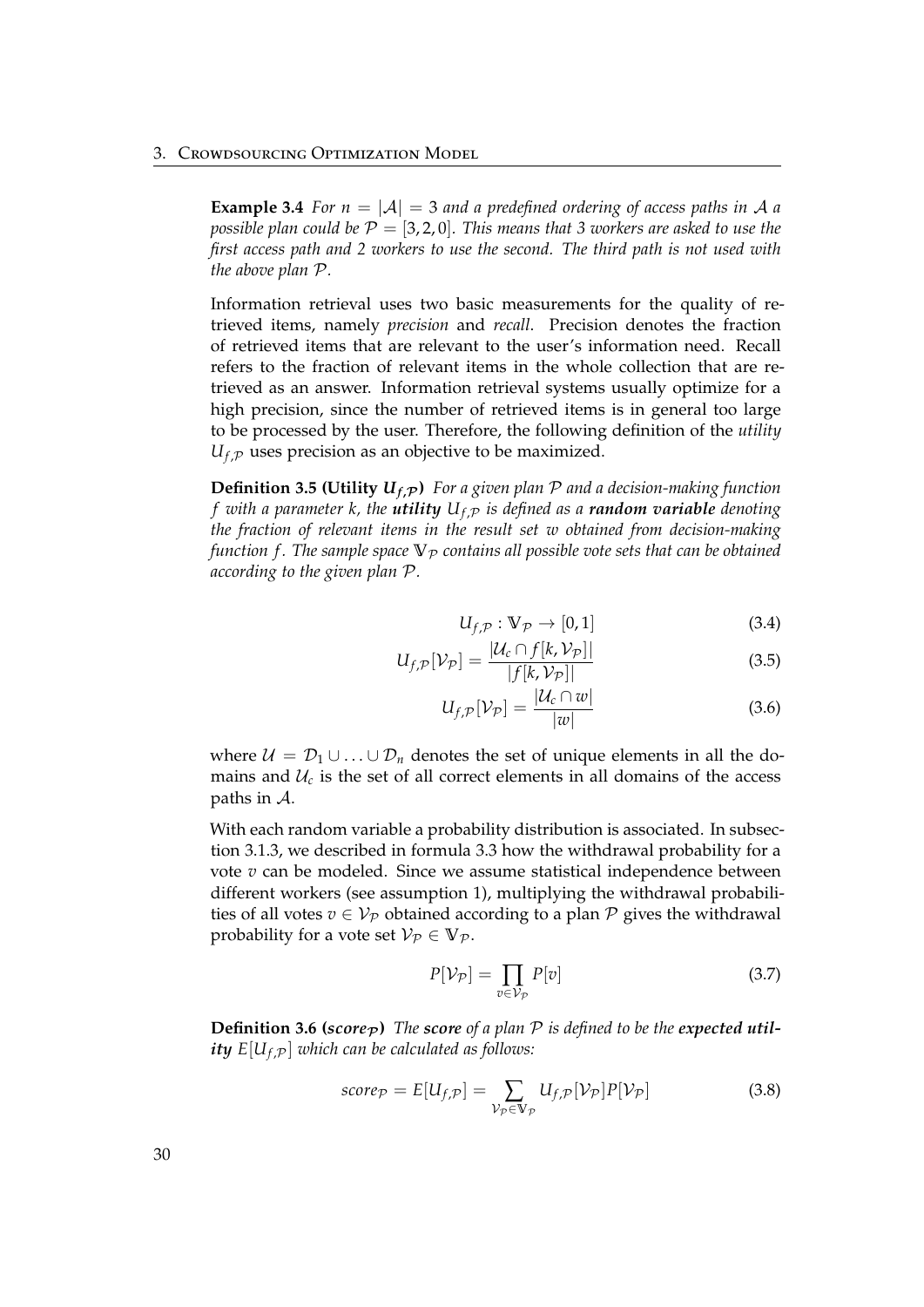**Example 3.4** *For $n = |\mathcal{A}| = 3$ and a predefined ordering of access paths in $\mathcal{A}$ a possible plan could be $\mathcal{P} = [3, 2, 0]$. This means that 3 workers are asked to use the first access path and 2 workers to use the second. The third path is not used with the above plan $\mathcal{P}$.*

Information retrieval uses two basic measurements for the quality of retrieved items, namely *precision* and *recall*. Precision denotes the fraction of retrieved items that are relevant to the user's information need. Recall refers to the fraction of relevant items in the whole collection that are retrieved as an answer. Information retrieval systems usually optimize for a high precision, since the number of retrieved items is in general too large to be processed by the user. Therefore, the following definition of the *utility* $U_{f,\mathcal{P}}$ uses precision as an objective to be maximized.

**Definition 3.5 (Utility $U_{f,\mathcal{P}}$)** *For a given plan $\mathcal{P}$ and a decision-making function $f$ with a parameter $k$, the **utility** $U_{f,\mathcal{P}}$ is defined as a **random variable** denoting the fraction of relevant items in the result set $w$ obtained from decision-making function $f$. The sample space $\mathbb{V}_{\mathcal{P}}$ contains all possible vote sets that can be obtained according to the given plan $\mathcal{P}$.*

$$U_{f,\mathcal{P}} : \mathbb{V}_{\mathcal{P}} \to [0, 1] \tag{3.4}$$

$$U_{f,\mathcal{P}}[\mathcal{V}_{\mathcal{P}}] = \frac{|\mathcal{U}_c \cap f[k, \mathcal{V}_{\mathcal{P}}]|}{|f[k, \mathcal{V}_{\mathcal{P}}]|} \tag{3.5}$$

$$U_{f,\mathcal{P}}[\mathcal{V}_{\mathcal{P}}] = \frac{|\mathcal{U}_c \cap w|}{|w|} \tag{3.6}$$

where $\mathcal{U} = \mathcal{D}_1 \cup \ldots \cup \mathcal{D}_n$ denotes the set of unique elements in all the domains and $\mathcal{U}_c$ is the set of all correct elements in all domains of the access paths in $\mathcal{A}$.

With each random variable a probability distribution is associated. In subsection 3.1.3, we described in formula 3.3 how the withdrawal probability for a vote $v$ can be modeled. Since we assume statistical independence between different workers (see assumption 1), multiplying the withdrawal probabilities of all votes $v \in \mathcal{V}_{\mathcal{P}}$ obtained according to a plan $\mathcal{P}$ gives the withdrawal probability for a vote set $\mathcal{V}_{\mathcal{P}} \in \mathbb{V}_{\mathcal{P}}$.

$$P[\mathcal{V}_{\mathcal{P}}] = \prod_{v \in \mathcal{V}_{\mathcal{P}}} P[v] \tag{3.7}$$

**Definition 3.6 ($score_{\mathcal{P}}$)** *The **score** of a plan $\mathcal{P}$ is defined to be the **expected utility** $E[U_{f,\mathcal{P}}]$ which can be calculated as follows:*

$$score_{\mathcal{P}} = E[U_{f,\mathcal{P}}] = \sum_{\mathcal{V}_{\mathcal{P}} \in \mathbb{V}_{\mathcal{P}}} U_{f,\mathcal{P}}[\mathcal{V}_{\mathcal{P}}] P[\mathcal{V}_{\mathcal{P}}] \tag{3.8}$$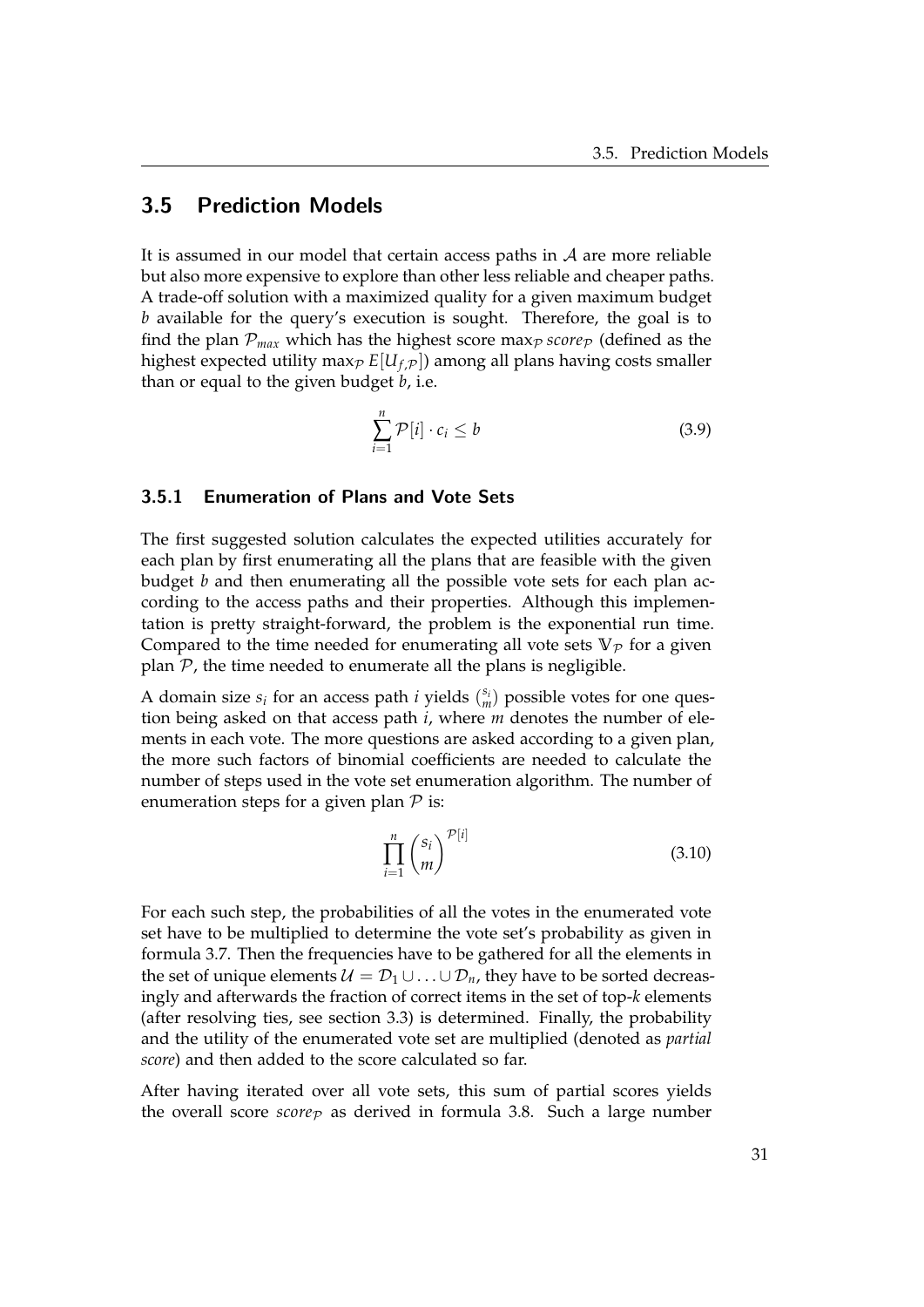## 3.5 Prediction Models

It is assumed in our model that certain access paths in $\mathcal{A}$ are more reliable but also more expensive to explore than other less reliable and cheaper paths. A trade-off solution with a maximized quality for a given maximum budget $b$ available for the query's execution is sought. Therefore, the goal is to find the plan $\mathcal{P}_{max}$ which has the highest score $\max_{\mathcal{P}} score_{\mathcal{P}}$ (defined as the highest expected utility $\max_{\mathcal{P}} E[U_{f,\mathcal{P}}]$) among all plans having costs smaller than or equal to the given budget $b$, i.e.

$$\sum_{i=1}^{n} \mathcal{P}[i] \cdot c_i \leq b \tag{3.9}$$

### 3.5.1 Enumeration of Plans and Vote Sets

The first suggested solution calculates the expected utilities accurately for each plan by first enumerating all the plans that are feasible with the given budget $b$ and then enumerating all the possible vote sets for each plan according to the access paths and their properties. Although this implementation is pretty straight-forward, the problem is the exponential run time. Compared to the time needed for enumerating all vote sets $\mathbb{V}_{\mathcal{P}}$ for a given plan $\mathcal{P}$, the time needed to enumerate all the plans is negligible.

A domain size $s_i$ for an access path $i$ yields $\binom{s_i}{m}$ possible votes for one question being asked on that access path $i$, where $m$ denotes the number of elements in each vote. The more questions are asked according to a given plan, the more such factors of binomial coefficients are needed to calculate the number of steps used in the vote set enumeration algorithm. The number of enumeration steps for a given plan $\mathcal{P}$ is:

$$\prod_{i=1}^{n} \binom{s_i}{m}^{\mathcal{P}[i]} \tag{3.10}$$

For each such step, the probabilities of all the votes in the enumerated vote set have to be multiplied to determine the vote set's probability as given in formula 3.7. Then the frequencies have to be gathered for all the elements in the set of unique elements $\mathcal{U} = \mathcal{D}_1 \cup \ldots \cup \mathcal{D}_n$, they have to be sorted decreasingly and afterwards the fraction of correct items in the set of top-$k$ elements (after resolving ties, see section 3.3) is determined. Finally, the probability and the utility of the enumerated vote set are multiplied (denoted as *partial score*) and then added to the score calculated so far.

After having iterated over all vote sets, this sum of partial scores yields the overall score $score_{\mathcal{P}}$ as derived in formula 3.8. Such a large number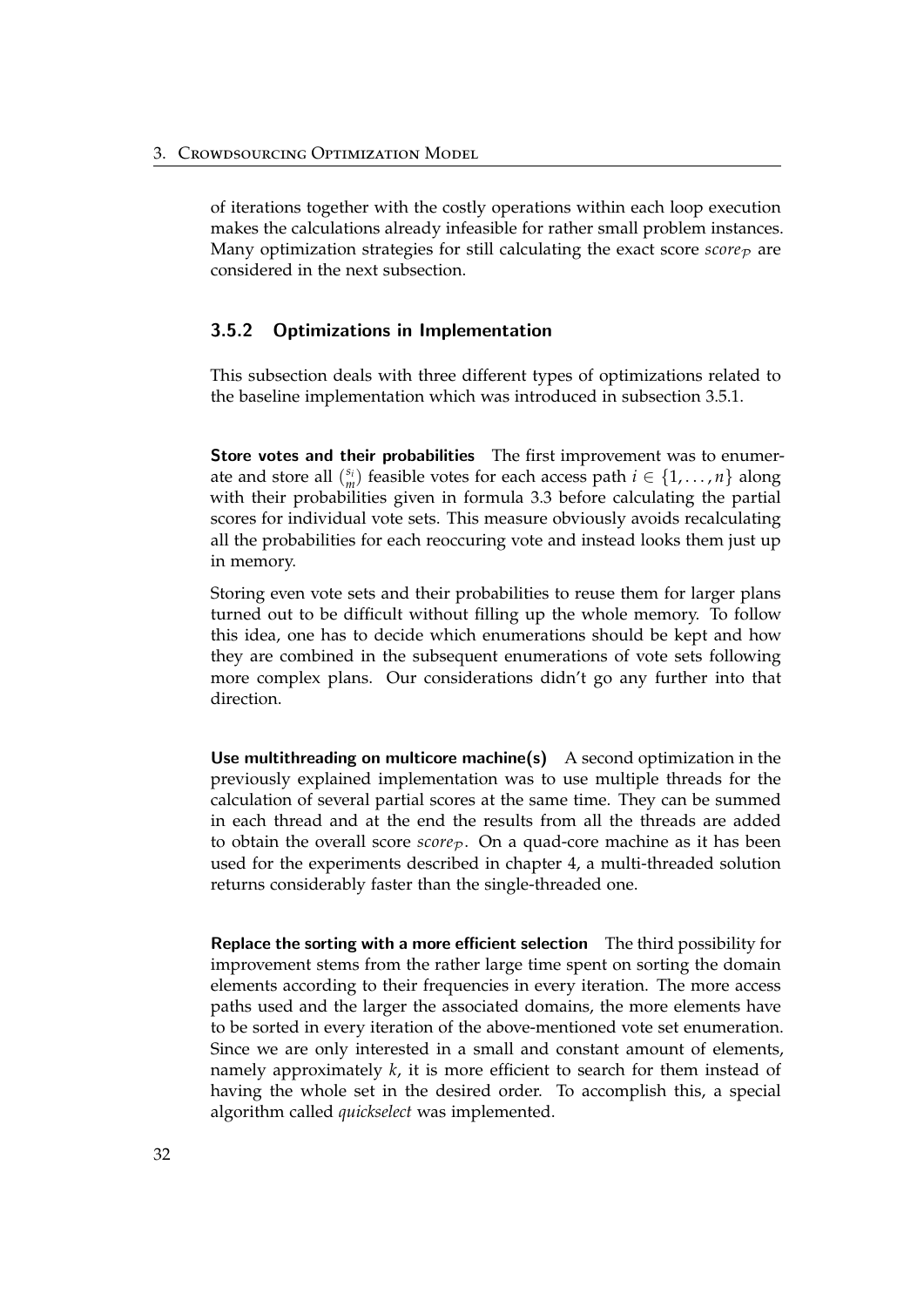of iterations together with the costly operations within each loop execution makes the calculations already infeasible for rather small problem instances. Many optimization strategies for still calculating the exact score $score_{\mathcal{P}}$ are considered in the next subsection.

### 3.5.2 Optimizations in Implementation

This subsection deals with three different types of optimizations related to the baseline implementation which was introduced in subsection 3.5.1.

**Store votes and their probabilities** The first improvement was to enumerate and store all $\binom{s_i}{m}$ feasible votes for each access path $i \in \{1, \ldots, n\}$ along with their probabilities given in formula 3.3 before calculating the partial scores for individual vote sets. This measure obviously avoids recalculating all the probabilities for each reoccuring vote and instead looks them just up in memory.

Storing even vote sets and their probabilities to reuse them for larger plans turned out to be difficult without filling up the whole memory. To follow this idea, one has to decide which enumerations should be kept and how they are combined in the subsequent enumerations of vote sets following more complex plans. Our considerations didn't go any further into that direction.

**Use multithreading on multicore machine(s)** A second optimization in the previously explained implementation was to use multiple threads for the calculation of several partial scores at the same time. They can be summed in each thread and at the end the results from all the threads are added to obtain the overall score $score_{\mathcal{P}}$. On a quad-core machine as it has been used for the experiments described in chapter 4, a multi-threaded solution returns considerably faster than the single-threaded one.

**Replace the sorting with a more efficient selection** The third possibility for improvement stems from the rather large time spent on sorting the domain elements according to their frequencies in every iteration. The more access paths used and the larger the associated domains, the more elements have to be sorted in every iteration of the above-mentioned vote set enumeration. Since we are only interested in a small and constant amount of elements, namely approximately $k$, it is more efficient to search for them instead of having the whole set in the desired order. To accomplish this, a special algorithm called *quickselect* was implemented.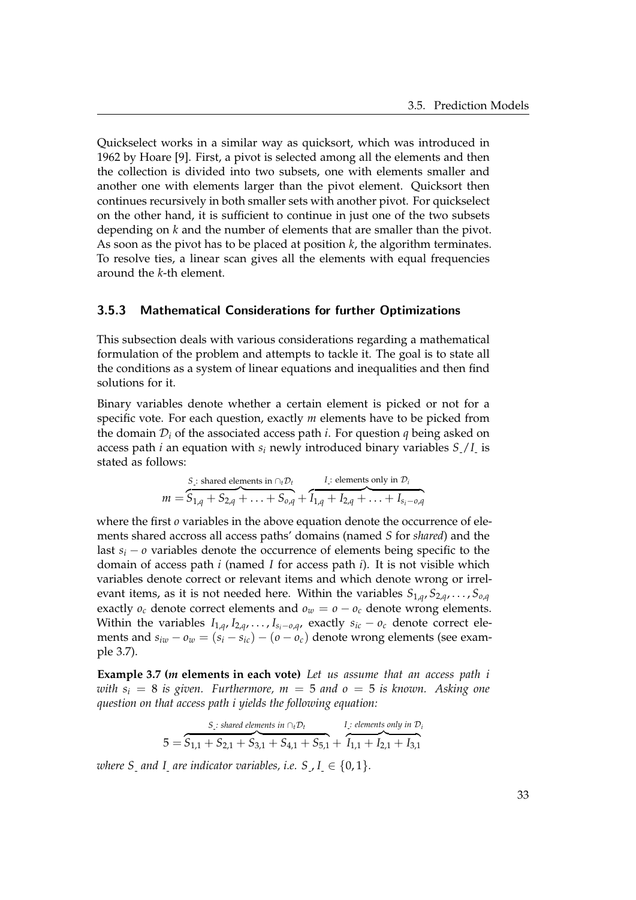Quickselect works in a similar way as quicksort, which was introduced in 1962 by Hoare [9]. First, a pivot is selected among all the elements and then the collection is divided into two subsets, one with elements smaller and another one with elements larger than the pivot element. Quicksort then continues recursively in both smaller sets with another pivot. For quickselect on the other hand, it is sufficient to continue in just one of the two subsets depending on $k$ and the number of elements that are smaller than the pivot. As soon as the pivot has to be placed at position $k$, the algorithm terminates. To resolve ties, a linear scan gives all the elements with equal frequencies around the $k$-th element.

### 3.5.3 Mathematical Considerations for further Optimizations

This subsection deals with various considerations regarding a mathematical formulation of the problem and attempts to tackle it. The goal is to state all the conditions as a system of linear equations and inequalities and then find solutions for it.

Binary variables denote whether a certain element is picked or not for a specific vote. For each question, exactly $m$ elements have to be picked from the domain $\mathcal{D}_i$ of the associated access path $i$. For question $q$ being asked on access path $i$ an equation with $s_i$ newly introduced binary variables $S\_/I\_$ is stated as follows:

$$m = \overbrace{S_{1,q} + S_{2,q} + \ldots + S_{o,q}}^{S\_\text{: shared elements in } \cap_t \mathcal{D}_t} + \overbrace{I_{1,q} + I_{2,q} + \ldots + I_{s_i - o,q}}^{I\_\text{: elements only in } \mathcal{D}_i}$$

where the first $o$ variables in the above equation denote the occurrence of elements shared accross all access paths' domains (named $S$ for *shared*) and the last $s_i - o$ variables denote the occurrence of elements being specific to the domain of access path $i$ (named $I$ for access path $i$). It is not visible which variables denote correct or relevant items and which denote wrong or irrelevant items, as it is not needed here. Within the variables $S_{1,q}, S_{2,q}, \ldots, S_{o,q}$ exactly $o_c$ denote correct elements and $o_w = o - o_c$ denote wrong elements. Within the variables $I_{1,q}, I_{2,q}, \ldots, I_{s_i-o,q}$, exactly $s_{ic} - o_c$ denote correct elements and $s_{iw} - o_w = (s_i - s_{ic}) - (o - o_c)$ denote wrong elements (see example 3.7).

**Example 3.7 ($m$ elements in each vote)** *Let us assume that an access path $i$ with $s_i = 8$ is given. Furthermore, $m = 5$ and $o = 5$ is known. Asking one question on that access path $i$ yields the following equation:*

$$5 = \overbrace{S_{1,1} + S_{2,1} + S_{3,1} + S_{4,1} + S_{5,1}}^{S\_\text{: shared elements in } \cap_t \mathcal{D}_t} + \overbrace{I_{1,1} + I_{2,1} + I_{3,1}}^{I\_\text{: elements only in } \mathcal{D}_i}$$

*where $S\_$ and $I\_$ are indicator variables, i.e. $S\_, I\_ \in \{0, 1\}$.*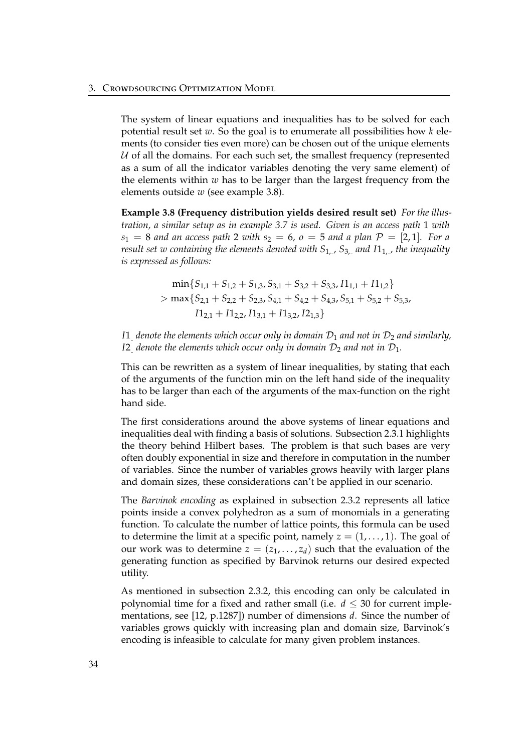The system of linear equations and inequalities has to be solved for each potential result set $w$. So the goal is to enumerate all possibilities how $k$ elements (to consider ties even more) can be chosen out of the unique elements $\mathcal{U}$ of all the domains. For each such set, the smallest frequency (represented as a sum of all the indicator variables denoting the very same element) of the elements within $w$ has to be larger than the largest frequency from the elements outside $w$ (see example 3.8).

**Example 3.8 (Frequency distribution yields desired result set)** *For the illustration, a similar setup as in example 3.7 is used. Given is an access path* 1 *with* $s_1 = 8$ *and an access path* 2 *with* $s_2 = 6$, $o = 5$ *and a plan* $\mathcal{P} = [2, 1]$. *For a result set w containing the elements denoted with* $S_{1,\_}$, $S_{3,\_}$ *and* $I1_{1,\_}$, *the inequality is expressed as follows:*

$$
\begin{aligned}
&\min\{S_{1,1} + S_{1,2} + S_{1,3}, S_{3,1} + S_{3,2} + S_{3,3}, I1_{1,1} + I1_{1,2}\} \\
&> \max\{S_{2,1} + S_{2,2} + S_{2,3}, S_{4,1} + S_{4,2} + S_{4,3}, S_{5,1} + S_{5,2} + S_{5,3}, \\
&\qquad I1_{2,1} + I1_{2,2}, I1_{3,1} + I1_{3,2}, I2_{1,3}\}
\end{aligned}
$$

$I1_{\_}$ *denote the elements which occur only in domain* $\mathcal{D}_1$ *and not in* $\mathcal{D}_2$ *and similarly,* $I2_{\_}$ *denote the elements which occur only in domain* $\mathcal{D}_2$ *and not in* $\mathcal{D}_1$.

This can be rewritten as a system of linear inequalities, by stating that each of the arguments of the function min on the left hand side of the inequality has to be larger than each of the arguments of the max-function on the right hand side.

The first considerations around the above systems of linear equations and inequalities deal with finding a basis of solutions. Subsection 2.3.1 highlights the theory behind Hilbert bases. The problem is that such bases are very often doubly exponential in size and therefore in computation in the number of variables. Since the number of variables grows heavily with larger plans and domain sizes, these considerations can't be applied in our scenario.

The *Barvinok encoding* as explained in subsection 2.3.2 represents all latice points inside a convex polyhedron as a sum of monomials in a generating function. To calculate the number of lattice points, this formula can be used to determine the limit at a specific point, namely $z = (1, \ldots, 1)$. The goal of our work was to determine $z = (z_1, \ldots, z_d)$ such that the evaluation of the generating function as specified by Barvinok returns our desired expected utility.

As mentioned in subsection 2.3.2, this encoding can only be calculated in polynomial time for a fixed and rather small (i.e. $d \leq 30$ for current implementations, see [12, p.1287]) number of dimensions $d$. Since the number of variables grows quickly with increasing plan and domain size, Barvinok's encoding is infeasible to calculate for many given problem instances.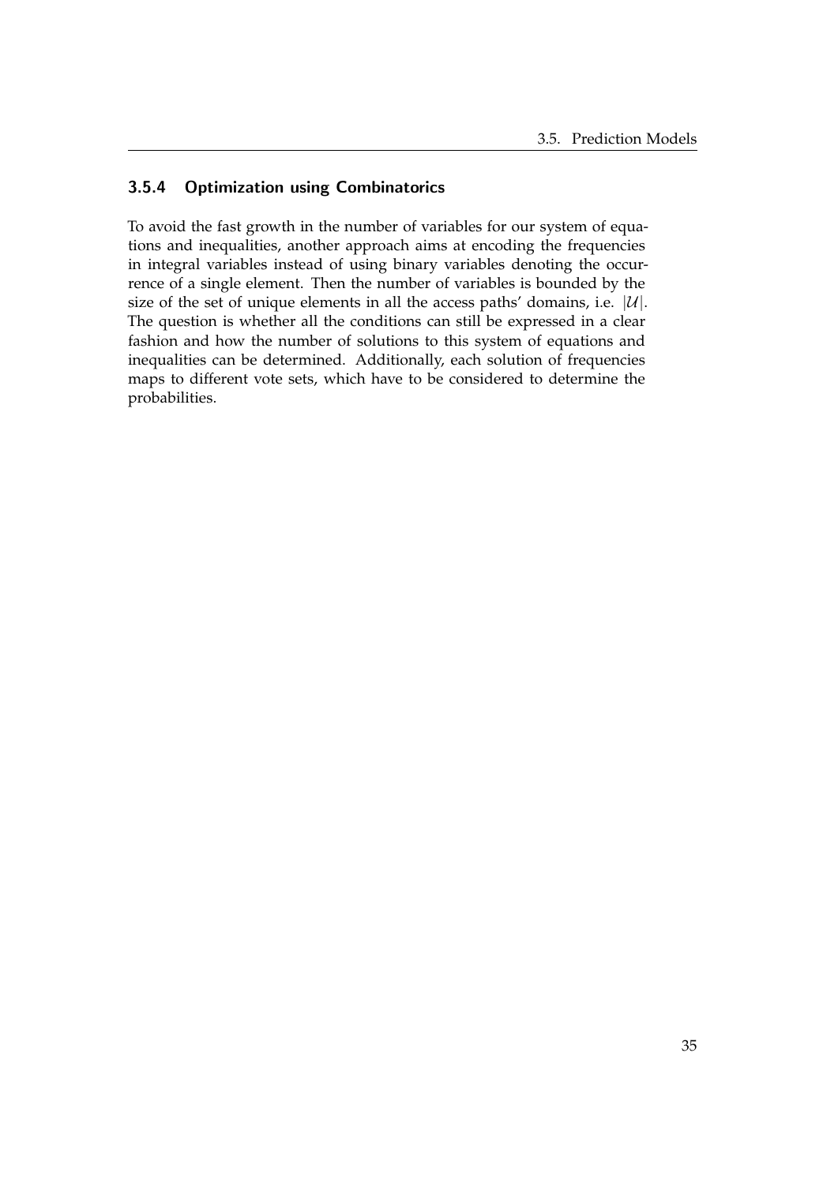### 3.5.4 Optimization using Combinatorics

To avoid the fast growth in the number of variables for our system of equations and inequalities, another approach aims at encoding the frequencies in integral variables instead of using binary variables denoting the occurrence of a single element. Then the number of variables is bounded by the size of the set of unique elements in all the access paths' domains, i.e. $|\mathcal{U}|$. The question is whether all the conditions can still be expressed in a clear fashion and how the number of solutions to this system of equations and inequalities can be determined. Additionally, each solution of frequencies maps to different vote sets, which have to be considered to determine the probabilities.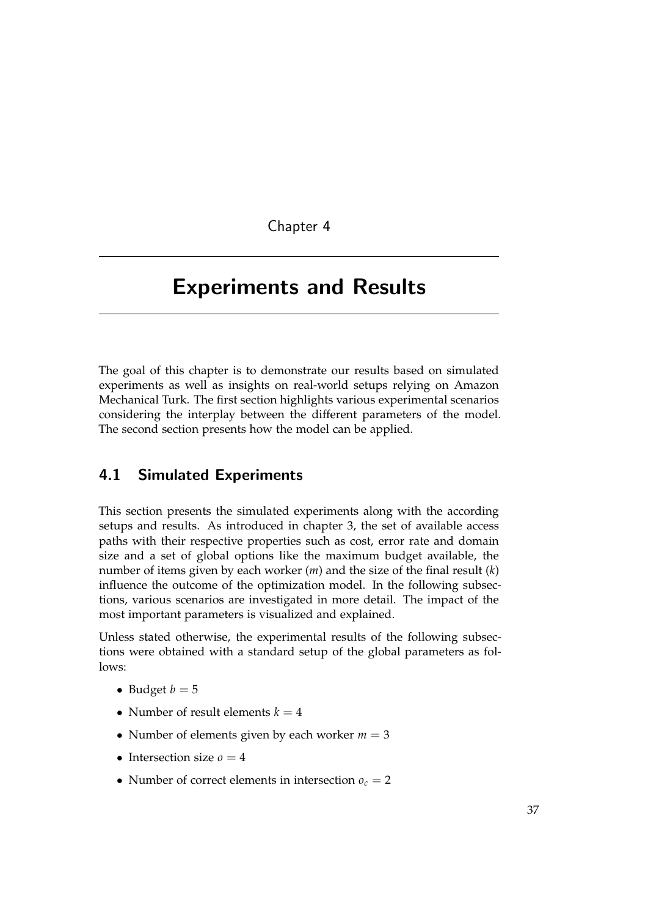Chapter 4

# Experiments and Results

The goal of this chapter is to demonstrate our results based on simulated experiments as well as insights on real-world setups relying on Amazon Mechanical Turk. The first section highlights various experimental scenarios considering the interplay between the different parameters of the model. The second section presents how the model can be applied.

## 4.1 Simulated Experiments

This section presents the simulated experiments along with the according setups and results. As introduced in chapter 3, the set of available access paths with their respective properties such as cost, error rate and domain size and a set of global options like the maximum budget available, the number of items given by each worker ($m$) and the size of the final result ($k$) influence the outcome of the optimization model. In the following subsections, various scenarios are investigated in more detail. The impact of the most important parameters is visualized and explained.

Unless stated otherwise, the experimental results of the following subsections were obtained with a standard setup of the global parameters as follows:

- Budget $b = 5$
- Number of result elements $k = 4$
- Number of elements given by each worker $m = 3$
- Intersection size $o = 4$
- Number of correct elements in intersection $o_c = 2$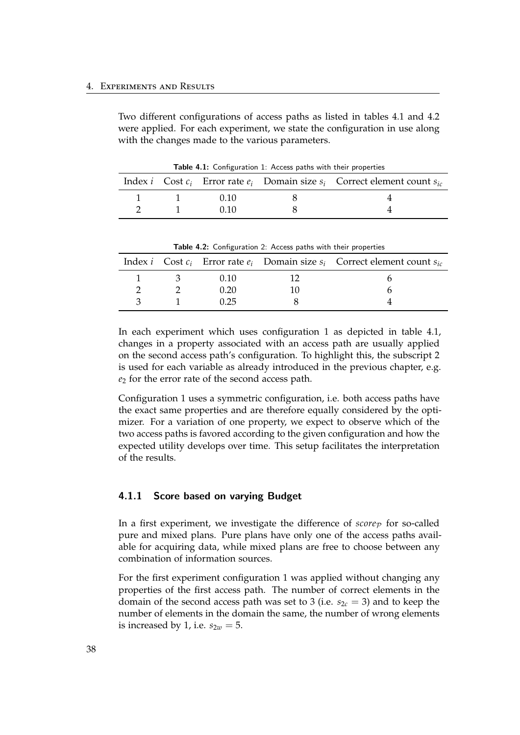Two different configurations of access paths as listed in tables 4.1 and 4.2 were applied. For each experiment, we state the configuration in use along with the changes made to the various parameters.

**Table 4.1:** Configuration 1: Access paths with their properties

| Index $i$ | Cost $c_i$ | Error rate $e_i$ | Domain size $s_i$ | Correct element count $s_{ic}$ |
|---|---|---|---|---|
| 1 | 1 | 0.10 | 8 | 4 |
| 2 | 1 | 0.10 | 8 | 4 |

**Table 4.2:** Configuration 2: Access paths with their properties

| Index $i$ | Cost $c_i$ | Error rate $e_i$ | Domain size $s_i$ | Correct element count $s_{ic}$ |
|---|---|---|---|---|
| 1 | 3 | 0.10 | 12 | 6 |
| 2 | 2 | 0.20 | 10 | 6 |
| 3 | 1 | 0.25 | 8 | 4 |

In each experiment which uses configuration 1 as depicted in table 4.1, changes in a property associated with an access path are usually applied on the second access path's configuration. To highlight this, the subscript 2 is used for each variable as already introduced in the previous chapter, e.g. $e_2$ for the error rate of the second access path.

Configuration 1 uses a symmetric configuration, i.e. both access paths have the exact same properties and are therefore equally considered by the optimizer. For a variation of one property, we expect to observe which of the two access paths is favored according to the given configuration and how the expected utility develops over time. This setup facilitates the interpretation of the results.

### 4.1.1 Score based on varying Budget

In a first experiment, we investigate the difference of $score_{\mathcal{P}}$ for so-called pure and mixed plans. Pure plans have only one of the access paths available for acquiring data, while mixed plans are free to choose between any combination of information sources.

For the first experiment configuration 1 was applied without changing any properties of the first access path. The number of correct elements in the domain of the second access path was set to 3 (i.e. $s_{2c} = 3$) and to keep the number of elements in the domain the same, the number of wrong elements is increased by 1, i.e. $s_{2w} = 5$.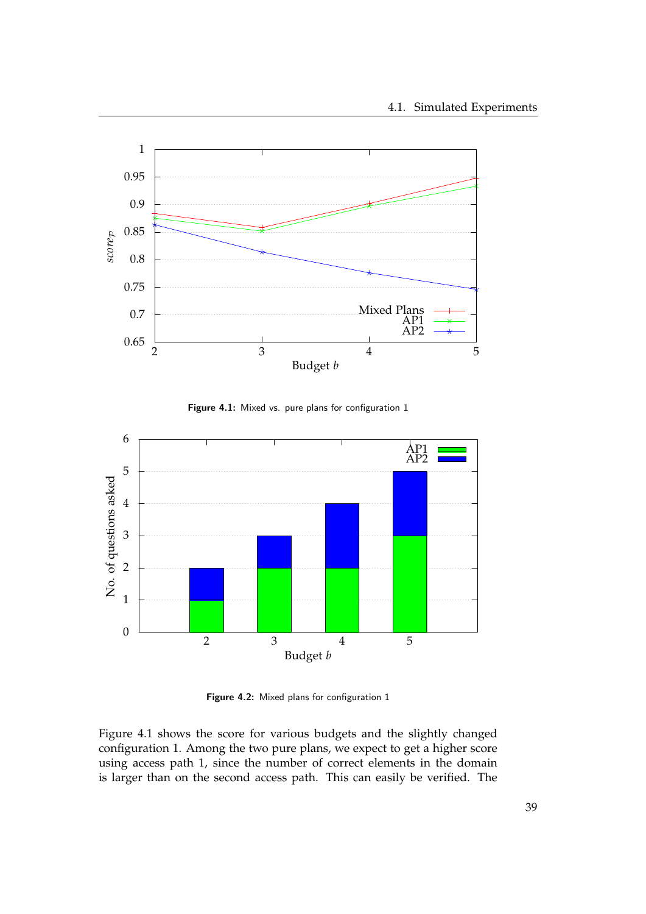Figure 4.1: Mixed vs. pure plans for configuration 1

Figure 4.2: Mixed plans for configuration 1

Figure 4.1 shows the score for various budgets and the slightly changed configuration 1. Among the two pure plans, we expect to get a higher score using access path 1, since the number of correct elements in the domain is larger than on the second access path. This can easily be verified. The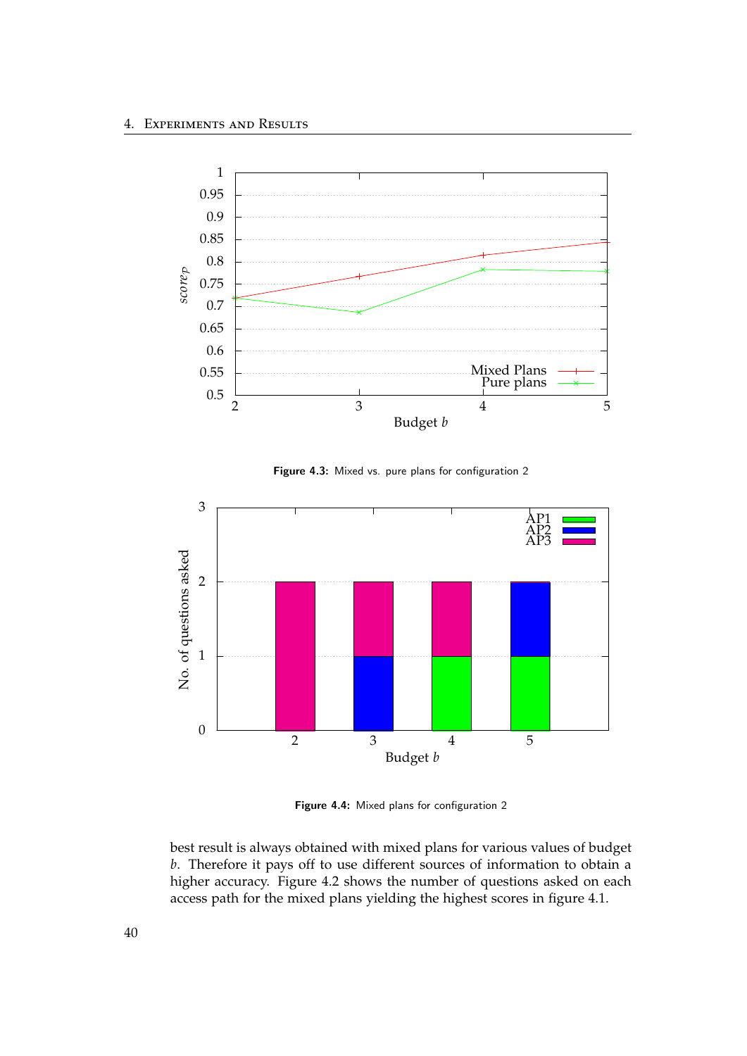Figure 4.3: Mixed vs. pure plans for configuration 2

Figure 4.4: Mixed plans for configuration 2

best result is always obtained with mixed plans for various values of budget $b$. Therefore it pays off to use different sources of information to obtain a higher accuracy. Figure 4.2 shows the number of questions asked on each access path for the mixed plans yielding the highest scores in figure 4.1.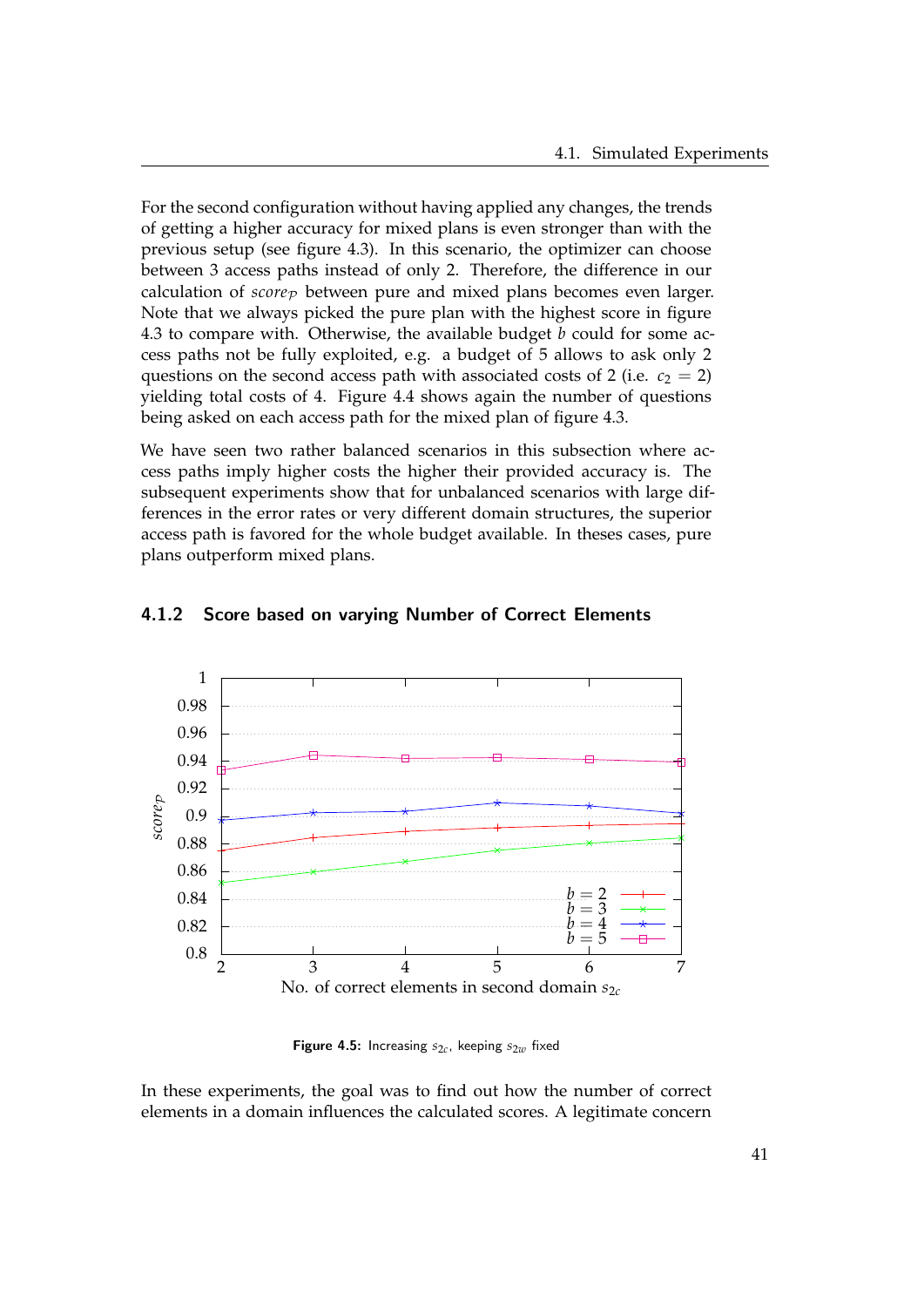For the second configuration without having applied any changes, the trends of getting a higher accuracy for mixed plans is even stronger than with the previous setup (see figure 4.3). In this scenario, the optimizer can choose between 3 access paths instead of only 2. Therefore, the difference in our calculation of $score_{\mathcal{P}}$ between pure and mixed plans becomes even larger. Note that we always picked the pure plan with the highest score in figure 4.3 to compare with. Otherwise, the available budget $b$ could for some access paths not be fully exploited, e.g. a budget of 5 allows to ask only 2 questions on the second access path with associated costs of 2 (i.e. $c_2 = 2$) yielding total costs of 4. Figure 4.4 shows again the number of questions being asked on each access path for the mixed plan of figure 4.3.

We have seen two rather balanced scenarios in this subsection where access paths imply higher costs the higher their provided accuracy is. The subsequent experiments show that for unbalanced scenarios with large differences in the error rates or very different domain structures, the superior access path is favored for the whole budget available. In theses cases, pure plans outperform mixed plans.

### 4.1.2 Score based on varying Number of Correct Elements

**Figure 4.5:** Increasing $s_{2c}$, keeping $s_{2w}$ fixed

In these experiments, the goal was to find out how the number of correct elements in a domain influences the calculated scores. A legitimate concern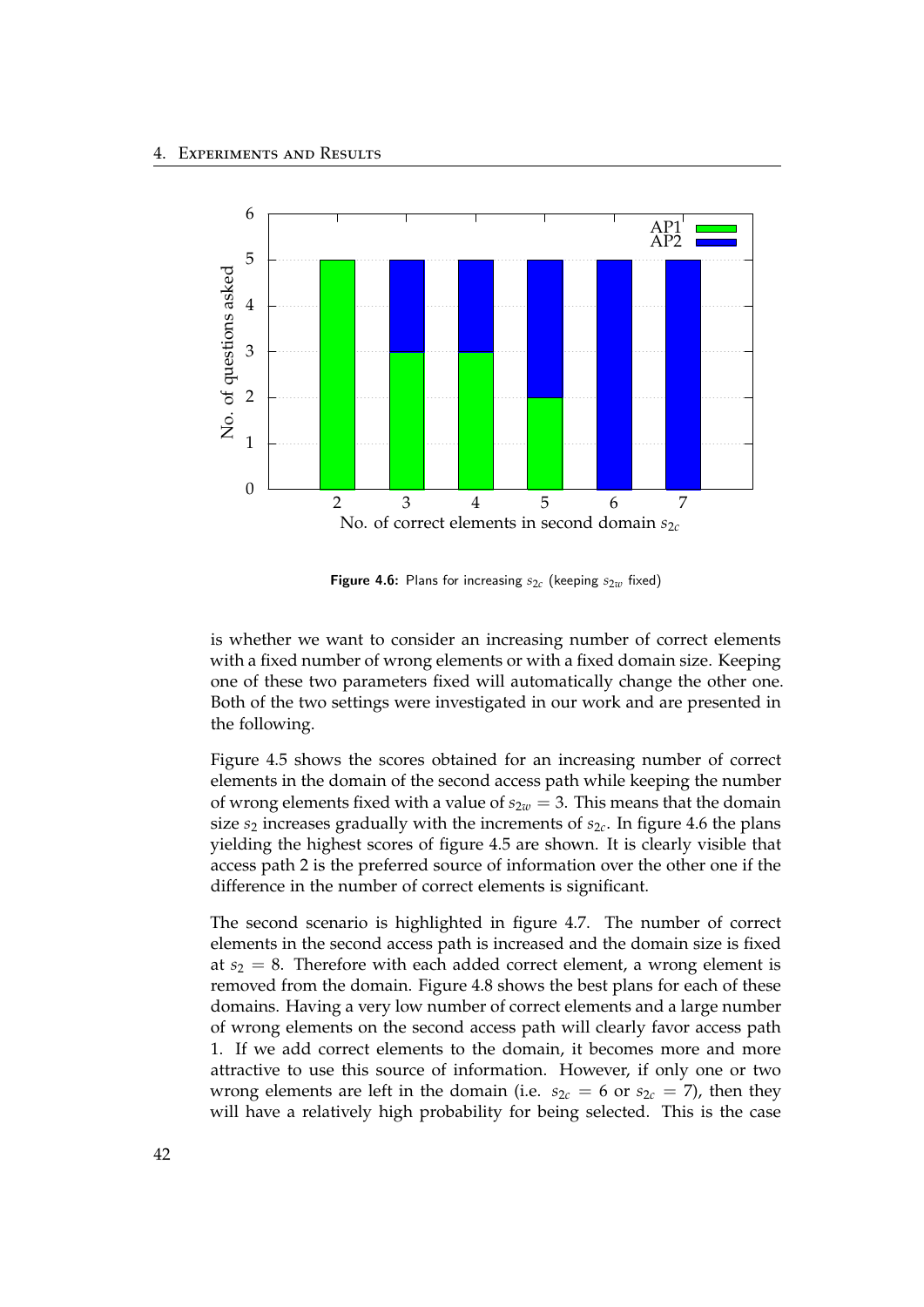Figure 4.6: Plans for increasing $s_{2c}$ (keeping $s_{2w}$ fixed)

is whether we want to consider an increasing number of correct elements with a fixed number of wrong elements or with a fixed domain size. Keeping one of these two parameters fixed will automatically change the other one. Both of the two settings were investigated in our work and are presented in the following.

Figure 4.5 shows the scores obtained for an increasing number of correct elements in the domain of the second access path while keeping the number of wrong elements fixed with a value of $s_{2w} = 3$. This means that the domain size $s_2$ increases gradually with the increments of $s_{2c}$. In figure 4.6 the plans yielding the highest scores of figure 4.5 are shown. It is clearly visible that access path 2 is the preferred source of information over the other one if the difference in the number of correct elements is significant.

The second scenario is highlighted in figure 4.7. The number of correct elements in the second access path is increased and the domain size is fixed at $s_2 = 8$. Therefore with each added correct element, a wrong element is removed from the domain. Figure 4.8 shows the best plans for each of these domains. Having a very low number of correct elements and a large number of wrong elements on the second access path will clearly favor access path 1. If we add correct elements to the domain, it becomes more and more attractive to use this source of information. However, if only one or two wrong elements are left in the domain (i.e. $s_{2c} = 6$ or $s_{2c} = 7$), then they will have a relatively high probability for being selected. This is the case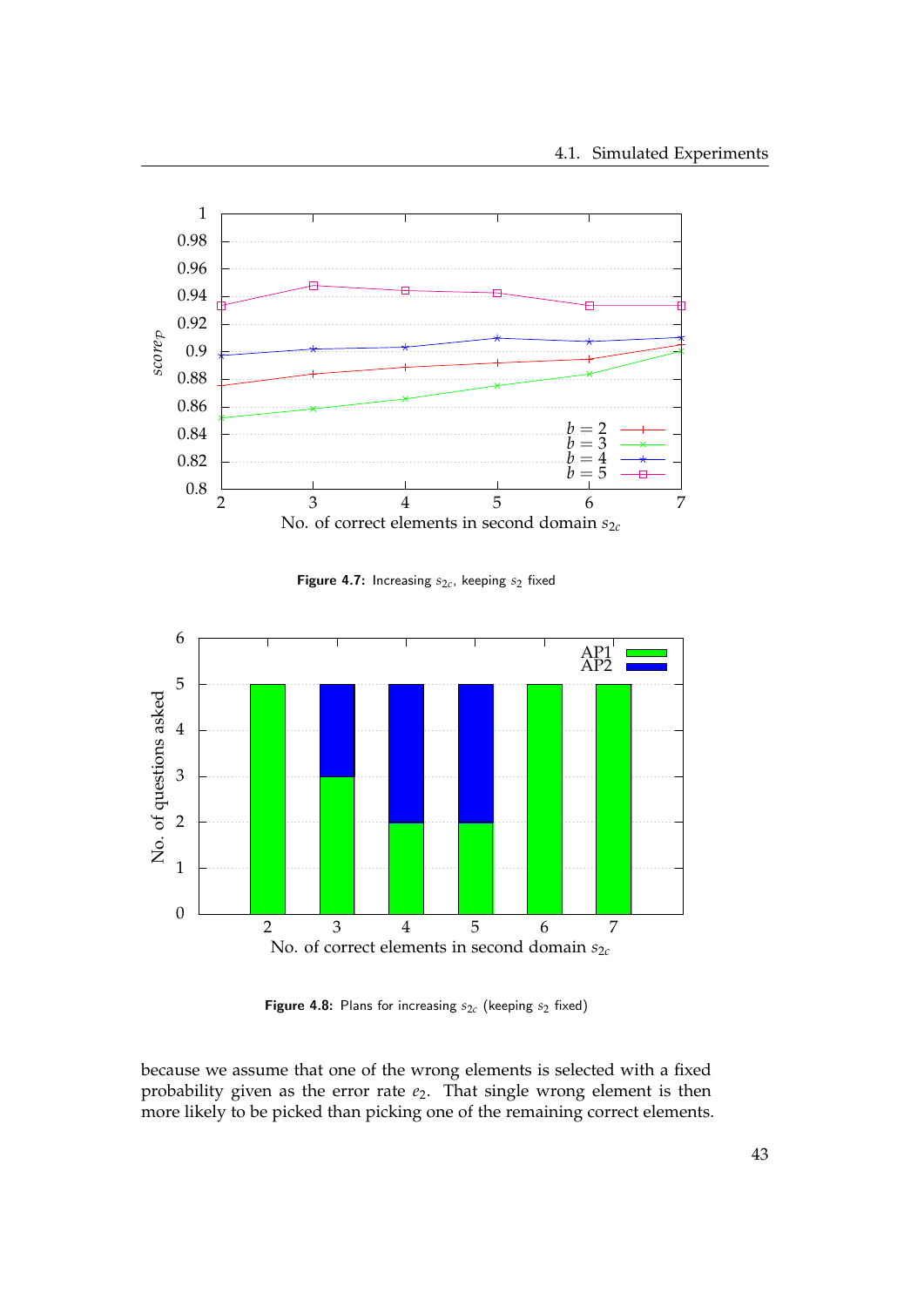Figure 4.7: Increasing $s_{2c}$, keeping $s_2$ fixed

Figure 4.8: Plans for increasing $s_{2c}$ (keeping $s_2$ fixed)

because we assume that one of the wrong elements is selected with a fixed probability given as the error rate $e_2$. That single wrong element is then more likely to be picked than picking one of the remaining correct elements.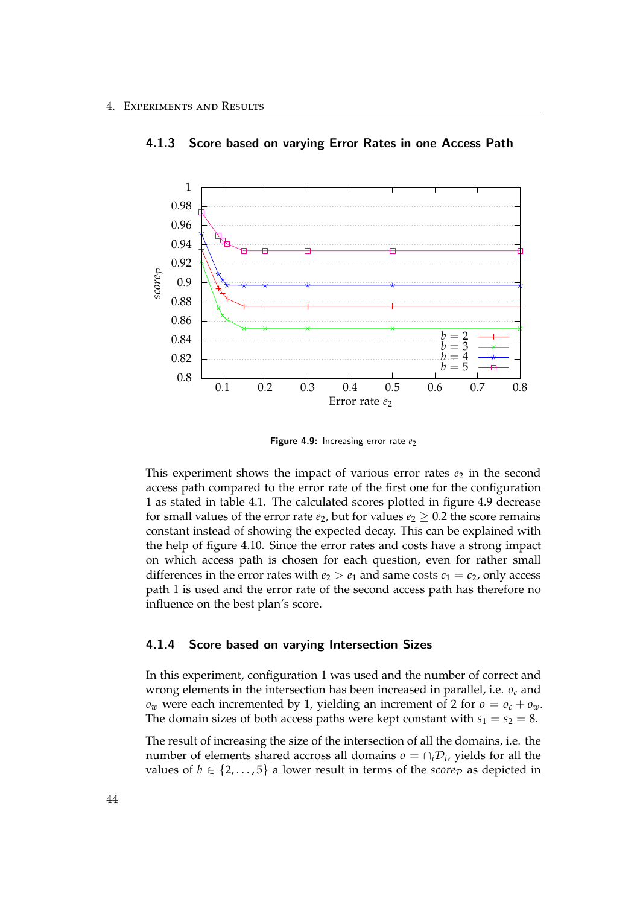### 4.1.3 Score based on varying Error Rates in one Access Path

Figure 4.9: Increasing error rate $e_2$

This experiment shows the impact of various error rates $e_2$ in the second access path compared to the error rate of the first one for the configuration 1 as stated in table 4.1. The calculated scores plotted in figure 4.9 decrease for small values of the error rate $e_2$, but for values $e_2 \geq 0.2$ the score remains constant instead of showing the expected decay. This can be explained with the help of figure 4.10. Since the error rates and costs have a strong impact on which access path is chosen for each question, even for rather small differences in the error rates with $e_2 > e_1$ and same costs $c_1 = c_2$, only access path 1 is used and the error rate of the second access path has therefore no influence on the best plan's score.

### 4.1.4 Score based on varying Intersection Sizes

In this experiment, configuration 1 was used and the number of correct and wrong elements in the intersection has been increased in parallel, i.e. $o_c$ and $o_w$ were each incremented by 1, yielding an increment of 2 for $o = o_c + o_w$. The domain sizes of both access paths were kept constant with $s_1 = s_2 = 8$.

The result of increasing the size of the intersection of all the domains, i.e. the number of elements shared accross all domains $o = \cap_i \mathcal{D}_i$, yields for all the values of $b \in \{2, \ldots, 5\}$ a lower result in terms of the $score_{\mathcal{P}}$ as depicted in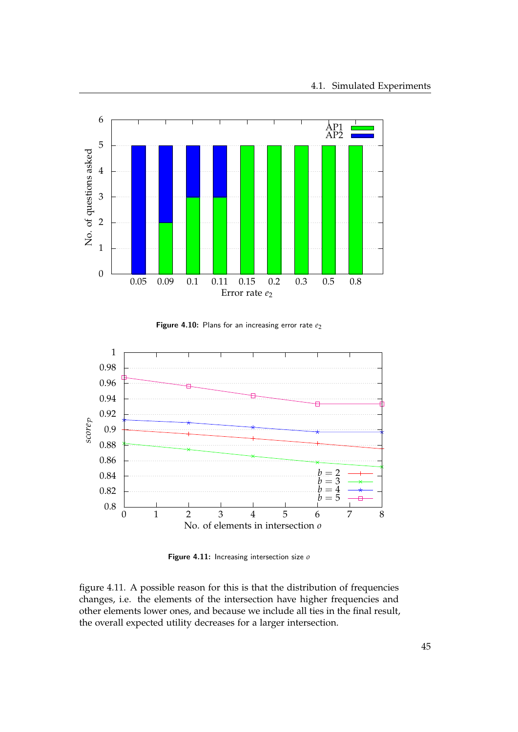**Figure 4.10:** Plans for an increasing error rate $e_2$

**Figure 4.11:** Increasing intersection size $o$

figure 4.11. A possible reason for this is that the distribution of frequencies changes, i.e. the elements of the intersection have higher frequencies and other elements lower ones, and because we include all ties in the final result, the overall expected utility decreases for a larger intersection.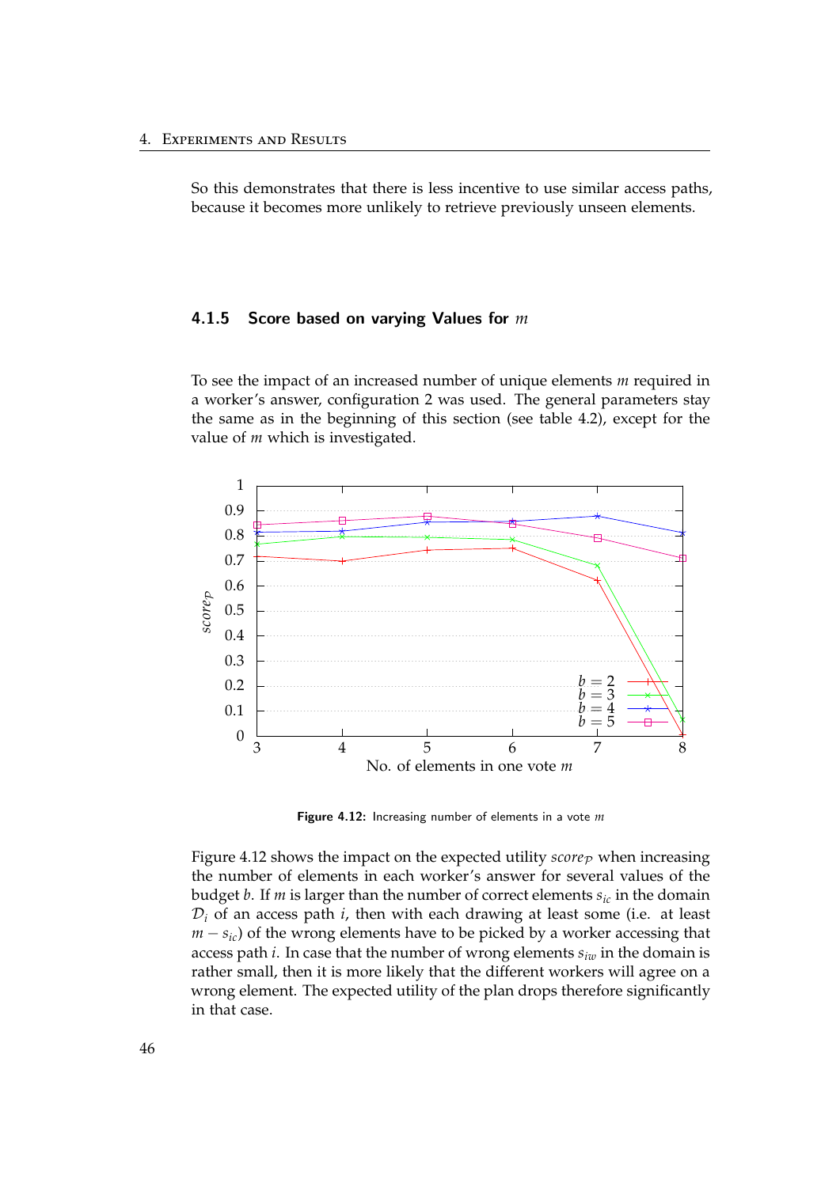So this demonstrates that there is less incentive to use similar access paths, because it becomes more unlikely to retrieve previously unseen elements.

### 4.1.5 Score based on varying Values for $m$

To see the impact of an increased number of unique elements $m$ required in a worker's answer, configuration 2 was used. The general parameters stay the same as in the beginning of this section (see table 4.2), except for the value of $m$ which is investigated.

**Figure 4.12:** Increasing number of elements in a vote $m$

Figure 4.12 shows the impact on the expected utility $score_{\mathcal{P}}$ when increasing the number of elements in each worker's answer for several values of the budget $b$. If $m$ is larger than the number of correct elements $s_{ic}$ in the domain $\mathcal{D}_i$ of an access path $i$, then with each drawing at least some (i.e. at least $m - s_{ic}$) of the wrong elements have to be picked by a worker accessing that access path $i$. In case that the number of wrong elements $s_{iw}$ in the domain is rather small, then it is more likely that the different workers will agree on a wrong element. The expected utility of the plan drops therefore significantly in that case.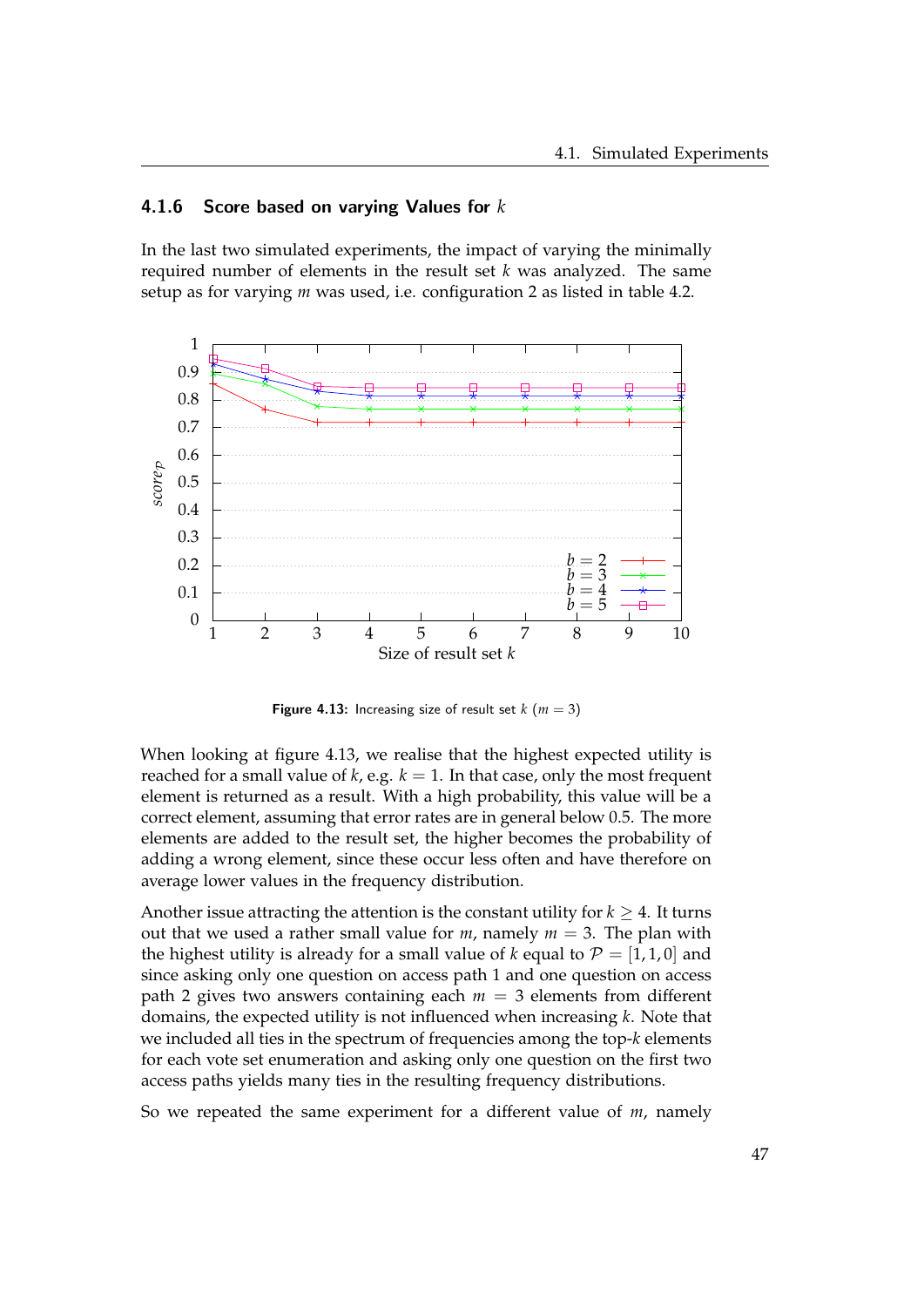### 4.1.6 Score based on varying Values for $k$

In the last two simulated experiments, the impact of varying the minimally required number of elements in the result set $k$ was analyzed. The same setup as for varying $m$ was used, i.e. configuration 2 as listed in table 4.2.

**Figure 4.13:** Increasing size of result set $k$ ($m = 3$)

When looking at figure 4.13, we realise that the highest expected utility is reached for a small value of $k$, e.g. $k = 1$. In that case, only the most frequent element is returned as a result. With a high probability, this value will be a correct element, assuming that error rates are in general below 0.5. The more elements are added to the result set, the higher becomes the probability of adding a wrong element, since these occur less often and have therefore on average lower values in the frequency distribution.

Another issue attracting the attention is the constant utility for $k \geq 4$. It turns out that we used a rather small value for $m$, namely $m = 3$. The plan with the highest utility is already for a small value of $k$ equal to $\mathcal{P} = [1, 1, 0]$ and since asking only one question on access path 1 and one question on access path 2 gives two answers containing each $m = 3$ elements from different domains, the expected utility is not influenced when increasing $k$. Note that we included all ties in the spectrum of frequencies among the top-$k$ elements for each vote set enumeration and asking only one question on the first two access paths yields many ties in the resulting frequency distributions.

So we repeated the same experiment for a different value of $m$, namely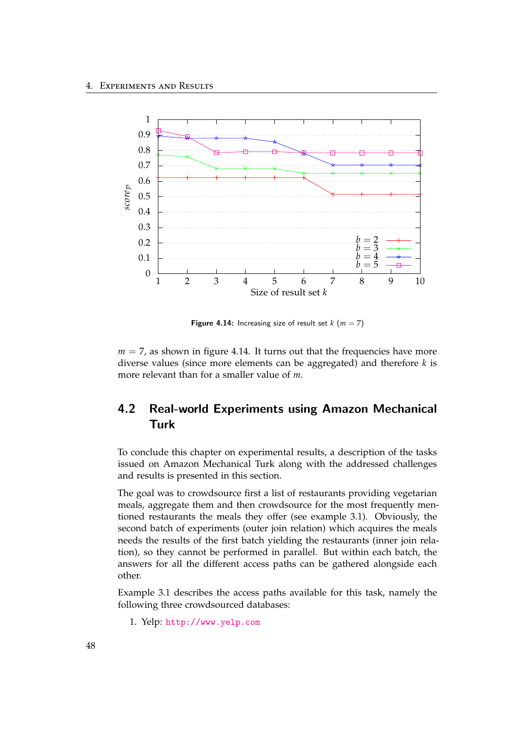Figure 4.14: Increasing size of result set $k$ ($m = 7$)

$m = 7$, as shown in figure 4.14. It turns out that the frequencies have more diverse values (since more elements can be aggregated) and therefore $k$ is more relevant than for a smaller value of $m$.

## 4.2 Real-world Experiments using Amazon Mechanical Turk

To conclude this chapter on experimental results, a description of the tasks issued on Amazon Mechanical Turk along with the addressed challenges and results is presented in this section.

The goal was to crowdsource first a list of restaurants providing vegetarian meals, aggregate them and then crowdsource for the most frequently mentioned restaurants the meals they offer (see example 3.1). Obviously, the second batch of experiments (outer join relation) which acquires the meals needs the results of the first batch yielding the restaurants (inner join relation), so they cannot be performed in parallel. But within each batch, the answers for all the different access paths can be gathered alongside each other.

Example 3.1 describes the access paths available for this task, namely the following three crowdsourced databases:

1. Yelp: http://www.yelp.com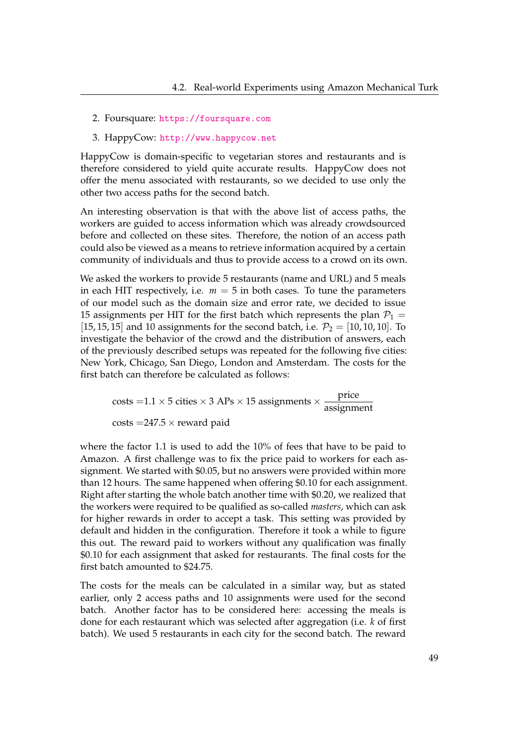2. Foursquare: https://foursquare.com
3. HappyCow: http://www.happycow.net

HappyCow is domain-specific to vegetarian stores and restaurants and is therefore considered to yield quite accurate results. HappyCow does not offer the menu associated with restaurants, so we decided to use only the other two access paths for the second batch.

An interesting observation is that with the above list of access paths, the workers are guided to access information which was already crowdsourced before and collected on these sites. Therefore, the notion of an access path could also be viewed as a means to retrieve information acquired by a certain community of individuals and thus to provide access to a crowd on its own.

We asked the workers to provide 5 restaurants (name and URL) and 5 meals in each HIT respectively, i.e. $m = 5$ in both cases. To tune the parameters of our model such as the domain size and error rate, we decided to issue 15 assignments per HIT for the first batch which represents the plan $\mathcal{P}_1 = [15, 15, 15]$ and 10 assignments for the second batch, i.e. $\mathcal{P}_2 = [10, 10, 10]$. To investigate the behavior of the crowd and the distribution of answers, each of the previously described setups was repeated for the following five cities: New York, Chicago, San Diego, London and Amsterdam. The costs for the first batch can therefore be calculated as follows:

$$\text{costs} = 1.1 \times 5 \text{ cities} \times 3 \text{ APs} \times 15 \text{ assignments} \times \frac{\text{price}}{\text{assignment}}$$

$$\text{costs} = 247.5 \times \text{reward paid}$$

where the factor 1.1 is used to add the 10% of fees that have to be paid to Amazon. A first challenge was to fix the price paid to workers for each assignment. We started with \$0.05, but no answers were provided within more than 12 hours. The same happened when offering \$0.10 for each assignment. Right after starting the whole batch another time with \$0.20, we realized that the workers were required to be qualified as so-called *masters*, which can ask for higher rewards in order to accept a task. This setting was provided by default and hidden in the configuration. Therefore it took a while to figure this out. The reward paid to workers without any qualification was finally \$0.10 for each assignment that asked for restaurants. The final costs for the first batch amounted to \$24.75.

The costs for the meals can be calculated in a similar way, but as stated earlier, only 2 access paths and 10 assignments were used for the second batch. Another factor has to be considered here: accessing the meals is done for each restaurant which was selected after aggregation (i.e. $k$ of first batch). We used 5 restaurants in each city for the second batch. The reward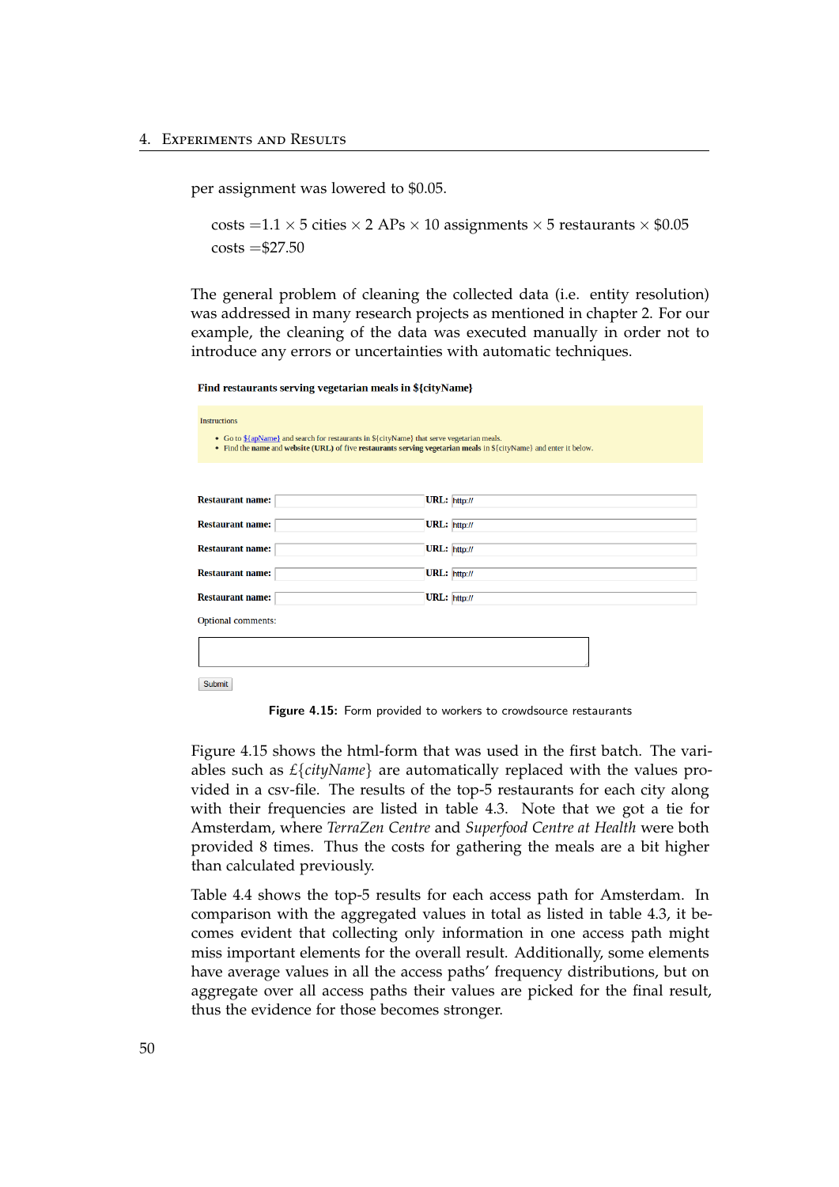per assignment was lowered to \$0.05.

$$\text{costs} = 1.1 \times 5 \text{ cities} \times 2 \text{ APs} \times 10 \text{ assignments} \times 5 \text{ restaurants} \times \$0.05$$
$$\text{costs} = \$27.50$$

The general problem of cleaning the collected data (i.e. entity resolution) was addressed in many research projects as mentioned in chapter 2. For our example, the cleaning of the data was executed manually in order not to introduce any errors or uncertainties with automatic techniques.

**Find restaurants serving vegetarian meals in ${cityName}**

Instructions

- Go to ${apName} and search for restaurants in ${cityName} that serve vegetarian meals.
- Find the **name** and **website (URL)** of five **restaurants serving vegetarian meals** in ${cityName} and enter it below.

| | | | |
|---|---|---|---|
| **Restaurant name:** | | **URL:** | http:// |
| **Restaurant name:** | | **URL:** | http:// |
| **Restaurant name:** | | **URL:** | http:// |
| **Restaurant name:** | | **URL:** | http:// |
| **Restaurant name:** | | **URL:** | http:// |

Optional comments:

Submit

**Figure 4.15:** Form provided to workers to crowdsource restaurants

Figure 4.15 shows the html-form that was used in the first batch. The variables such as £{*cityName*} are automatically replaced with the values provided in a csv-file. The results of the top-5 restaurants for each city along with their frequencies are listed in table 4.3. Note that we got a tie for Amsterdam, where *TerraZen Centre* and *Superfood Centre at Health* were both provided 8 times. Thus the costs for gathering the meals are a bit higher than calculated previously.

Table 4.4 shows the top-5 results for each access path for Amsterdam. In comparison with the aggregated values in total as listed in table 4.3, it becomes evident that collecting only information in one access path might miss important elements for the overall result. Additionally, some elements have average values in all the access paths' frequency distributions, but on aggregate over all access paths their values are picked for the final result, thus the evidence for those becomes stronger.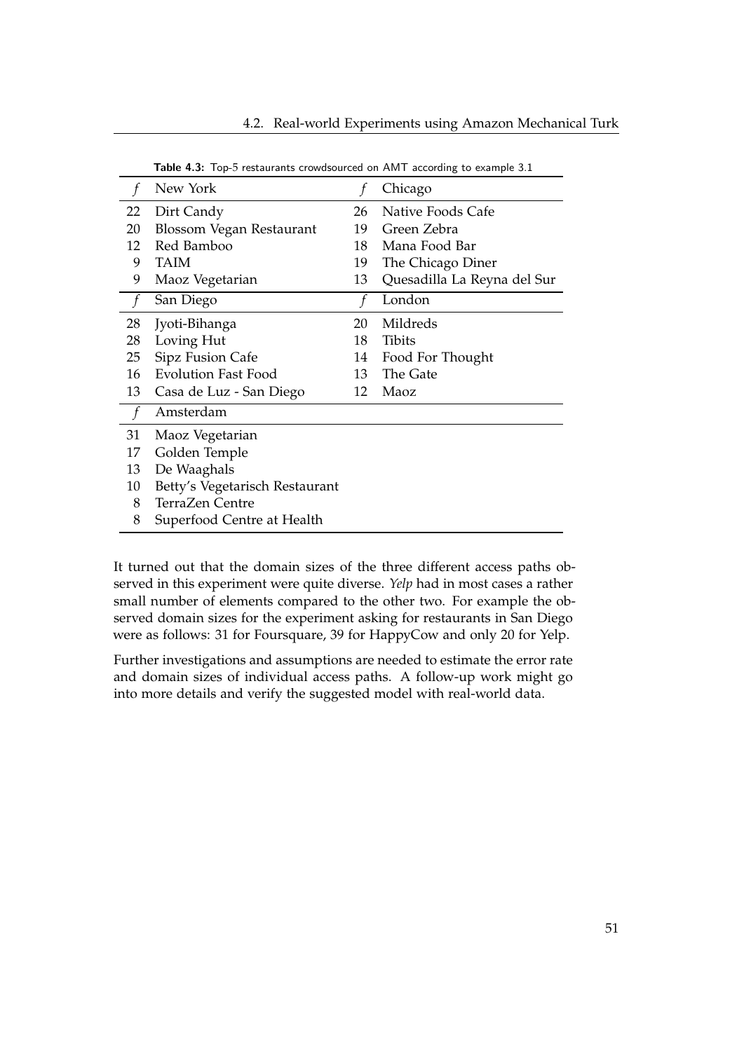**Table 4.3:** Top-5 restaurants crowdsourced on AMT according to example 3.1

| $f$ | New York | $f$ | Chicago |
|---|---|---|---|
| 22 | Dirt Candy | 26 | Native Foods Cafe |
| 20 | Blossom Vegan Restaurant | 19 | Green Zebra |
| 12 | Red Bamboo | 18 | Mana Food Bar |
| 9 | TAIM | 19 | The Chicago Diner |
| 9 | Maoz Vegetarian | 13 | Quesadilla La Reyna del Sur |
| $f$ | **San Diego** | $f$ | **London** |
| 28 | Jyoti-Bihanga | 20 | Mildreds |
| 28 | Loving Hut | 18 | Tibits |
| 25 | Sipz Fusion Cafe | 14 | Food For Thought |
| 16 | Evolution Fast Food | 13 | The Gate |
| 13 | Casa de Luz - San Diego | 12 | Maoz |
| $f$ | **Amsterdam** | | |
| 31 | Maoz Vegetarian | | |
| 17 | Golden Temple | | |
| 13 | De Waaghals | | |
| 10 | Betty's Vegetarisch Restaurant | | |
| 8 | TerraZen Centre | | |
| 8 | Superfood Centre at Health | | |

It turned out that the domain sizes of the three different access paths observed in this experiment were quite diverse. *Yelp* had in most cases a rather small number of elements compared to the other two. For example the observed domain sizes for the experiment asking for restaurants in San Diego were as follows: 31 for Foursquare, 39 for HappyCow and only 20 for Yelp.

Further investigations and assumptions are needed to estimate the error rate and domain sizes of individual access paths. A follow-up work might go into more details and verify the suggested model with real-world data.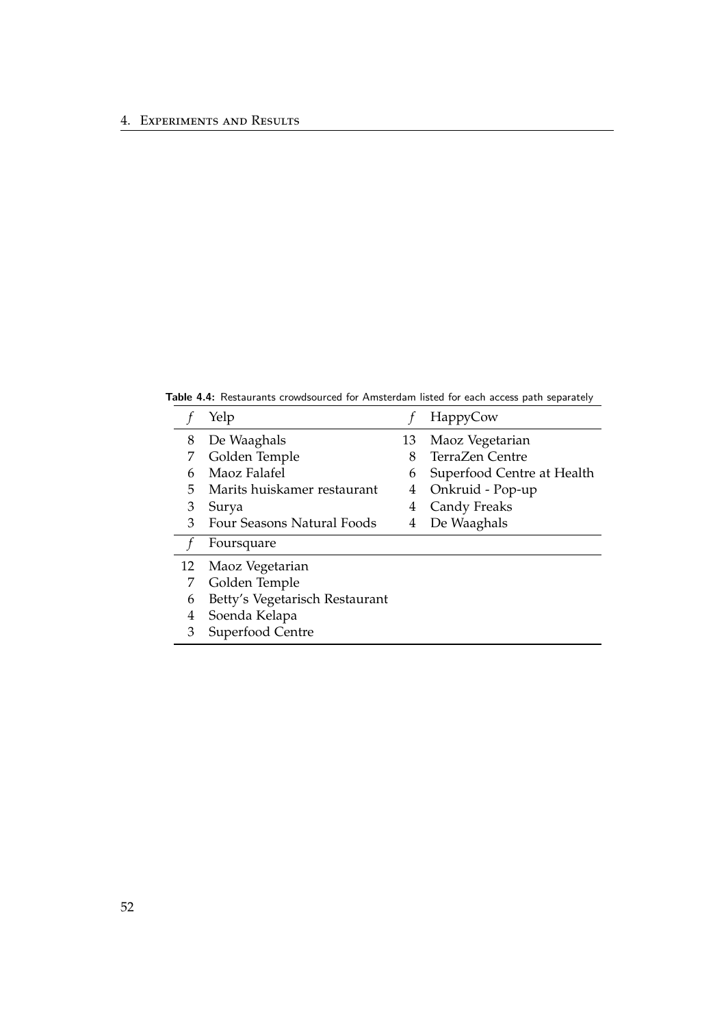**Table 4.4:** Restaurants crowdsourced for Amsterdam listed for each access path separately

| $f$ | Yelp | $f$ | HappyCow |
|---|---|---|---|
| 8 | De Waaghals | 13 | Maoz Vegetarian |
| 7 | Golden Temple | 8 | TerraZen Centre |
| 6 | Maoz Falafel | 6 | Superfood Centre at Health |
| 5 | Marits huiskamer restaurant | 4 | Onkruid - Pop-up |
| 3 | Surya | 4 | Candy Freaks |
| 3 | Four Seasons Natural Foods | 4 | De Waaghals |
| $f$ | Foursquare | | |
| 12 | Maoz Vegetarian | | |
| 7 | Golden Temple | | |
| 6 | Betty's Vegetarisch Restaurant | | |
| 4 | Soenda Kelapa | | |
| 3 | Superfood Centre | | |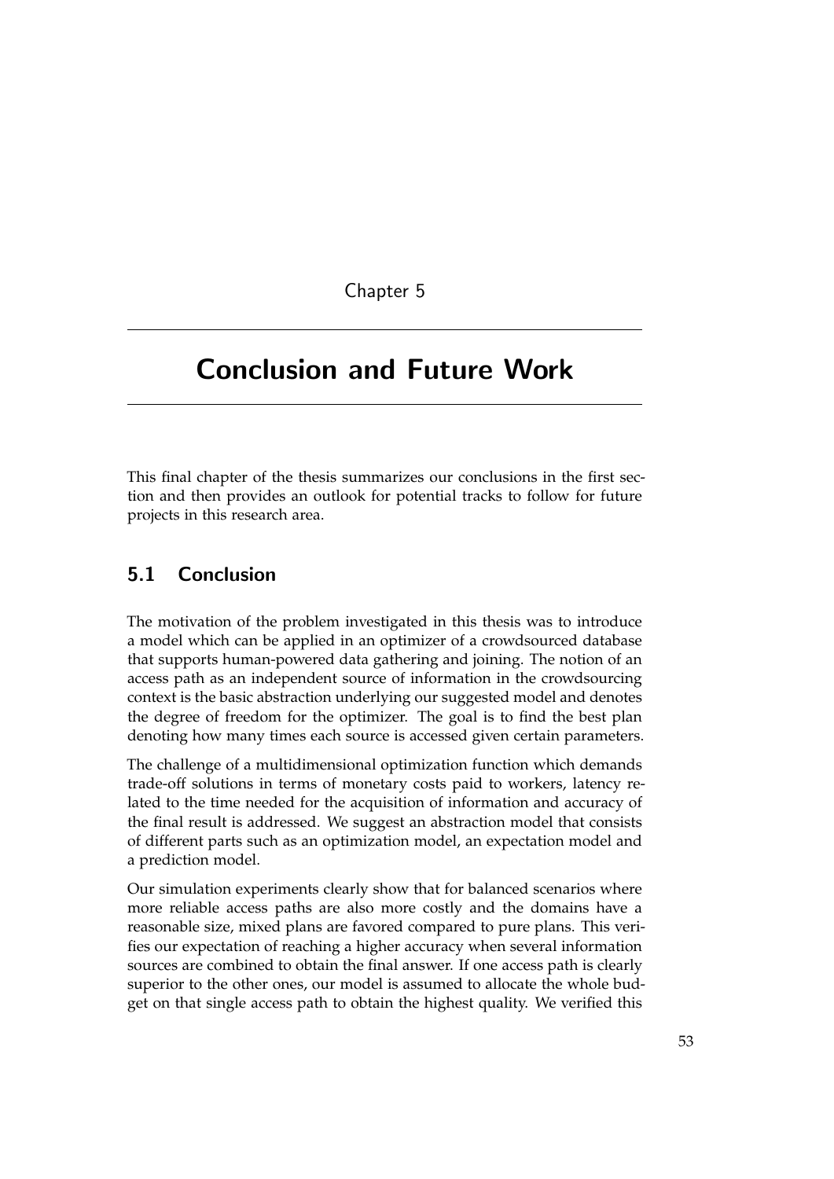# Chapter 5

# Conclusion and Future Work

This final chapter of the thesis summarizes our conclusions in the first section and then provides an outlook for potential tracks to follow for future projects in this research area.

## 5.1 Conclusion

The motivation of the problem investigated in this thesis was to introduce a model which can be applied in an optimizer of a crowdsourced database that supports human-powered data gathering and joining. The notion of an access path as an independent source of information in the crowdsourcing context is the basic abstraction underlying our suggested model and denotes the degree of freedom for the optimizer. The goal is to find the best plan denoting how many times each source is accessed given certain parameters.

The challenge of a multidimensional optimization function which demands trade-off solutions in terms of monetary costs paid to workers, latency related to the time needed for the acquisition of information and accuracy of the final result is addressed. We suggest an abstraction model that consists of different parts such as an optimization model, an expectation model and a prediction model.

Our simulation experiments clearly show that for balanced scenarios where more reliable access paths are also more costly and the domains have a reasonable size, mixed plans are favored compared to pure plans. This verifies our expectation of reaching a higher accuracy when several information sources are combined to obtain the final answer. If one access path is clearly superior to the other ones, our model is assumed to allocate the whole budget on that single access path to obtain the highest quality. We verified this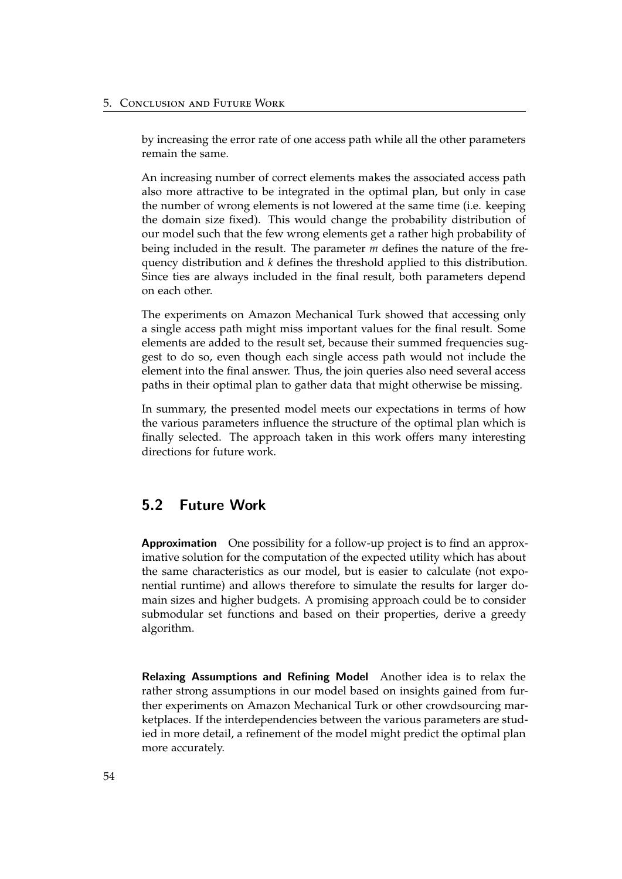by increasing the error rate of one access path while all the other parameters remain the same.

An increasing number of correct elements makes the associated access path also more attractive to be integrated in the optimal plan, but only in case the number of wrong elements is not lowered at the same time (i.e. keeping the domain size fixed). This would change the probability distribution of our model such that the few wrong elements get a rather high probability of being included in the result. The parameter $m$ defines the nature of the frequency distribution and $k$ defines the threshold applied to this distribution. Since ties are always included in the final result, both parameters depend on each other.

The experiments on Amazon Mechanical Turk showed that accessing only a single access path might miss important values for the final result. Some elements are added to the result set, because their summed frequencies suggest to do so, even though each single access path would not include the element into the final answer. Thus, the join queries also need several access paths in their optimal plan to gather data that might otherwise be missing.

In summary, the presented model meets our expectations in terms of how the various parameters influence the structure of the optimal plan which is finally selected. The approach taken in this work offers many interesting directions for future work.

## 5.2 Future Work

**Approximation** One possibility for a follow-up project is to find an approximative solution for the computation of the expected utility which has about the same characteristics as our model, but is easier to calculate (not exponential runtime) and allows therefore to simulate the results for larger domain sizes and higher budgets. A promising approach could be to consider submodular set functions and based on their properties, derive a greedy algorithm.

**Relaxing Assumptions and Refining Model** Another idea is to relax the rather strong assumptions in our model based on insights gained from further experiments on Amazon Mechanical Turk or other crowdsourcing marketplaces. If the interdependencies between the various parameters are studied in more detail, a refinement of the model might predict the optimal plan more accurately.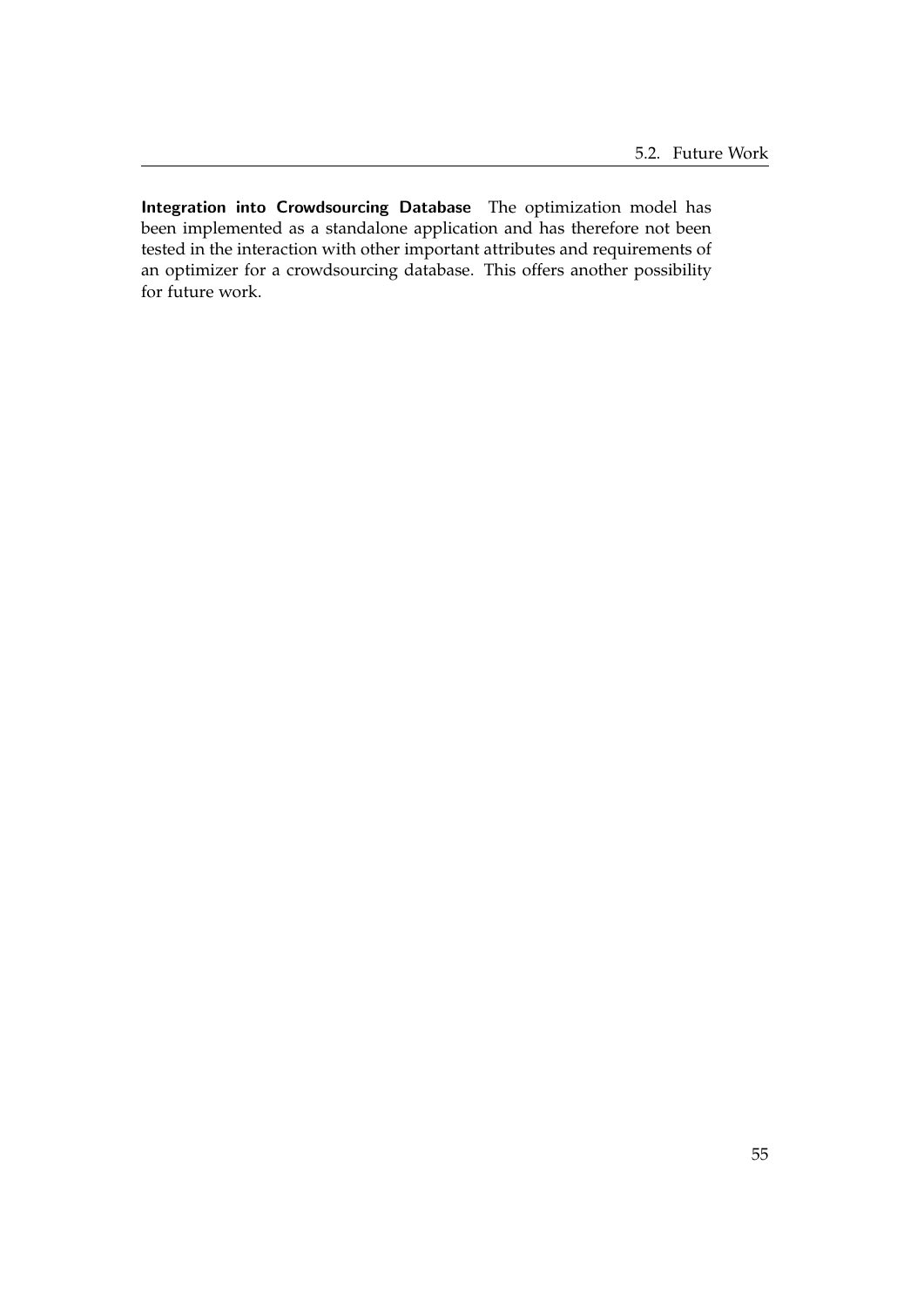**Integration into Crowdsourcing Database** The optimization model has been implemented as a standalone application and has therefore not been tested in the interaction with other important attributes and requirements of an optimizer for a crowdsourcing database. This offers another possibility for future work.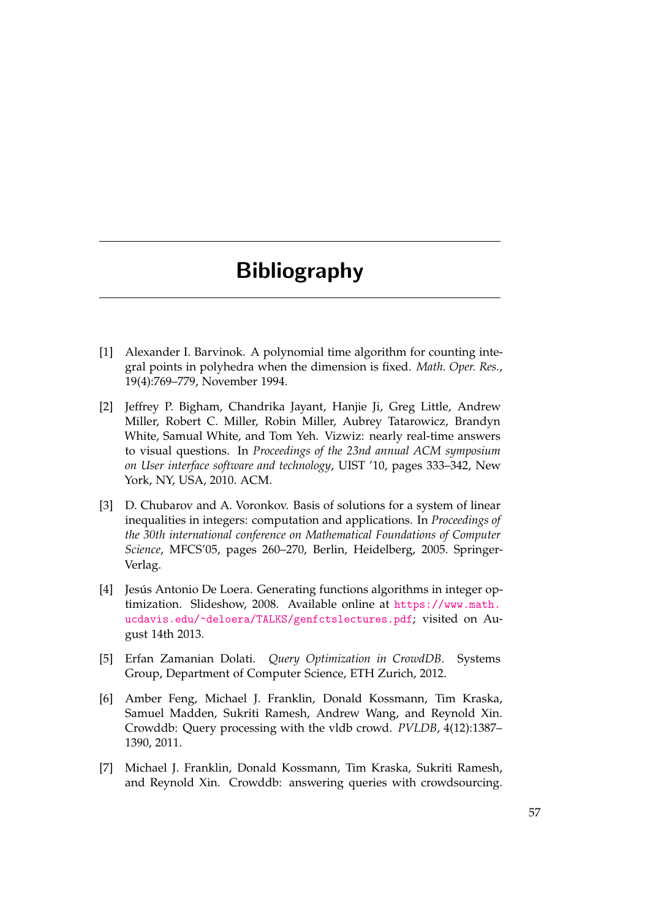# Bibliography

[1] Alexander I. Barvinok. A polynomial time algorithm for counting integral points in polyhedra when the dimension is fixed. *Math. Oper. Res.*, 19(4):769–779, November 1994.

[2] Jeffrey P. Bigham, Chandrika Jayant, Hanjie Ji, Greg Little, Andrew Miller, Robert C. Miller, Robin Miller, Aubrey Tatarowicz, Brandyn White, Samual White, and Tom Yeh. Vizwiz: nearly real-time answers to visual questions. In *Proceedings of the 23nd annual ACM symposium on User interface software and technology*, UIST '10, pages 333–342, New York, NY, USA, 2010. ACM.

[3] D. Chubarov and A. Voronkov. Basis of solutions for a system of linear inequalities in integers: computation and applications. In *Proceedings of the 30th international conference on Mathematical Foundations of Computer Science*, MFCS'05, pages 260–270, Berlin, Heidelberg, 2005. Springer-Verlag.

[4] Jesús Antonio De Loera. Generating functions algorithms in integer optimization. Slideshow, 2008. Available online at https://www.math.ucdavis.edu/~deloera/TALKS/genfctslectures.pdf; visited on August 14th 2013.

[5] Erfan Zamanian Dolati. *Query Optimization in CrowdDB*. Systems Group, Department of Computer Science, ETH Zurich, 2012.

[6] Amber Feng, Michael J. Franklin, Donald Kossmann, Tim Kraska, Samuel Madden, Sukriti Ramesh, Andrew Wang, and Reynold Xin. Crowddb: Query processing with the vldb crowd. *PVLDB*, 4(12):1387–1390, 2011.

[7] Michael J. Franklin, Donald Kossmann, Tim Kraska, Sukriti Ramesh, and Reynold Xin. Crowddb: answering queries with crowdsourcing.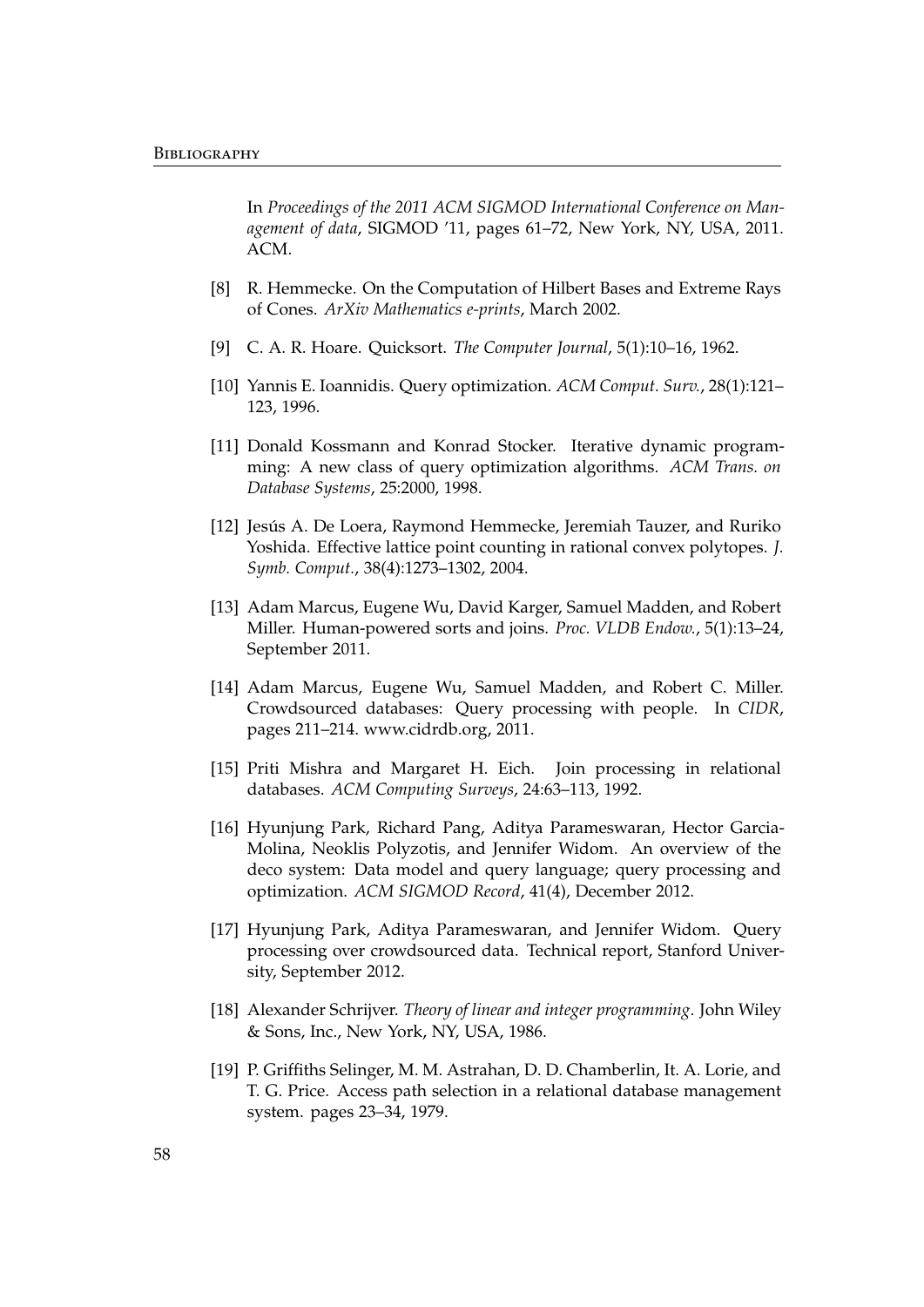In *Proceedings of the 2011 ACM SIGMOD International Conference on Management of data*, SIGMOD '11, pages 61–72, New York, NY, USA, 2011. ACM.

[8] R. Hemmecke. On the Computation of Hilbert Bases and Extreme Rays of Cones. *ArXiv Mathematics e-prints*, March 2002.

[9] C. A. R. Hoare. Quicksort. *The Computer Journal*, 5(1):10–16, 1962.

[10] Yannis E. Ioannidis. Query optimization. *ACM Comput. Surv.*, 28(1):121–123, 1996.

[11] Donald Kossmann and Konrad Stocker. Iterative dynamic programming: A new class of query optimization algorithms. *ACM Trans. on Database Systems*, 25:2000, 1998.

[12] Jesús A. De Loera, Raymond Hemmecke, Jeremiah Tauzer, and Ruriko Yoshida. Effective lattice point counting in rational convex polytopes. *J. Symb. Comput.*, 38(4):1273–1302, 2004.

[13] Adam Marcus, Eugene Wu, David Karger, Samuel Madden, and Robert Miller. Human-powered sorts and joins. *Proc. VLDB Endow.*, 5(1):13–24, September 2011.

[14] Adam Marcus, Eugene Wu, Samuel Madden, and Robert C. Miller. Crowdsourced databases: Query processing with people. In *CIDR*, pages 211–214. www.cidrdb.org, 2011.

[15] Priti Mishra and Margaret H. Eich. Join processing in relational databases. *ACM Computing Surveys*, 24:63–113, 1992.

[16] Hyunjung Park, Richard Pang, Aditya Parameswaran, Hector Garcia-Molina, Neoklis Polyzotis, and Jennifer Widom. An overview of the deco system: Data model and query language; query processing and optimization. *ACM SIGMOD Record*, 41(4), December 2012.

[17] Hyunjung Park, Aditya Parameswaran, and Jennifer Widom. Query processing over crowdsourced data. Technical report, Stanford University, September 2012.

[18] Alexander Schrijver. *Theory of linear and integer programming*. John Wiley & Sons, Inc., New York, NY, USA, 1986.

[19] P. Griffiths Selinger, M. M. Astrahan, D. D. Chamberlin, It. A. Lorie, and T. G. Price. Access path selection in a relational database management system. pages 23–34, 1979.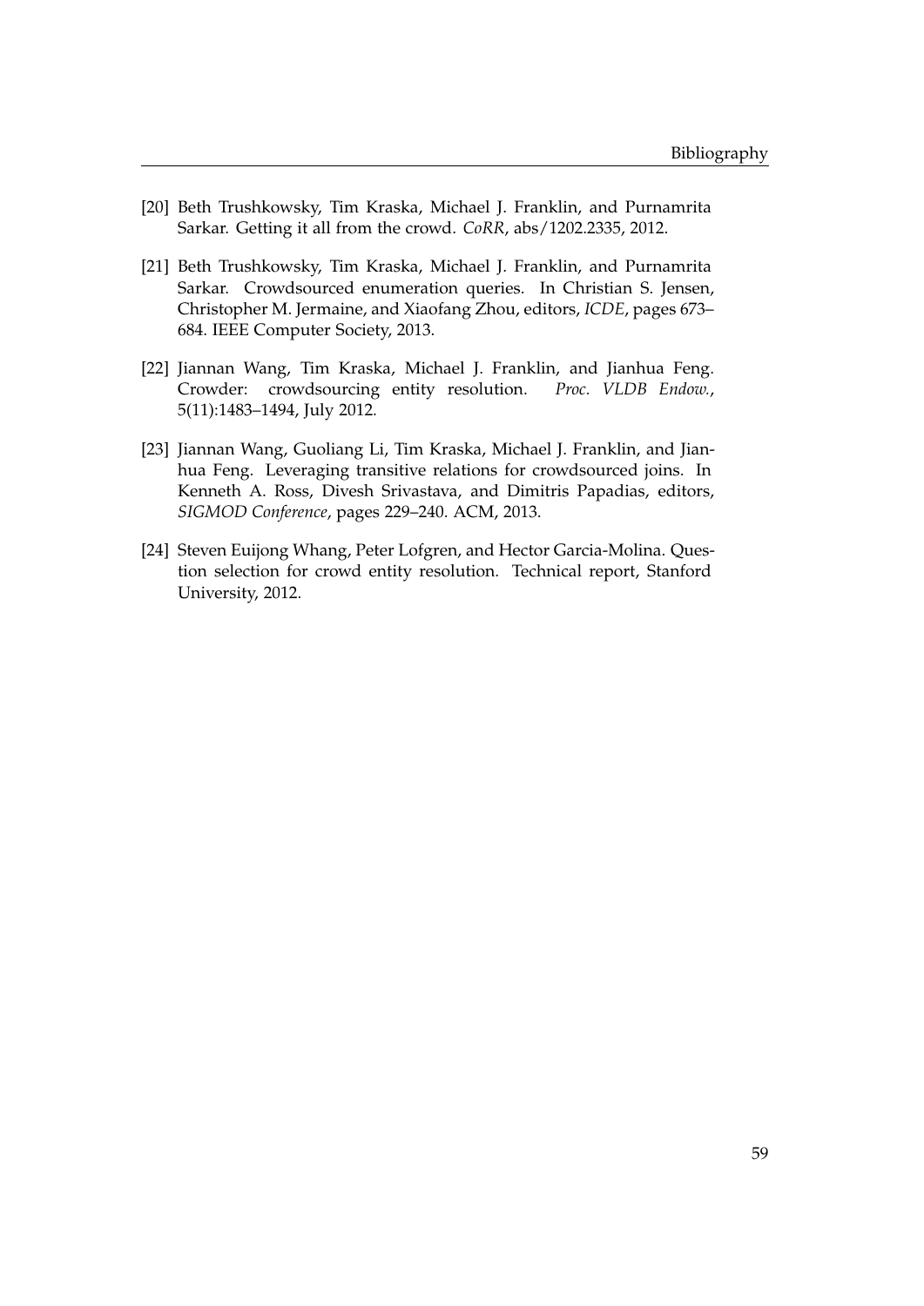[20] Beth Trushkowsky, Tim Kraska, Michael J. Franklin, and Purnamrita Sarkar. Getting it all from the crowd. *CoRR*, abs/1202.2335, 2012.

[21] Beth Trushkowsky, Tim Kraska, Michael J. Franklin, and Purnamrita Sarkar. Crowdsourced enumeration queries. In Christian S. Jensen, Christopher M. Jermaine, and Xiaofang Zhou, editors, *ICDE*, pages 673–684. IEEE Computer Society, 2013.

[22] Jiannan Wang, Tim Kraska, Michael J. Franklin, and Jianhua Feng. Crowder: crowdsourcing entity resolution. *Proc. VLDB Endow.*, 5(11):1483–1494, July 2012.

[23] Jiannan Wang, Guoliang Li, Tim Kraska, Michael J. Franklin, and Jianhua Feng. Leveraging transitive relations for crowdsourced joins. In Kenneth A. Ross, Divesh Srivastava, and Dimitris Papadias, editors, *SIGMOD Conference*, pages 229–240. ACM, 2013.

[24] Steven Euijong Whang, Peter Lofgren, and Hector Garcia-Molina. Question selection for crowd entity resolution. Technical report, Stanford University, 2012.